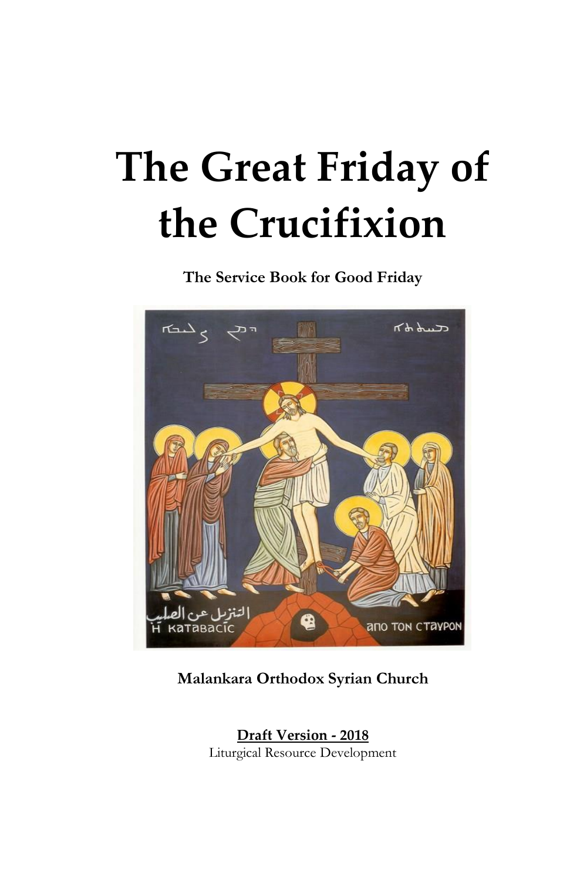# The Great Friday of the Crucifixion

**The Service Book for Good Friday**

**Malankara Orthodox Syrian Church**

**Draft Version - 2018**

Liturgical Resource Development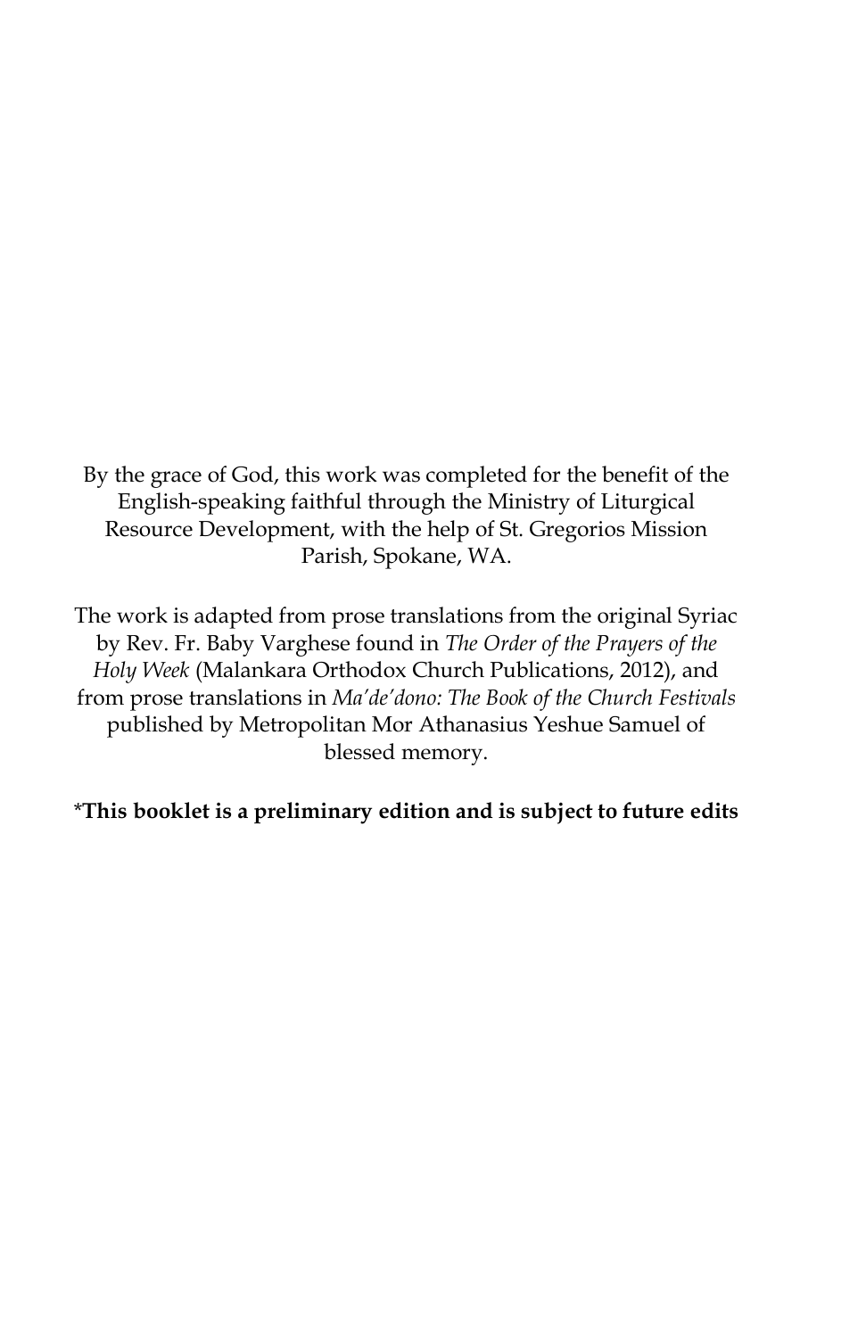By the grace of God, this work was completed for the benefit of the English-speaking faithful through the Ministry of Liturgical Resource Development, with the help of St. Gregorios Mission Parish, Spokane, WA.

The work is adapted from prose translations from the original Syriac by Rev. Fr. Baby Varghese found in *The Order of the Prayers of the Holy Week* (Malankara Orthodox Church Publications, 2012), and from prose translations in *Ma'de'dono: The Book of the Church Festivals* published by Metropolitan Mor Athanasius Yeshue Samuel of blessed memory.

**\*This booklet is a preliminary edition and is subject to future edits**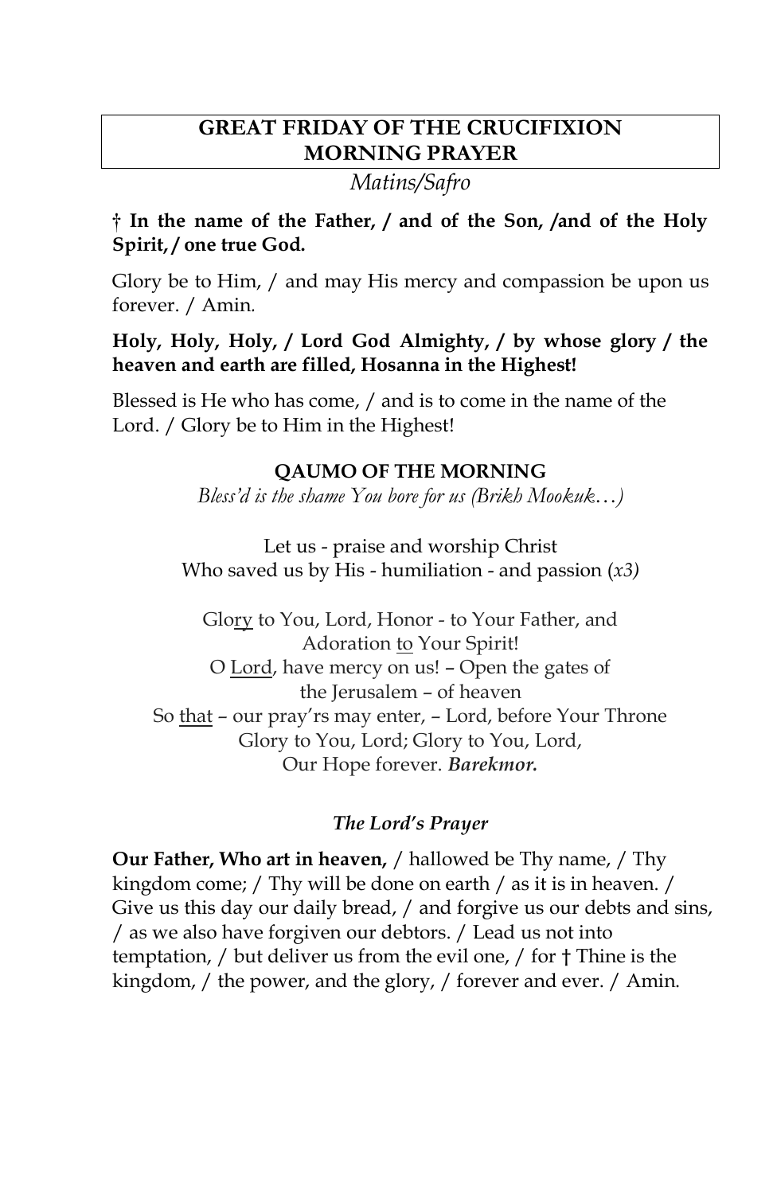# GREAT FRIDAY OF THE CRUCIFIXION
# MORNING PRAYER

*Matins/Safro*

**† In the name of the Father, / and of the Son, /and of the Holy Spirit, / one true God.**

Glory be to Him, / and may His mercy and compassion be upon us forever. / Amin.

**Holy, Holy, Holy, / Lord God Almighty, / by whose glory / the heaven and earth are filled, Hosanna in the Highest!**

Blessed is He who has come, / and is to come in the name of the Lord. / Glory be to Him in the Highest!

### QAUMO OF THE MORNING

*Bless'd is the shame You bore for us (Brikh Mookuk…)*

Let us - praise and worship Christ
Who saved us by His - humiliation - and passion (*x3)*

Glory to You, Lord, Honor - to Your Father, and
Adoration to Your Spirit!
O Lord, have mercy on us! – Open the gates of
the Jerusalem – of heaven
So that – our pray'rs may enter, – Lord, before Your Throne
Glory to You, Lord; Glory to You, Lord,
Our Hope forever. ***Barekmor.***

### *The Lord's Prayer*

**Our Father, Who art in heaven,** / hallowed be Thy name, / Thy kingdom come; / Thy will be done on earth / as it is in heaven. / Give us this day our daily bread, / and forgive us our debts and sins, / as we also have forgiven our debtors. / Lead us not into temptation, / but deliver us from the evil one, / for † Thine is the kingdom, / the power, and the glory, / forever and ever. / Amin.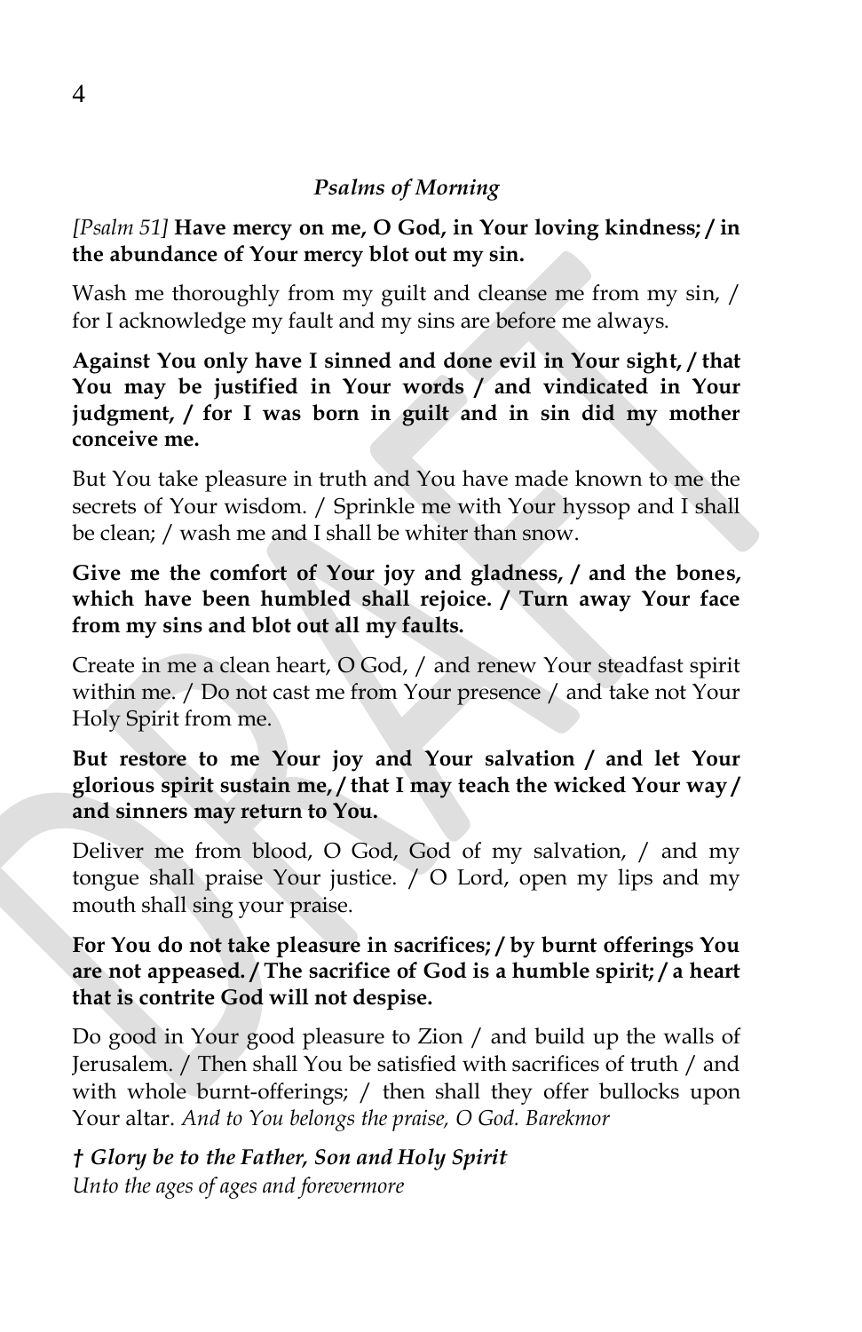*Psalms of Morning*

*[Psalm 51]* **Have mercy on me, O God, in Your loving kindness; / in the abundance of Your mercy blot out my sin.**

Wash me thoroughly from my guilt and cleanse me from my sin, / for I acknowledge my fault and my sins are before me always.

**Against You only have I sinned and done evil in Your sight, / that You may be justified in Your words / and vindicated in Your judgment, / for I was born in guilt and in sin did my mother conceive me.**

But You take pleasure in truth and You have made known to me the secrets of Your wisdom. / Sprinkle me with Your hyssop and I shall be clean; / wash me and I shall be whiter than snow.

**Give me the comfort of Your joy and gladness, / and the bones, which have been humbled shall rejoice. / Turn away Your face from my sins and blot out all my faults.**

Create in me a clean heart, O God, / and renew Your steadfast spirit within me. / Do not cast me from Your presence / and take not Your Holy Spirit from me.

**But restore to me Your joy and Your salvation / and let Your glorious spirit sustain me, / that I may teach the wicked Your way / and sinners may return to You.**

Deliver me from blood, O God, God of my salvation, / and my tongue shall praise Your justice. / O Lord, open my lips and my mouth shall sing your praise.

**For You do not take pleasure in sacrifices; / by burnt offerings You are not appeased. / The sacrifice of God is a humble spirit; / a heart that is contrite God will not despise.**

Do good in Your good pleasure to Zion / and build up the walls of Jerusalem. / Then shall You be satisfied with sacrifices of truth / and with whole burnt-offerings; / then shall they offer bullocks upon Your altar. *And to You belongs the praise, O God. Barekmor*

***† Glory be to the Father, Son and Holy Spirit***
*Unto the ages of ages and forevermore*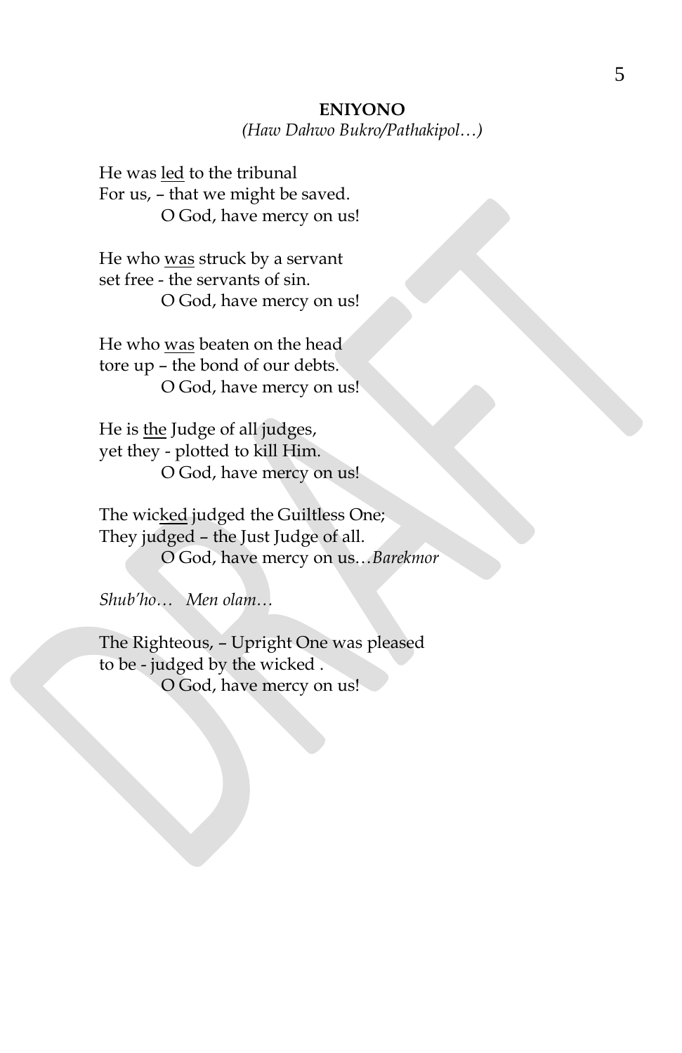**ENIYONO**

*(Haw Dahwo Bukro/Pathakipol…)*

He was <u>led</u> to the tribunal
For us, – that we might be saved.
O God, have mercy on us!

He who <u>was</u> struck by a servant
set free - the servants of sin.
O God, have mercy on us!

He who <u>was</u> beaten on the head
tore up – the bond of our debts.
O God, have mercy on us!

He is <u>the</u> Judge of all judges,
yet they - plotted to kill Him.
O God, have mercy on us!

The wic<u>ked</u> judged the Guiltless One;
They judged – the Just Judge of all.
O God, have mercy on us…*Barekmor*

*Shub'ho… Men olam…*

The Righteous, – Upright One was pleased
to be - judged by the wicked .
O God, have mercy on us!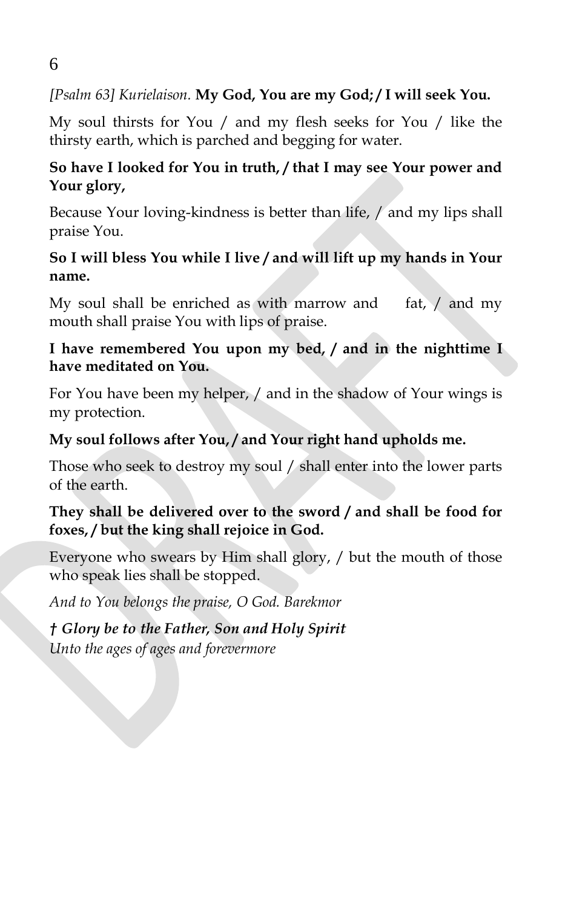*[Psalm 63] Kurielaison.* **My God, You are my God; / I will seek You.**

My soul thirsts for You / and my flesh seeks for You / like the thirsty earth, which is parched and begging for water.

**So have I looked for You in truth, / that I may see Your power and Your glory,**

Because Your loving-kindness is better than life, / and my lips shall praise You.

**So I will bless You while I live / and will lift up my hands in Your name.**

My soul shall be enriched as with marrow and fat, / and my mouth shall praise You with lips of praise.

**I have remembered You upon my bed, / and in the nighttime I have meditated on You.**

For You have been my helper, / and in the shadow of Your wings is my protection.

**My soul follows after You, / and Your right hand upholds me.**

Those who seek to destroy my soul / shall enter into the lower parts of the earth.

**They shall be delivered over to the sword / and shall be food for foxes, / but the king shall rejoice in God.**

Everyone who swears by Him shall glory, / but the mouth of those who speak lies shall be stopped.

*And to You belongs the praise, O God. Barekmor*

***† Glory be to the Father, Son and Holy Spirit***
*Unto the ages of ages and forevermore*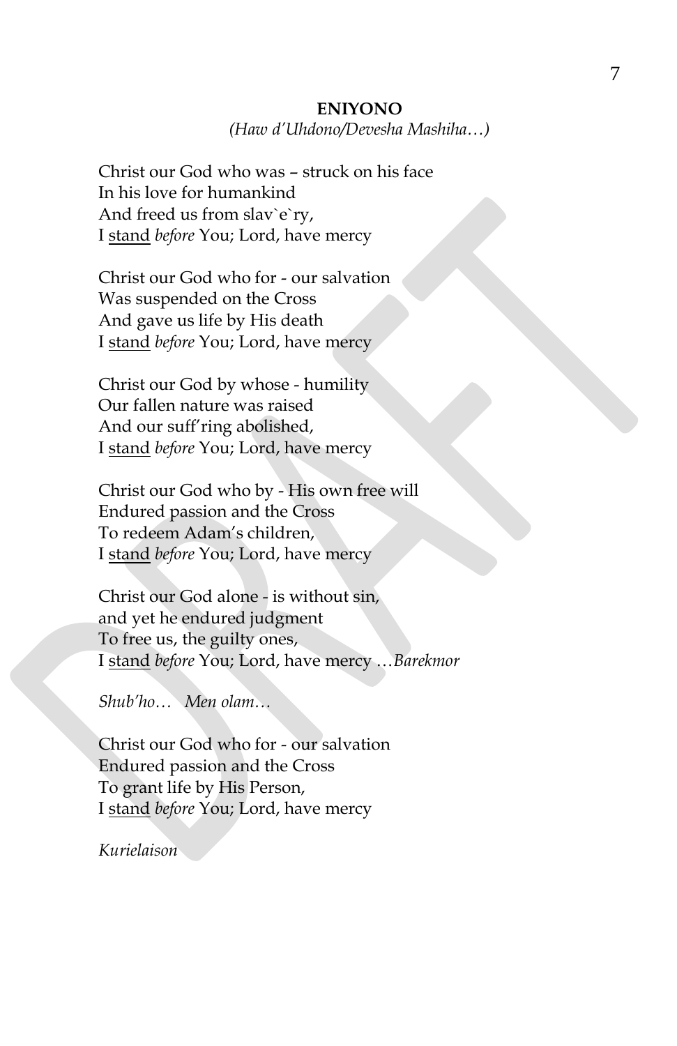**ENIYONO**

*(Haw d'Uhdono/Devesha Mashiha…)*

Christ our God who was – struck on his face
In his love for humankind
And freed us from slav`e`ry,
I <u>stand</u> *before* You; Lord, have mercy

Christ our God who for - our salvation
Was suspended on the Cross
And gave us life by His death
I <u>stand</u> *before* You; Lord, have mercy

Christ our God by whose - humility
Our fallen nature was raised
And our suff'ring abolished,
I <u>stand</u> *before* You; Lord, have mercy

Christ our God who by - His own free will
Endured passion and the Cross
To redeem Adam's children,
I <u>stand</u> *before* You; Lord, have mercy

Christ our God alone - is without sin,
and yet he endured judgment
To free us, the guilty ones,
I <u>stand</u> *before* You; Lord, have mercy …*Barekmor*

*Shub'ho… Men olam…*

Christ our God who for - our salvation
Endured passion and the Cross
To grant life by His Person,
I <u>stand</u> *before* You; Lord, have mercy

*Kurielaison*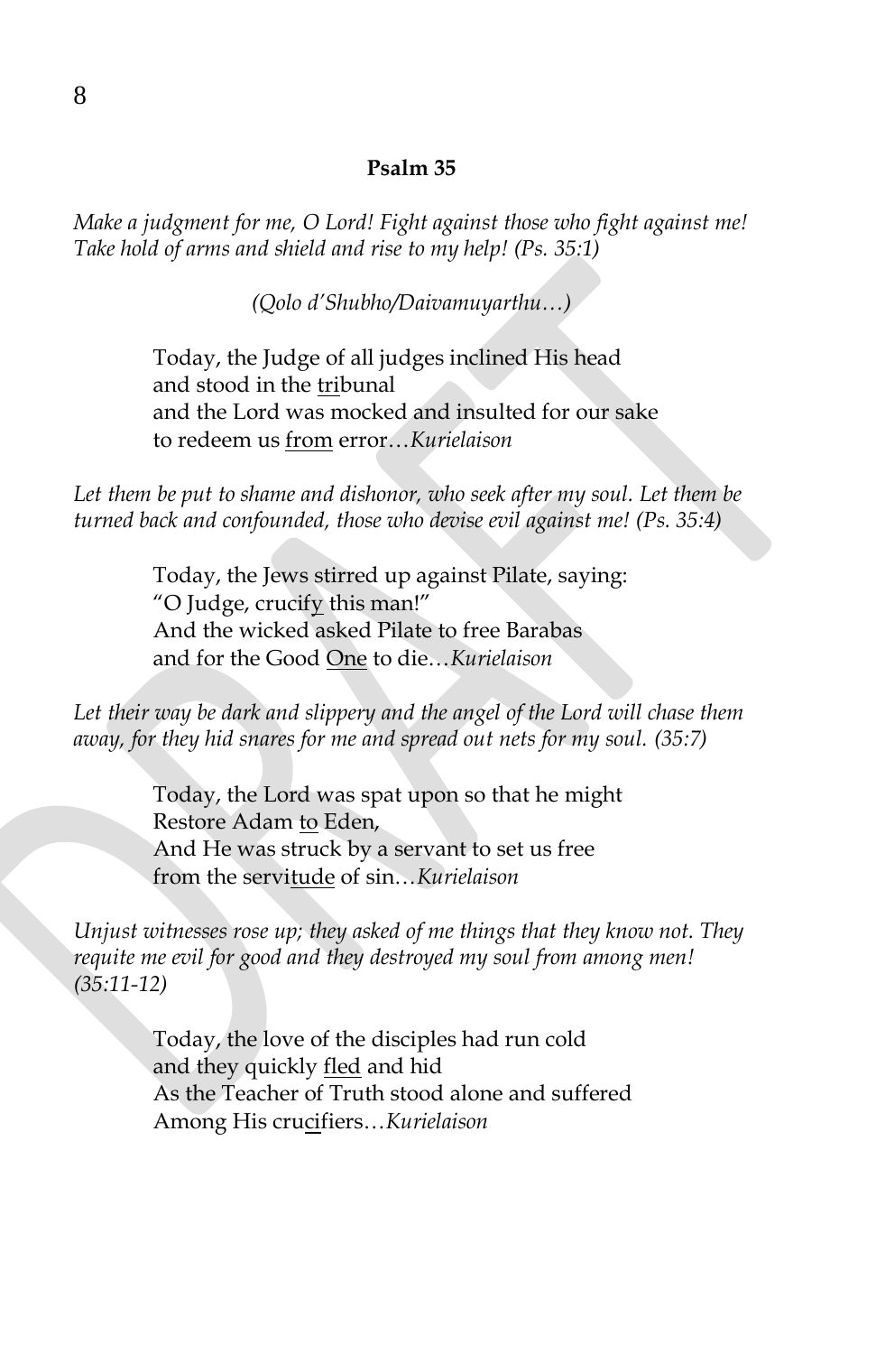## Psalm 35

*Make a judgment for me, O Lord! Fight against those who fight against me! Take hold of arms and shield and rise to my help! (Ps. 35:1)*

*(Qolo d'Shubho/Daivamuyarthu…)*

> Today, the Judge of all judges inclined His head
> and stood in the <u>tri</u>bunal
> and the Lord was mocked and insulted for our sake
> to redeem us <u>from</u> error…*Kurielaison*

*Let them be put to shame and dishonor, who seek after my soul. Let them be turned back and confounded, those who devise evil against me! (Ps. 35:4)*

> Today, the Jews stirred up against Pilate, saying:
> "O Judge, cruci<u>fy</u> this man!"
> And the wicked asked Pilate to free Barabas
> and for the Good <u>One</u> to die…*Kurielaison*

*Let their way be dark and slippery and the angel of the Lord will chase them away, for they hid snares for me and spread out nets for my soul. (35:7)*

> Today, the Lord was spat upon so that he might
> Restore Adam <u>to</u> Eden,
> And He was struck by a servant to set us free
> from the servi<u>tude</u> of sin…*Kurielaison*

*Unjust witnesses rose up; they asked of me things that they know not. They requite me evil for good and they destroyed my soul from among men! (35:11-12)*

> Today, the love of the disciples had run cold
> and they quickly <u>fled</u> and hid
> As the Teacher of Truth stood alone and suffered
> Among His cru<u>ci</u>fiers…*Kurielaison*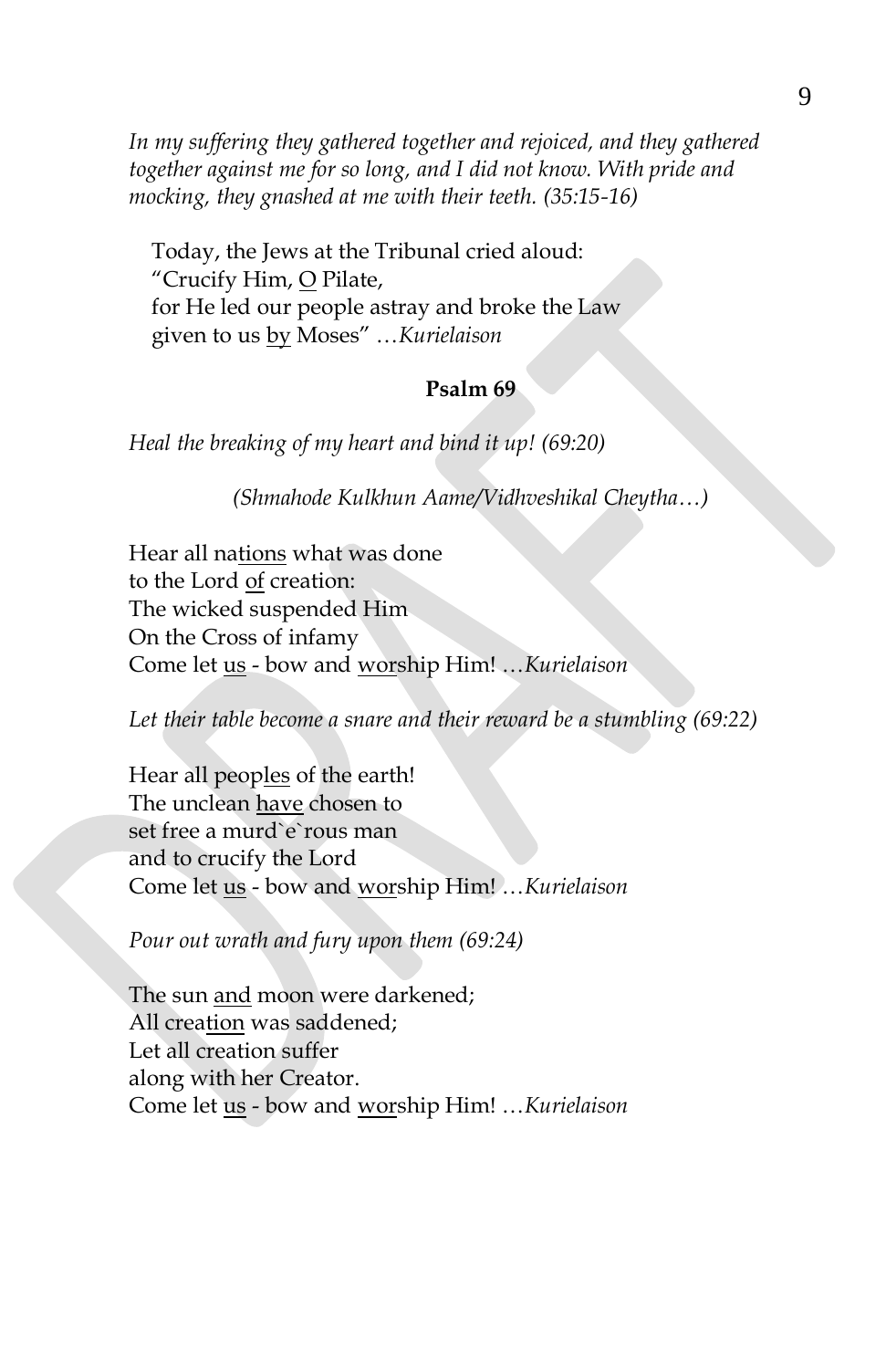*In my suffering they gathered together and rejoiced, and they gathered together against me for so long, and I did not know. With pride and mocking, they gnashed at me with their teeth. (35:15-16)*

Today, the Jews at the Tribunal cried aloud:
"Crucify Him, <u>O</u> Pilate,
for He led our people astray and broke the Law
given to us <u>by</u> Moses" …*Kurielaison*

**Psalm 69**

*Heal the breaking of my heart and bind it up! (69:20)*

*(Shmahode Kulkhun Aame/Vidhveshikal Cheytha…)*

Hear all na<u>tions</u> what was done
to the Lord <u>of</u> creation:
The wicked suspended Him
On the Cross of infamy
Come let <u>us</u> - bow and <u>wor</u>ship Him! …*Kurielaison*

*Let their table become a snare and their reward be a stumbling (69:22)*

Hear all peop<u>les</u> of the earth!
The unclean <u>have</u> chosen to
set free a murd`e`rous man
and to crucify the Lord
Come let <u>us</u> - bow and <u>wor</u>ship Him! …*Kurielaison*

*Pour out wrath and fury upon them (69:24)*

The sun <u>and</u> moon were darkened;
All crea<u>tion</u> was saddened;
Let all creation suffer
along with her Creator.
Come let <u>us</u> - bow and <u>wor</u>ship Him! …*Kurielaison*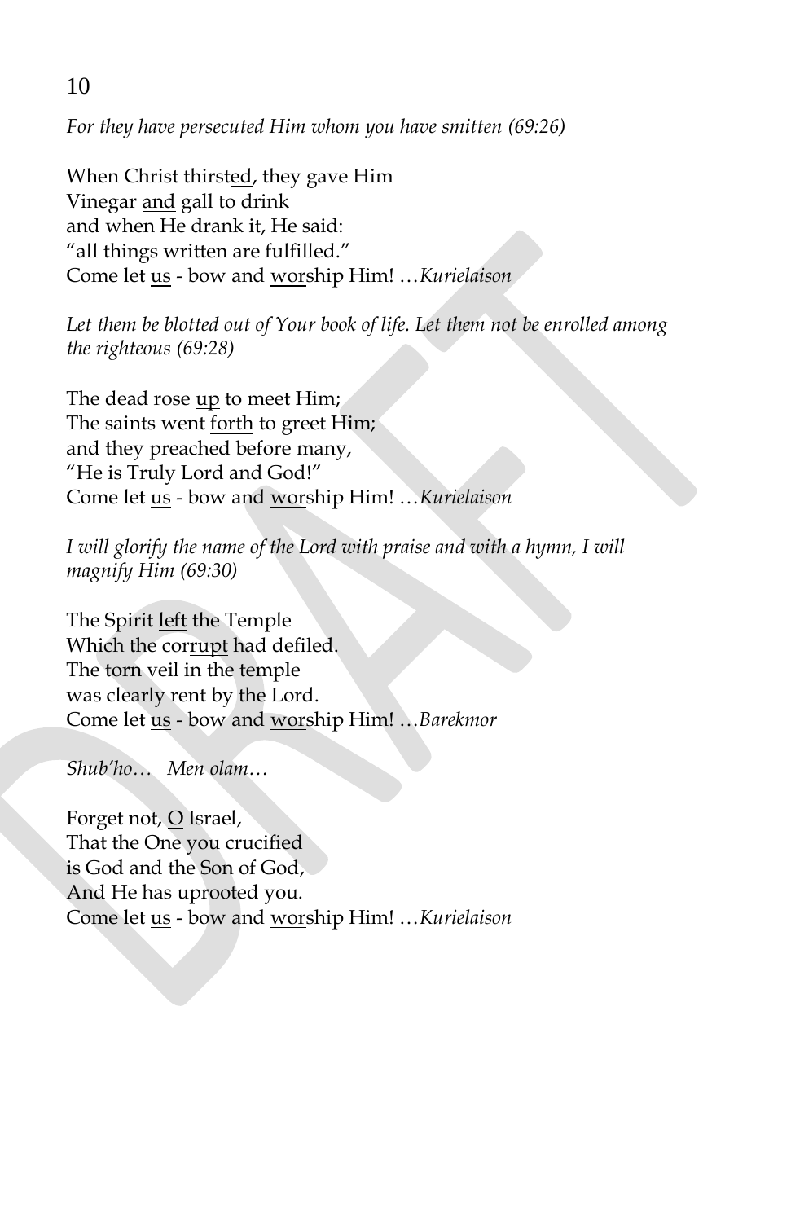*For they have persecuted Him whom you have smitten (69:26)*

When Christ thirst<u>ed</u>, they gave Him
Vinegar <u>and</u> gall to drink
and when He drank it, He said:
"all things written are fulfilled."
Come let <u>us</u> - bow and <u>wor</u>ship Him! …*Kurielaison*

*Let them be blotted out of Your book of life. Let them not be enrolled among the righteous (69:28)*

The dead rose <u>up</u> to meet Him;
The saints went <u>forth</u> to greet Him;
and they preached before many,
"He is Truly Lord and God!"
Come let <u>us</u> - bow and <u>wor</u>ship Him! …*Kurielaison*

*I will glorify the name of the Lord with praise and with a hymn, I will magnify Him (69:30)*

The Spirit <u>left</u> the Temple
Which the cor<u>rupt</u> had defiled.
The torn veil in the temple
was clearly rent by the Lord.
Come let <u>us</u> - bow and <u>wor</u>ship Him! …*Barekmor*

*Shub'ho… Men olam…*

Forget not, <u>O</u> Israel,
That the One you crucified
is God and the Son of God,
And He has uprooted you.
Come let <u>us</u> - bow and <u>wor</u>ship Him! …*Kurielaison*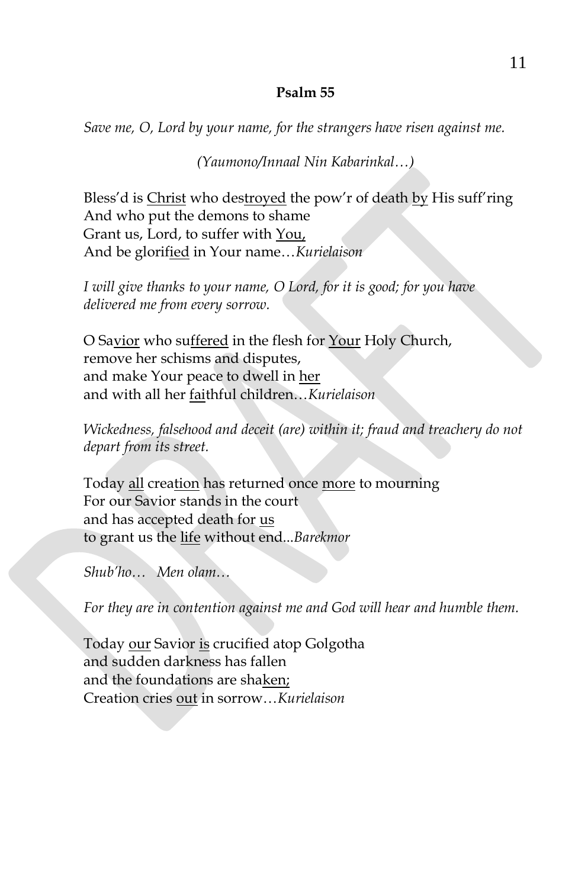## Psalm 55

*Save me, O, Lord by your name, for the strangers have risen against me.*

*(Yaumono/Innaal Nin Kabarinkal…)*

Bless'd is <u>Christ</u> who des<u>troyed</u> the pow'r of death <u>by</u> His suff'ring
And who put the demons to shame
Grant us, Lord, to suffer with <u>You,</u>
And be glori<u>fied</u> in Your name…*Kurielaison*

*I will give thanks to your name, O Lord, for it is good; for you have delivered me from every sorrow.*

O Sa<u>vior</u> who su<u>ffered</u> in the flesh for <u>Your</u> Holy Church,
remove her schisms and disputes,
and make Your peace to dwell in <u>her</u>
and with all her <u>fai</u>thful children…*Kurielaison*

*Wickedness, falsehood and deceit (are) within it; fraud and treachery do not depart from its street.*

Today <u>all</u> crea<u>tion</u> has returned once <u>more</u> to mourning
For our Savior stands in the court
and has accepted death for <u>us</u>
to grant us the <u>life</u> without end...*Barekmor*

*Shub'ho… Men olam…*

*For they are in contention against me and God will hear and humble them.*

Today <u>our</u> Savior <u>is</u> crucified atop Golgotha
and sudden darkness has fallen
and the foundations are sha<u>ken;</u>
Creation cries <u>out</u> in sorrow…*Kurielaison*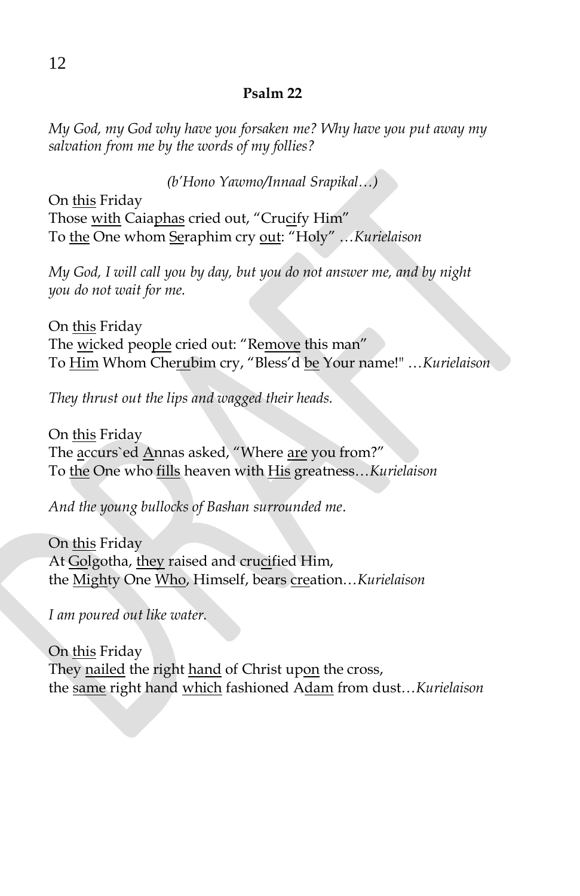**Psalm 22**

*My God, my God why have you forsaken me? Why have you put away my salvation from me by the words of my follies?*

*(b'Hono Yawmo/Innaal Srapikal…)*

On <u>this</u> Friday  
Those <u>with</u> Caia<u>phas</u> cried out, "Cru<u>ci</u>fy Him"  
To <u>the</u> One whom <u>Se</u>raphim cry <u>out</u>: "Holy" …*Kurielaison*

*My God, I will call you by day, but you do not answer me, and by night you do not wait for me.*

On <u>this</u> Friday  
The <u>wi</u>cked peo<u>ple</u> cried out: "Re<u>move</u> this man"  
To <u>Him</u> Whom Che<u>ru</u>bim cry, "Bless'd <u>be</u> Your name!" …*Kurielaison*

*They thrust out the lips and wagged their heads.*

On <u>this</u> Friday  
The <u>a</u>ccurs`ed <u>A</u>nnas asked, "Where <u>are</u> you from?"  
To <u>the</u> One who <u>fills</u> heaven with <u>His</u> greatness…*Kurielaison*

*And the young bullocks of Bashan surrounded me.*

On <u>this</u> Friday  
At <u>Gol</u>gotha, <u>they</u> raised and cru<u>ci</u>fied Him,  
the <u>Migh</u>ty One <u>Who</u>, Himself, bears <u>cre</u>ation…*Kurielaison*

*I am poured out like water.*

On <u>this</u> Friday  
They <u>nailed</u> the right <u>hand</u> of Christ up<u>on</u> the cross,  
the <u>same</u> right hand <u>which</u> fashioned A<u>dam</u> from dust…*Kurielaison*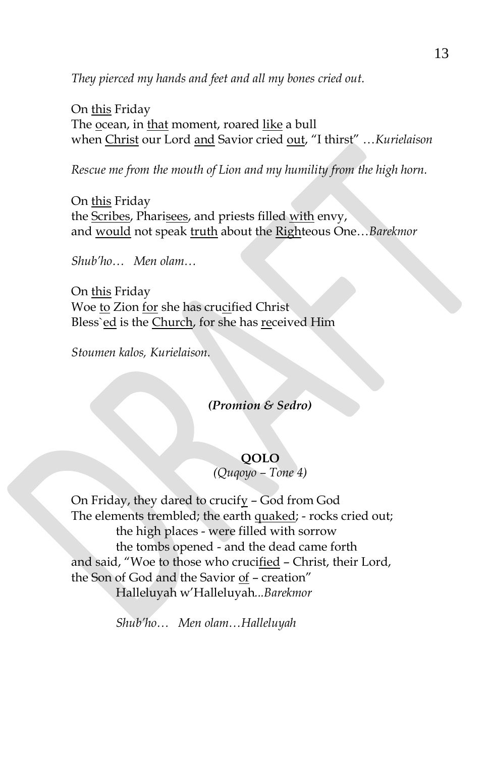*They pierced my hands and feet and all my bones cried out.*

On <u>this</u> Friday
The <u>o</u>cean, in <u>that</u> moment, roared <u>like</u> a bull
when <u>Christ</u> our Lord <u>and</u> Savior cried <u>out</u>, "I thirst" …*Kurielaison*

*Rescue me from the mouth of Lion and my humility from the high horn.*

On <u>this</u> Friday
the <u>Scribes</u>, Phari<u>sees</u>, and priests filled <u>with</u> envy,
and <u>would</u> not speak <u>truth</u> about the <u>Righ</u>teous One…*Barekmor*

*Shub'ho… Men olam…*

On <u>this</u> Friday
Woe <u>to</u> Zion <u>for</u> she has cru<u>ci</u>fied Christ
Bless`<u>ed</u> is the <u>Church</u>, for she has <u>re</u>ceived Him

*Stoumen kalos, Kurielaison.*

***(Promion & Sedro)***

**QOLO**

*(Quqoyo – Tone 4)*

On Friday, they dared to crucif<u>y</u> – God from God
The elements trembled; the earth <u>quaked</u>; - rocks cried out;
the high places - were filled with sorrow
the tombs opened - and the dead came forth
and said, "Woe to those who cruci<u>fied</u> – Christ, their Lord,
the Son of God and the Savior <u>of</u> – creation"
Halleluyah w'Halleluyah*...Barekmor*

*Shub'ho… Men olam…Halleluyah*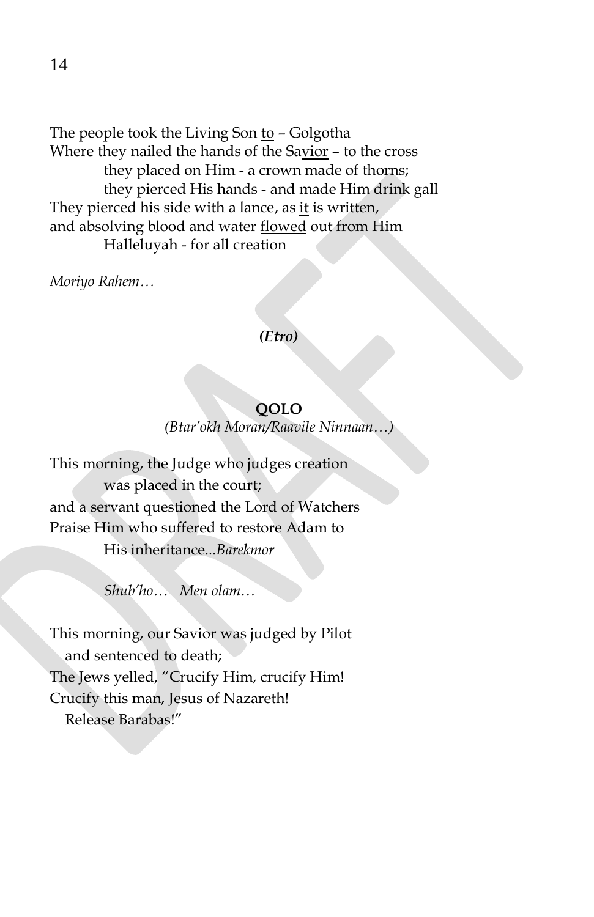The people took the Living Son <u>to</u> – Golgotha
Where they nailed the hands of the Sa<u>vior</u> – to the cross
they placed on Him - a crown made of thorns;
they pierced His hands - and made Him drink gall
They pierced his side with a lance, as <u>it</u> is written,
and absolving blood and water <u>flowed</u> out from Him
Halleluyah - for all creation

*Moriyo Rahem…*

***(Etro)***

**<u>QOLO</u>**

*(Btar'okh Moran/Raavile Ninnaan…)*

This morning, the Judge who judges creation
was placed in the court;
and a servant questioned the Lord of Watchers
Praise Him who suffered to restore Adam to
His inheritance*...Barekmor*

*Shub'ho… Men olam…*

This morning, our Savior was judged by Pilot
and sentenced to death;
The Jews yelled, "Crucify Him, crucify Him!
Crucify this man, Jesus of Nazareth!
Release Barabas!"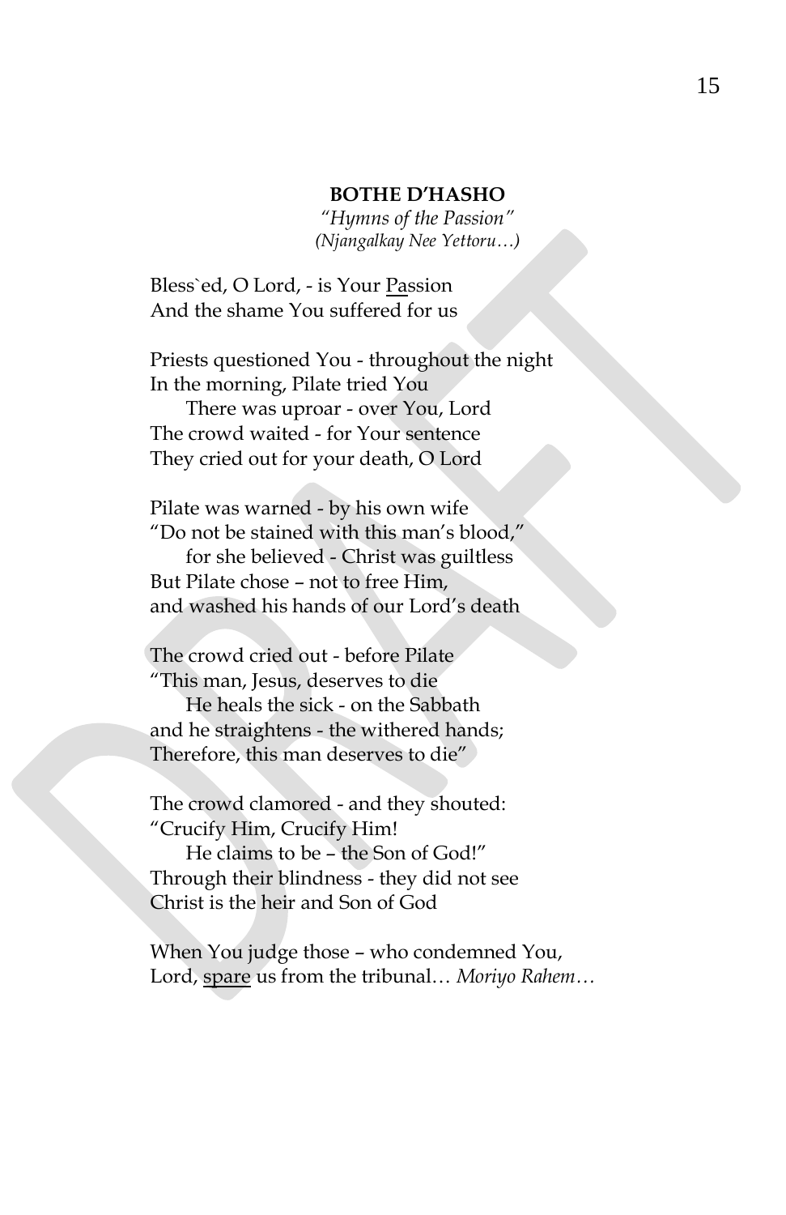**BOTHE D'HASHO**

*"Hymns of the Passion"*

*(Njangalkay Nee Yettoru…)*

Bless`ed, O Lord, - is Your <u>Pa</u>ssion
And the shame You suffered for us

Priests questioned You - throughout the night
In the morning, Pilate tried You
    There was uproar - over You, Lord
The crowd waited - for Your sentence
They cried out for your death, O Lord

Pilate was warned - by his own wife
"Do not be stained with this man's blood,"
    for she believed - Christ was guiltless
But Pilate chose – not to free Him,
and washed his hands of our Lord's death

The crowd cried out - before Pilate
"This man, Jesus, deserves to die
    He heals the sick - on the Sabbath
and he straightens - the withered hands;
Therefore, this man deserves to die"

The crowd clamored - and they shouted:
"Crucify Him, Crucify Him!
    He claims to be – the Son of God!"
Through their blindness - they did not see
Christ is the heir and Son of God

When You judge those – who condemned You,
Lord, <u>spare</u> us from the tribunal… *Moriyo Rahem…*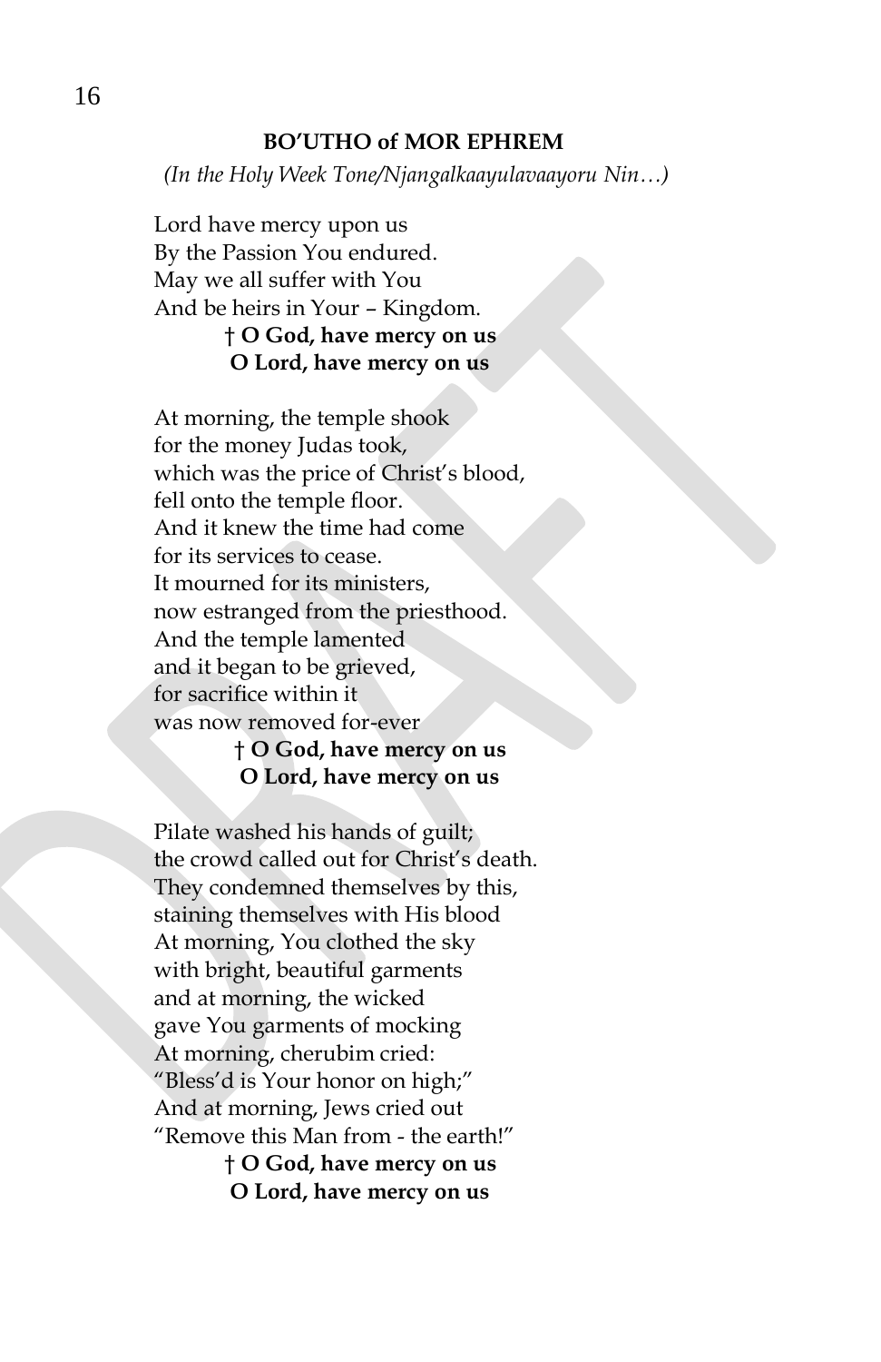**BO'UTHO of MOR EPHREM**

*(In the Holy Week Tone/Njangalkaayulavaayoru Nin…)*

Lord have mercy upon us  
By the Passion You endured.  
May we all suffer with You  
And be heirs in Your – Kingdom.  
**† O God, have mercy on us**  
**O Lord, have mercy on us**

At morning, the temple shook  
for the money Judas took,  
which was the price of Christ's blood,  
fell onto the temple floor.  
And it knew the time had come  
for its services to cease.  
It mourned for its ministers,  
now estranged from the priesthood.  
And the temple lamented  
and it began to be grieved,  
for sacrifice within it  
was now removed for-ever  
**† O God, have mercy on us**  
**O Lord, have mercy on us**

Pilate washed his hands of guilt;  
the crowd called out for Christ's death.  
They condemned themselves by this,  
staining themselves with His blood  
At morning, You clothed the sky  
with bright, beautiful garments  
and at morning, the wicked  
gave You garments of mocking  
At morning, cherubim cried:  
"Bless'd is Your honor on high;"  
And at morning, Jews cried out  
"Remove this Man from - the earth!"  
**† O God, have mercy on us**  
**O Lord, have mercy on us**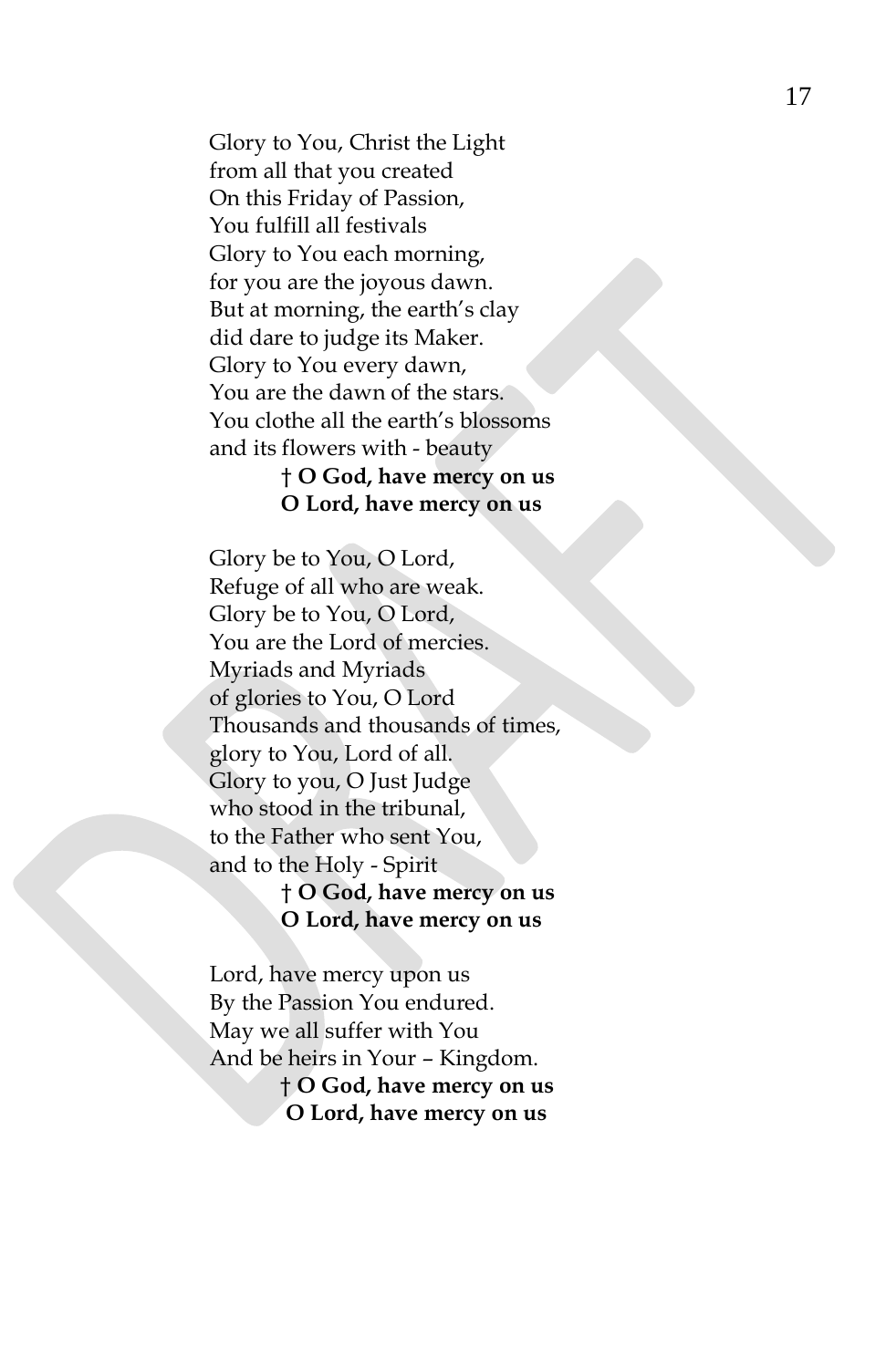Glory to You, Christ the Light
from all that you created
On this Friday of Passion,
You fulfill all festivals
Glory to You each morning,
for you are the joyous dawn.
But at morning, the earth's clay
did dare to judge its Maker.
Glory to You every dawn,
You are the dawn of the stars.
You clothe all the earth's blossoms
and its flowers with - beauty

**† O God, have mercy on us**
**O Lord, have mercy on us**

Glory be to You, O Lord,
Refuge of all who are weak.
Glory be to You, O Lord,
You are the Lord of mercies.
Myriads and Myriads
of glories to You, O Lord
Thousands and thousands of times,
glory to You, Lord of all.
Glory to you, O Just Judge
who stood in the tribunal,
to the Father who sent You,
and to the Holy - Spirit

**† O God, have mercy on us**
**O Lord, have mercy on us**

Lord, have mercy upon us
By the Passion You endured.
May we all suffer with You
And be heirs in Your – Kingdom.

**† O God, have mercy on us**
**O Lord, have mercy on us**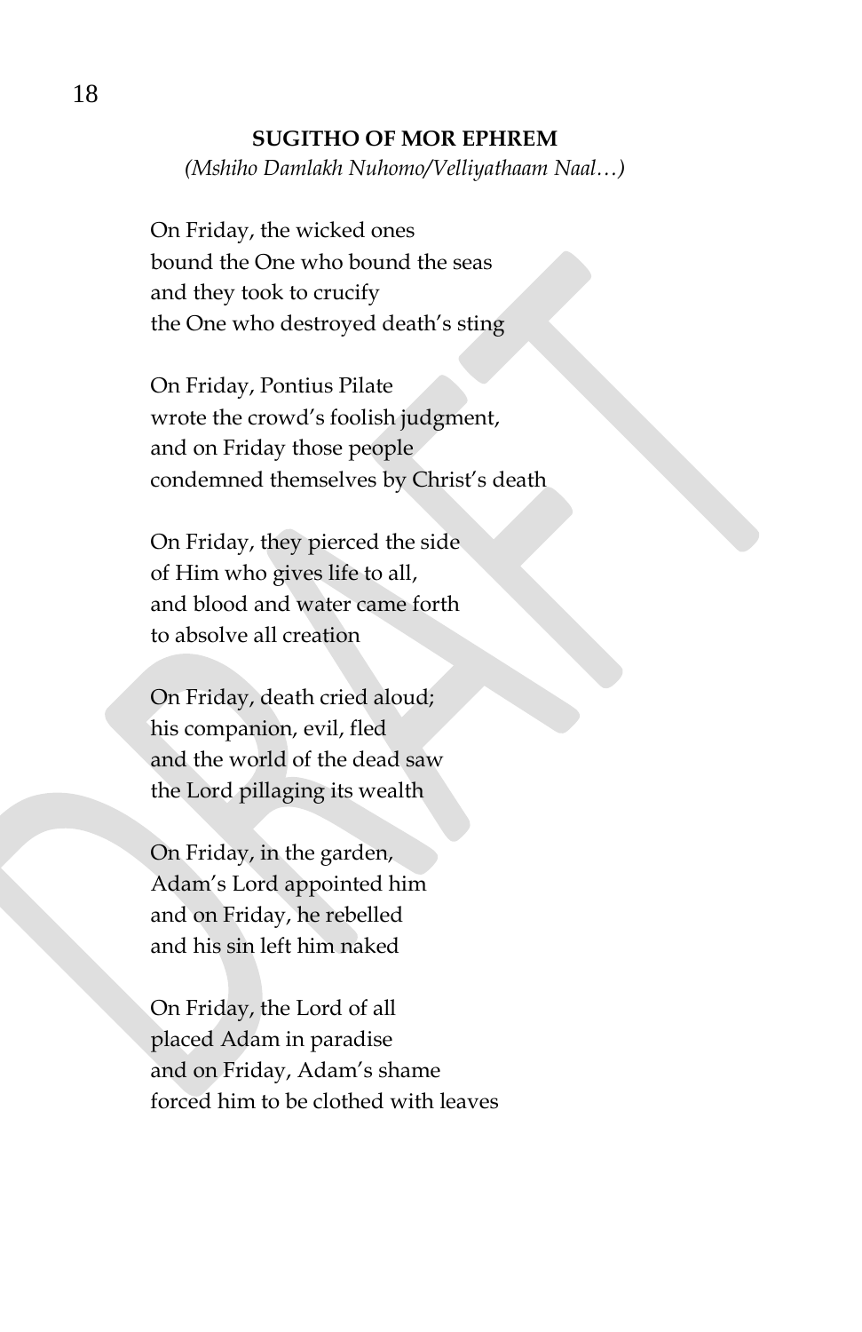## SUGITHO OF MOR EPHREM

*(Mshiho Damlakh Nuhomo/Velliyathaam Naal…)*

On Friday, the wicked ones
bound the One who bound the seas
and they took to crucify
the One who destroyed death's sting

On Friday, Pontius Pilate
wrote the crowd's foolish judgment,
and on Friday those people
condemned themselves by Christ's death

On Friday, they pierced the side
of Him who gives life to all,
and blood and water came forth
to absolve all creation

On Friday, death cried aloud;
his companion, evil, fled
and the world of the dead saw
the Lord pillaging its wealth

On Friday, in the garden,
Adam's Lord appointed him
and on Friday, he rebelled
and his sin left him naked

On Friday, the Lord of all
placed Adam in paradise
and on Friday, Adam's shame
forced him to be clothed with leaves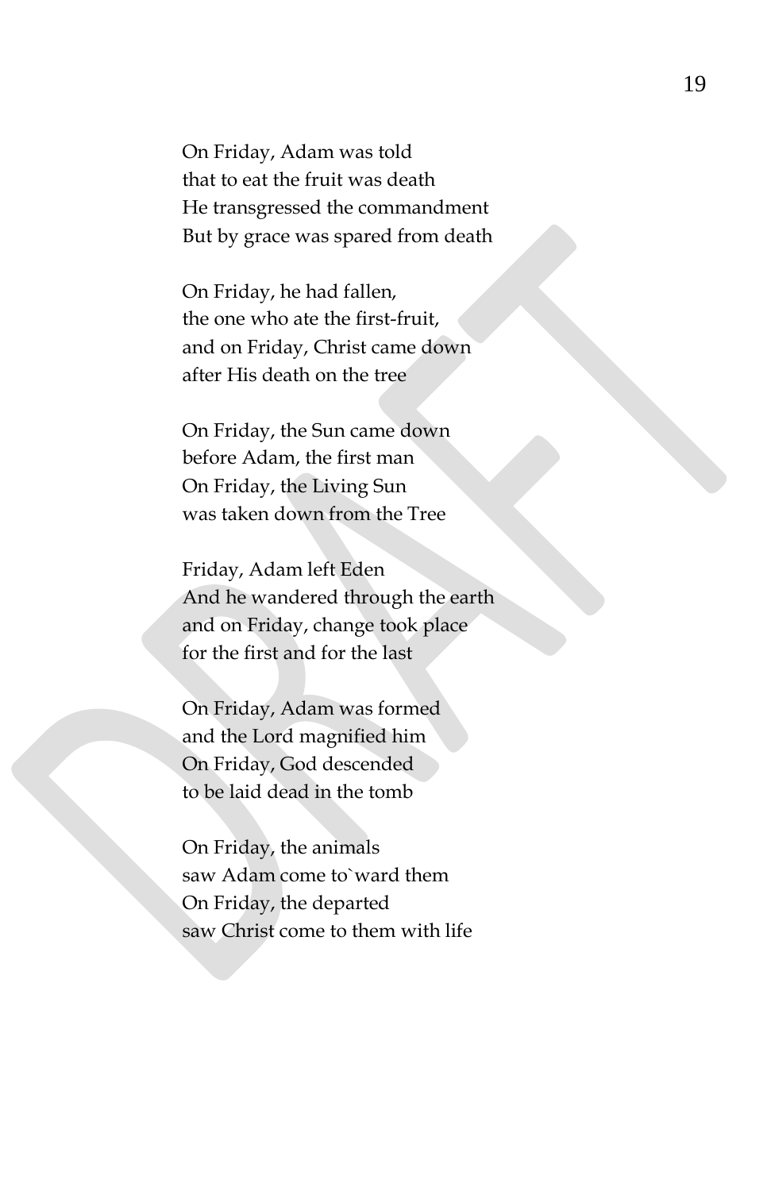On Friday, Adam was told
that to eat the fruit was death
He transgressed the commandment
But by grace was spared from death

On Friday, he had fallen,
the one who ate the first-fruit,
and on Friday, Christ came down
after His death on the tree

On Friday, the Sun came down
before Adam, the first man
On Friday, the Living Sun
was taken down from the Tree

Friday, Adam left Eden
And he wandered through the earth
and on Friday, change took place
for the first and for the last

On Friday, Adam was formed
and the Lord magnified him
On Friday, God descended
to be laid dead in the tomb

On Friday, the animals
saw Adam come to`ward them
On Friday, the departed
saw Christ come to them with life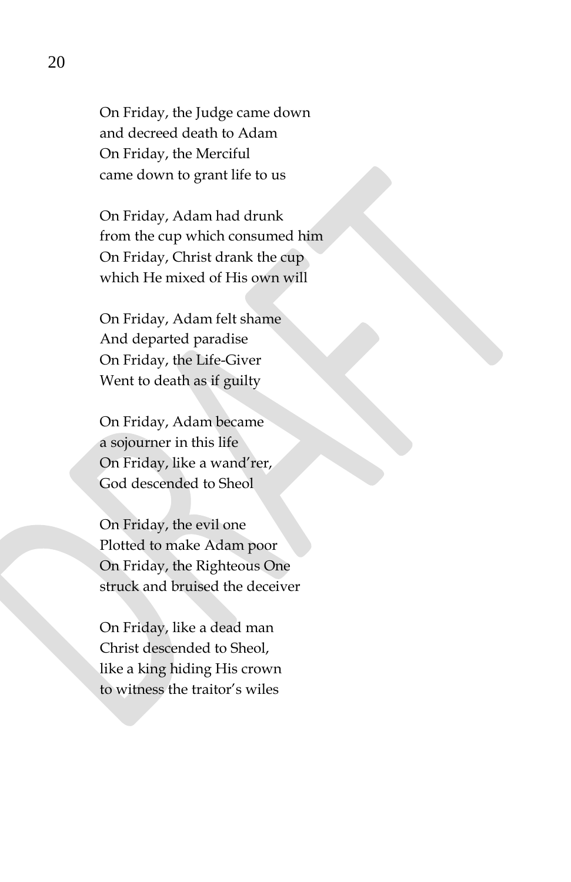On Friday, the Judge came down  
and decreed death to Adam  
On Friday, the Merciful  
came down to grant life to us

On Friday, Adam had drunk  
from the cup which consumed him  
On Friday, Christ drank the cup  
which He mixed of His own will

On Friday, Adam felt shame  
And departed paradise  
On Friday, the Life-Giver  
Went to death as if guilty

On Friday, Adam became  
a sojourner in this life  
On Friday, like a wand'rer,  
God descended to Sheol

On Friday, the evil one  
Plotted to make Adam poor  
On Friday, the Righteous One  
struck and bruised the deceiver

On Friday, like a dead man  
Christ descended to Sheol,  
like a king hiding His crown  
to witness the traitor's wiles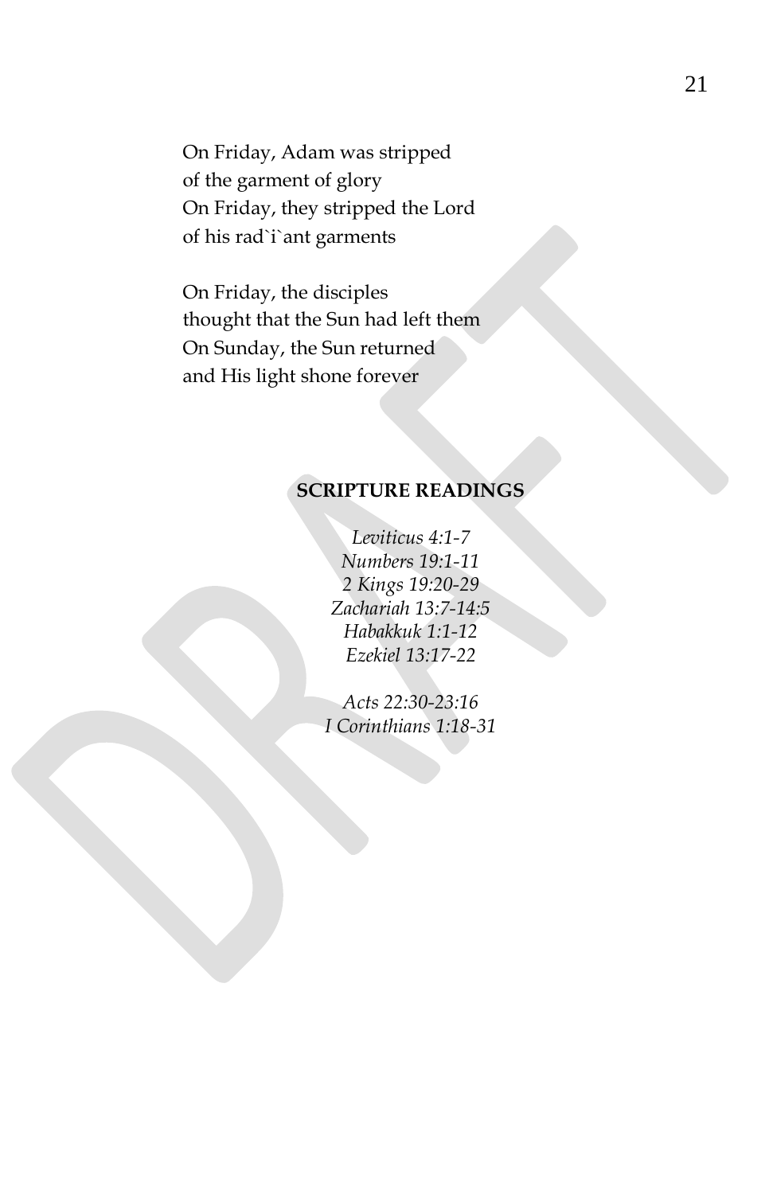On Friday, Adam was stripped  
of the garment of glory  
On Friday, they stripped the Lord  
of his rad`i`ant garments

On Friday, the disciples  
thought that the Sun had left them  
On Sunday, the Sun returned  
and His light shone forever

## SCRIPTURE READINGS

*Leviticus 4:1-7*  
*Numbers 19:1-11*  
*2 Kings 19:20-29*  
*Zachariah 13:7-14:5*  
*Habakkuk 1:1-12*  
*Ezekiel 13:17-22*

*Acts 22:30-23:16*  
*I Corinthians 1:18-31*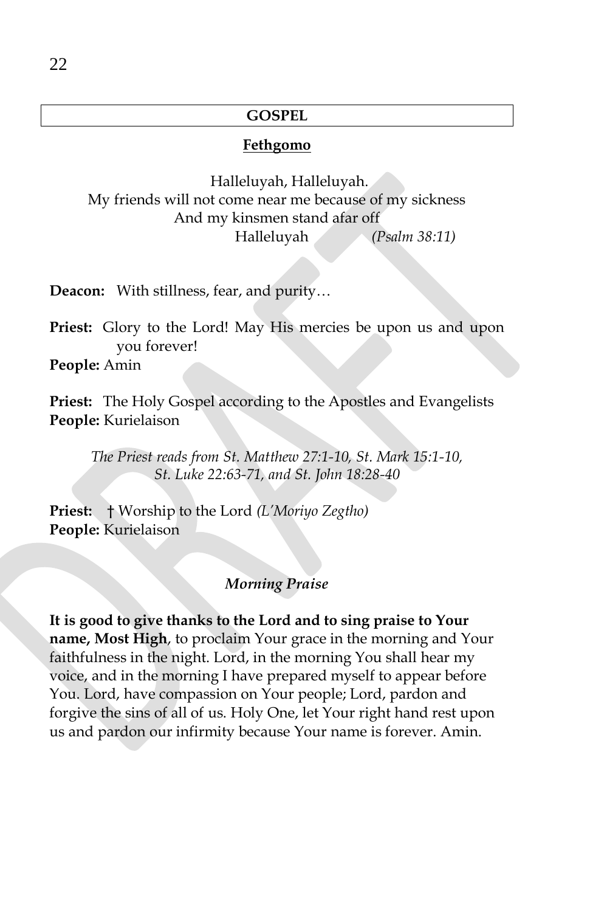## GOSPEL

### Fethgomo

Halleluyah, Halleluyah.
My friends will not come near me because of my sickness
And my kinsmen stand afar off
Halleluyah *(Psalm 38:11)*

**Deacon:** With stillness, fear, and purity…

**Priest:** Glory to the Lord! May His mercies be upon us and upon you forever!
**People:** Amin

**Priest:** The Holy Gospel according to the Apostles and Evangelists
**People:** Kurielaison

*The Priest reads from St. Matthew 27:1-10, St. Mark 15:1-10, St. Luke 22:63-71, and St. John 18:28-40*

**Priest:** † Worship to the Lord *(L'Moriyo Zegtho)*
**People:** Kurielaison

### *Morning Praise*

**It is good to give thanks to the Lord and to sing praise to Your name, Most High**, to proclaim Your grace in the morning and Your faithfulness in the night. Lord, in the morning You shall hear my voice, and in the morning I have prepared myself to appear before You. Lord, have compassion on Your people; Lord, pardon and forgive the sins of all of us. Holy One, let Your right hand rest upon us and pardon our infirmity because Your name is forever. Amin.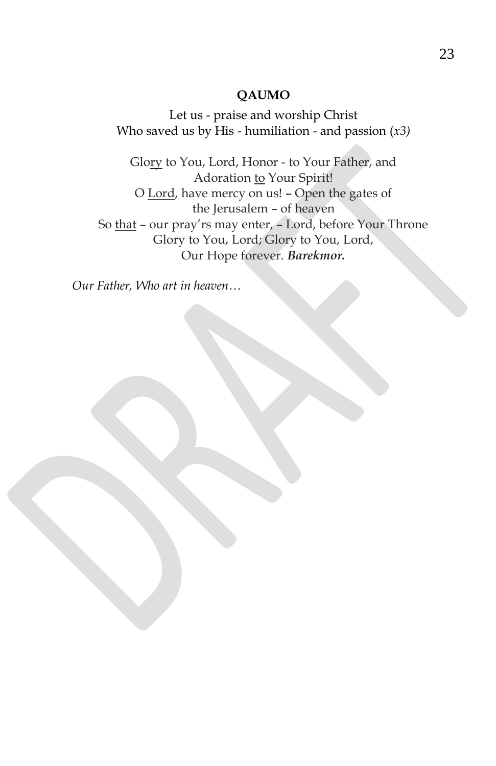**QAUMO**

Let us - praise and worship Christ
Who saved us by His - humiliation - and passion (*x3)*

Glory to You, Lord, Honor - to Your Father, and
Adoration to Your Spirit!
O Lord, have mercy on us! – Open the gates of
the Jerusalem – of heaven
So that – our pray'rs may enter, – Lord, before Your Throne
Glory to You, Lord; Glory to You, Lord,
Our Hope forever. ***Barekmor.***

*Our Father, Who art in heaven…*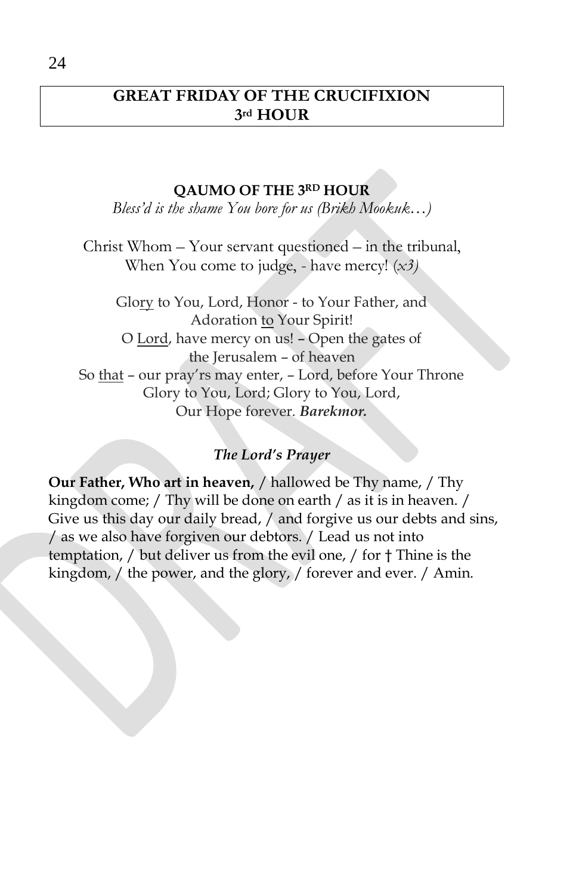# GREAT FRIDAY OF THE CRUCIFIXION
# 3rd HOUR

**QAUMO OF THE 3RD HOUR**

*Bless'd is the shame You bore for us (Brikh Mookuk…)*

Christ Whom – Your servant questioned – in the tribunal,
When You come to judge, - have mercy! *(x3)*

Glory to You, Lord, Honor - to Your Father, and
Adoration to Your Spirit!
O Lord, have mercy on us! – Open the gates of
the Jerusalem – of heaven
So that – our pray'rs may enter, – Lord, before Your Throne
Glory to You, Lord; Glory to You, Lord,
Our Hope forever. ***Barekmor.***

***The Lord's Prayer***

**Our Father, Who art in heaven,** / hallowed be Thy name, / Thy kingdom come; / Thy will be done on earth / as it is in heaven. / Give us this day our daily bread, / and forgive us our debts and sins, / as we also have forgiven our debtors. / Lead us not into temptation, / but deliver us from the evil one, / for † Thine is the kingdom, / the power, and the glory, / forever and ever. / Amin.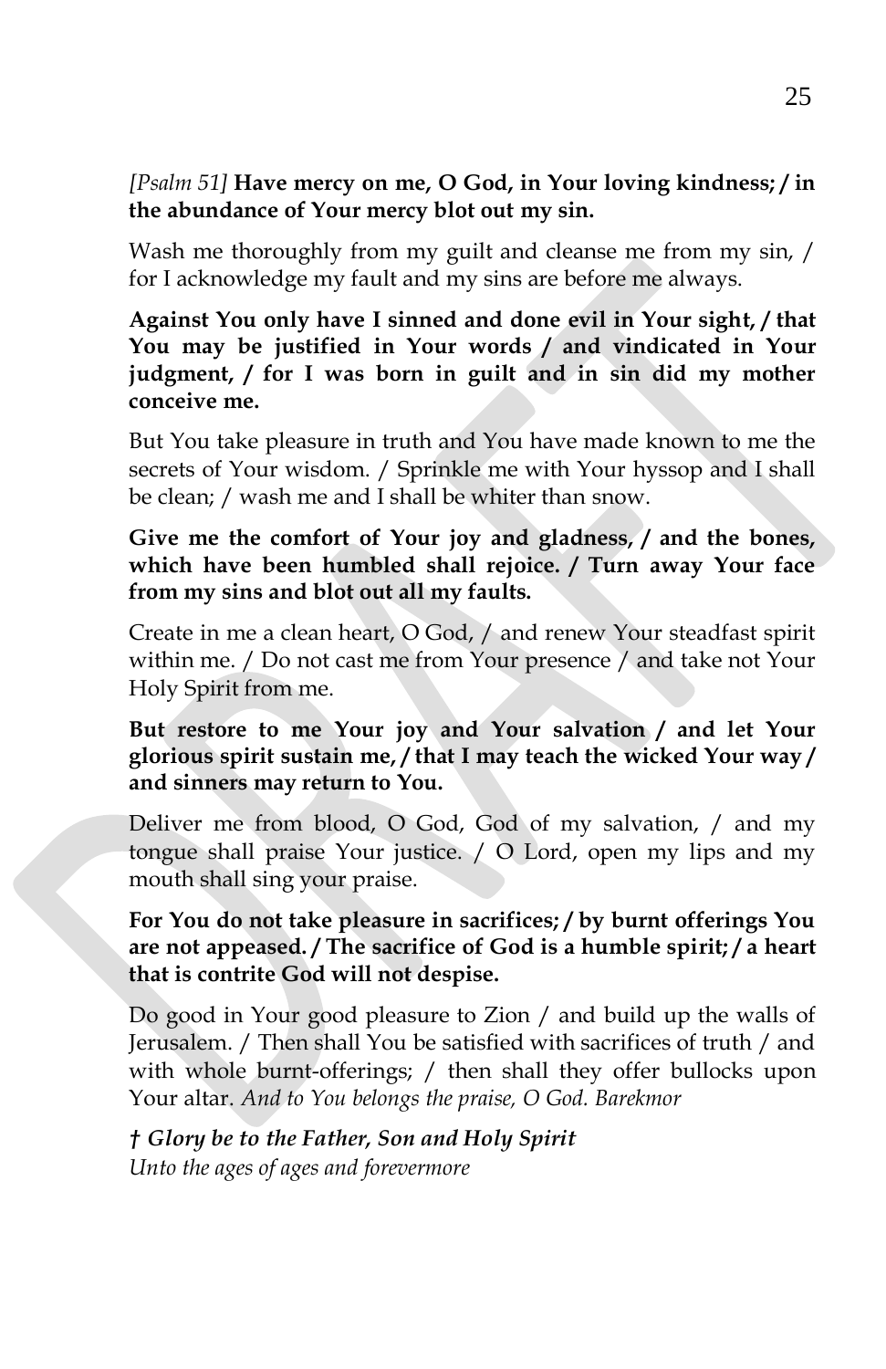*[Psalm 51]* **Have mercy on me, O God, in Your loving kindness; / in the abundance of Your mercy blot out my sin.**

Wash me thoroughly from my guilt and cleanse me from my sin, / for I acknowledge my fault and my sins are before me always.

**Against You only have I sinned and done evil in Your sight, / that You may be justified in Your words / and vindicated in Your judgment, / for I was born in guilt and in sin did my mother conceive me.**

But You take pleasure in truth and You have made known to me the secrets of Your wisdom. / Sprinkle me with Your hyssop and I shall be clean; / wash me and I shall be whiter than snow.

**Give me the comfort of Your joy and gladness, / and the bones, which have been humbled shall rejoice. / Turn away Your face from my sins and blot out all my faults.**

Create in me a clean heart, O God, / and renew Your steadfast spirit within me. / Do not cast me from Your presence / and take not Your Holy Spirit from me.

**But restore to me Your joy and Your salvation / and let Your glorious spirit sustain me, / that I may teach the wicked Your way / and sinners may return to You.**

Deliver me from blood, O God, God of my salvation, / and my tongue shall praise Your justice. / O Lord, open my lips and my mouth shall sing your praise.

**For You do not take pleasure in sacrifices; / by burnt offerings You are not appeased. / The sacrifice of God is a humble spirit; / a heart that is contrite God will not despise.**

Do good in Your good pleasure to Zion / and build up the walls of Jerusalem. / Then shall You be satisfied with sacrifices of truth / and with whole burnt-offerings; / then shall they offer bullocks upon Your altar. *And to You belongs the praise, O God. Barekmor*

***† Glory be to the Father, Son and Holy Spirit***
*Unto the ages of ages and forevermore*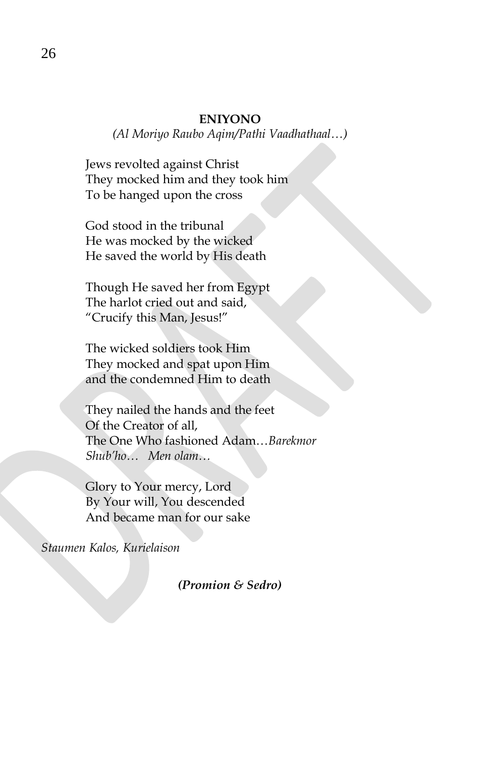**ENIYONO**

*(Al Moriyo Raubo Aqim/Pathi Vaadhathaal…)*

Jews revolted against Christ  
They mocked him and they took him  
To be hanged upon the cross

God stood in the tribunal  
He was mocked by the wicked  
He saved the world by His death

Though He saved her from Egypt  
The harlot cried out and said,  
"Crucify this Man, Jesus!"

The wicked soldiers took Him  
They mocked and spat upon Him  
and the condemned Him to death

They nailed the hands and the feet  
Of the Creator of all,  
The One Who fashioned Adam…*Barekmor Shub'ho… Men olam…*

Glory to Your mercy, Lord  
By Your will, You descended  
And became man for our sake

*Staumen Kalos, Kurielaison*

***(Promion & Sedro)***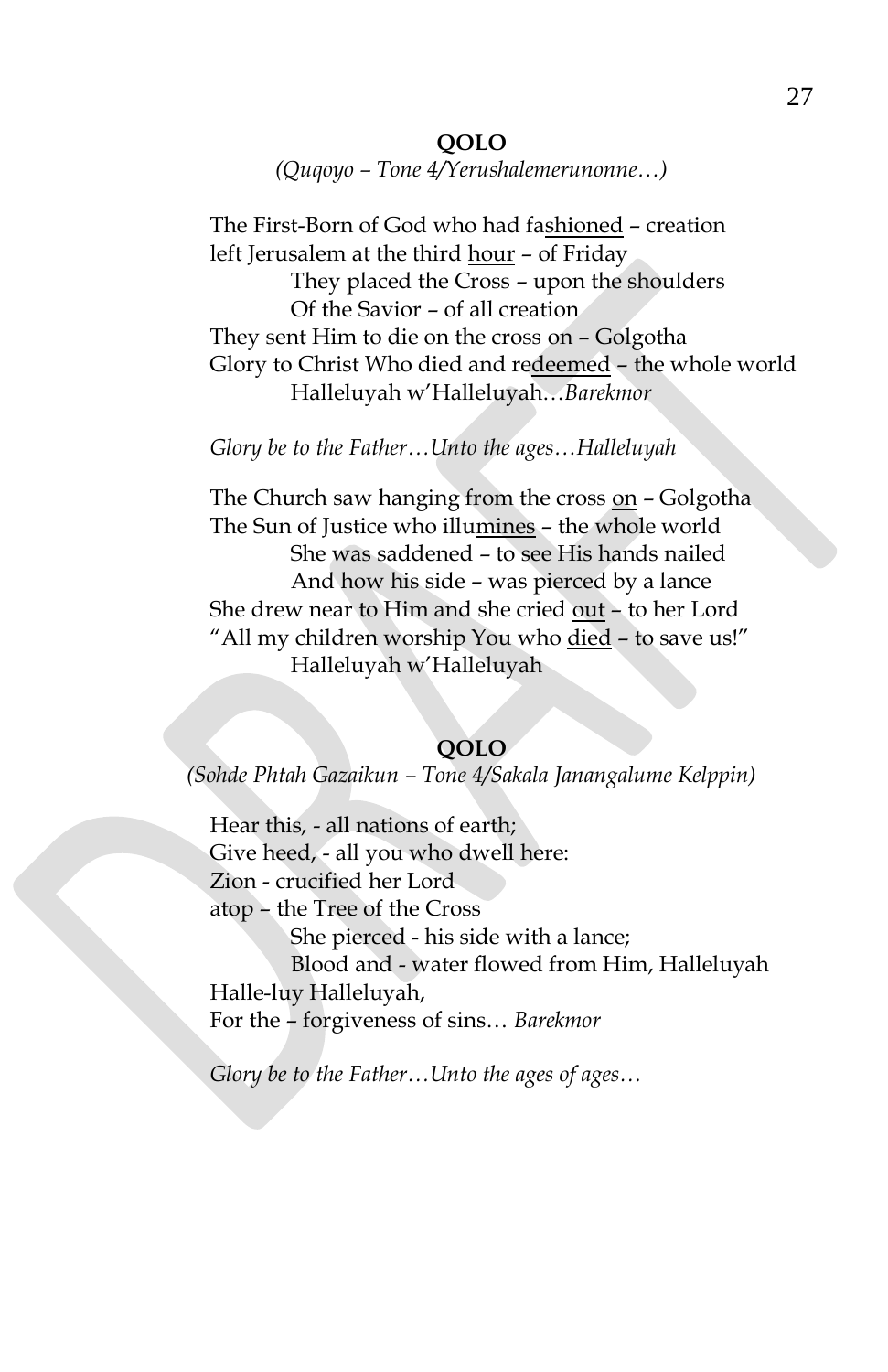**QOLO**

*(Quqoyo – Tone 4/Yerushalemerunonne…)*

The First-Born of God who had fa<u>shioned</u> – creation
left Jerusalem at the third <u>hour</u> – of Friday
They placed the Cross – upon the shoulders
Of the Savior – of all creation
They sent Him to die on the cross <u>on</u> – Golgotha
Glory to Christ Who died and re<u>deemed</u> – the whole world
Halleluyah w'Halleluyah…*Barekmor*

*Glory be to the Father…Unto the ages…Halleluyah*

The Church saw hanging from the cross <u>on</u> – Golgotha
The Sun of Justice who illu<u>mines</u> – the whole world
She was saddened – to see His hands nailed
And how his side – was pierced by a lance
She drew near to Him and she cried <u>out</u> – to her Lord
"All my children worship You who <u>died</u> – to save us!"
Halleluyah w'Halleluyah

**QOLO**

*(Sohde Phtah Gazaikun – Tone 4/Sakala Janangalume Kelppin)*

Hear this, - all nations of earth;
Give heed, - all you who dwell here:
Zion - crucified her Lord
atop – the Tree of the Cross
She pierced - his side with a lance;
Blood and - water flowed from Him, Halleluyah
Halle-luy Halleluyah,
For the – forgiveness of sins… *Barekmor*

*Glory be to the Father…Unto the ages of ages…*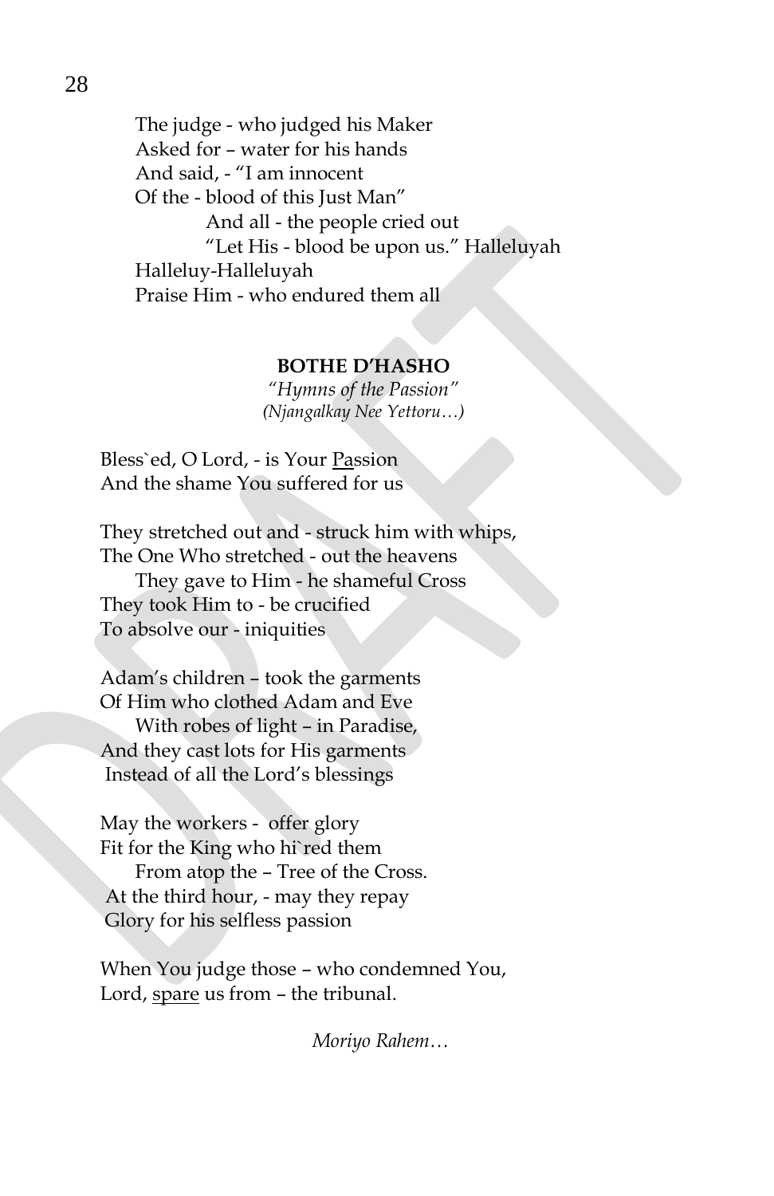The judge - who judged his Maker  
Asked for – water for his hands  
And said, - "I am innocent  
Of the - blood of this Just Man"  
&nbsp;&nbsp;&nbsp;&nbsp;&nbsp;&nbsp;&nbsp;&nbsp;And all - the people cried out  
&nbsp;&nbsp;&nbsp;&nbsp;&nbsp;&nbsp;&nbsp;&nbsp;"Let His - blood be upon us." Halleluyah  
Halleluy-Halleluyah  
Praise Him - who endured them all

**BOTHE D'HASHO**

*"Hymns of the Passion"*  
*(Njangalkay Nee Yettoru…)*

Bless`ed, O Lord, - is Your <u>Pa</u>ssion  
And the shame You suffered for us

They stretched out and - struck him with whips,  
The One Who stretched - out the heavens  
&nbsp;&nbsp;&nbsp;&nbsp;They gave to Him - he shameful Cross  
They took Him to - be crucified  
To absolve our - iniquities

Adam's children – took the garments  
Of Him who clothed Adam and Eve  
&nbsp;&nbsp;&nbsp;&nbsp;With robes of light – in Paradise,  
And they cast lots for His garments  
Instead of all the Lord's blessings

May the workers - offer glory  
Fit for the King who hi`red them  
&nbsp;&nbsp;&nbsp;&nbsp;From atop the – Tree of the Cross.  
At the third hour, - may they repay  
Glory for his selfless passion

When You judge those – who condemned You,  
Lord, <u>spare</u> us from – the tribunal.

*Moriyo Rahem…*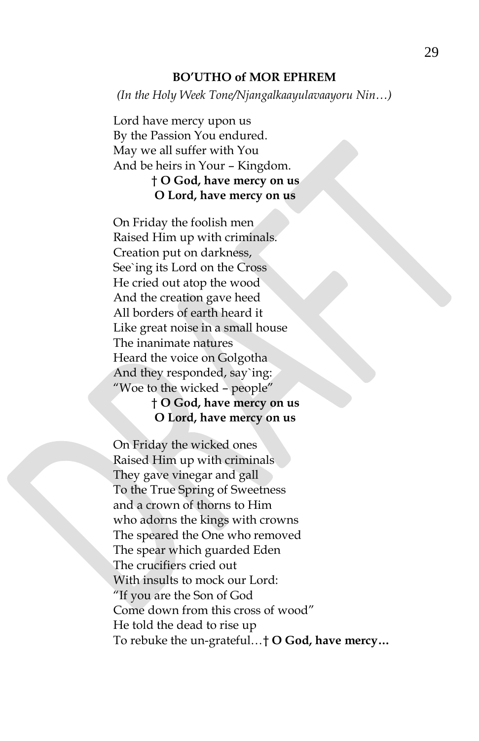**BO'UTHO of MOR EPHREM**

*(In the Holy Week Tone/Njangalkaayulavaayoru Nin…)*

Lord have mercy upon us  
By the Passion You endured.  
May we all suffer with You  
And be heirs in Your – Kingdom.  
**† O God, have mercy on us**  
**O Lord, have mercy on us**

On Friday the foolish men  
Raised Him up with criminals.  
Creation put on darkness,  
See`ing its Lord on the Cross  
He cried out atop the wood  
And the creation gave heed  
All borders of earth heard it  
Like great noise in a small house  
The inanimate natures  
Heard the voice on Golgotha  
And they responded, say`ing:  
"Woe to the wicked – people"  
**† O God, have mercy on us**  
**O Lord, have mercy on us**

On Friday the wicked ones  
Raised Him up with criminals  
They gave vinegar and gall  
To the True Spring of Sweetness  
and a crown of thorns to Him  
who adorns the kings with crowns  
The speared the One who removed  
The spear which guarded Eden  
The crucifiers cried out  
With insults to mock our Lord:  
"If you are the Son of God  
Come down from this cross of wood"  
He told the dead to rise up  
To rebuke the un-grateful…**† O God, have mercy…**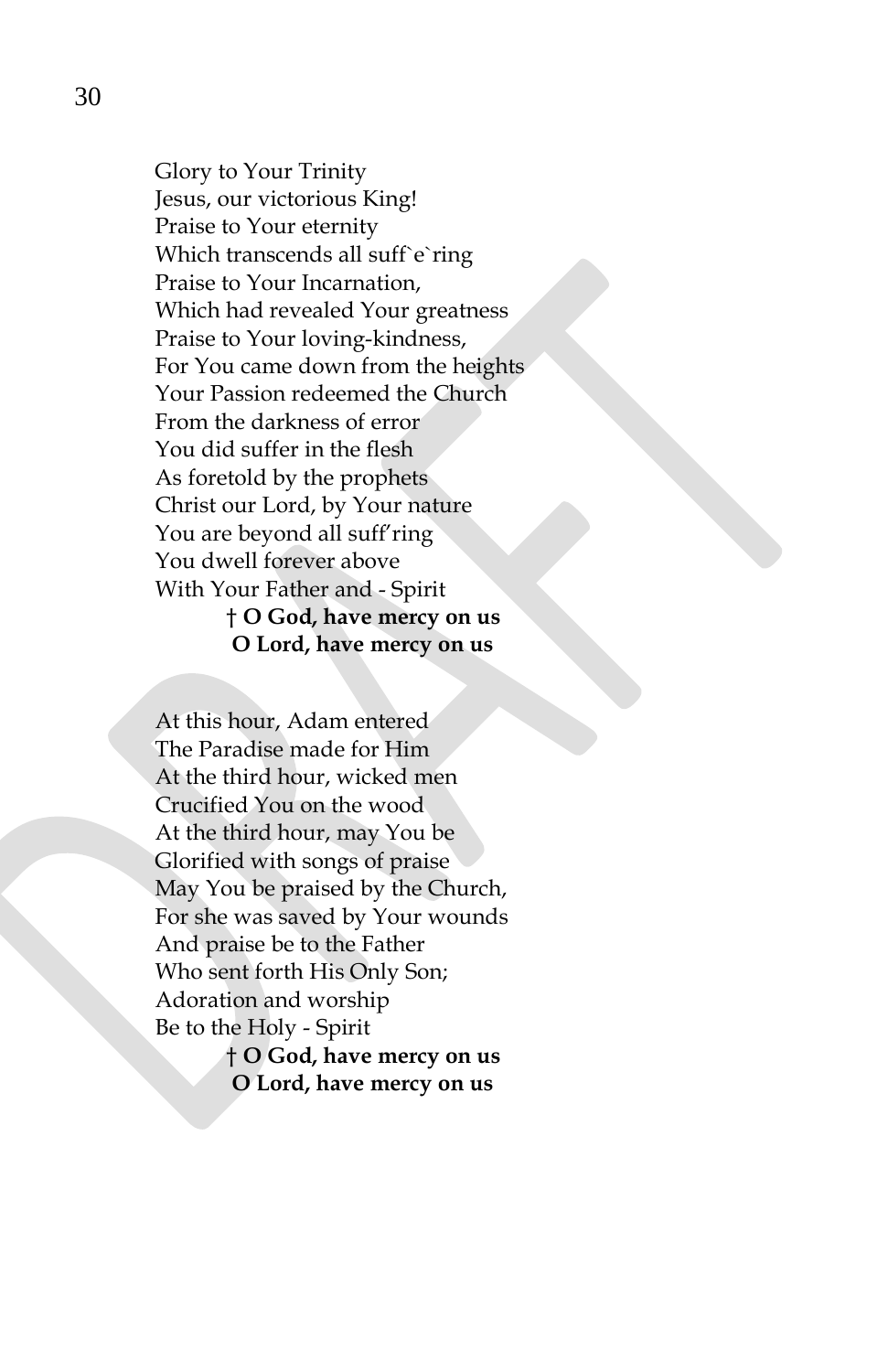Glory to Your Trinity
Jesus, our victorious King!
Praise to Your eternity
Which transcends all suff`e`ring
Praise to Your Incarnation,
Which had revealed Your greatness
Praise to Your loving-kindness,
For You came down from the heights
Your Passion redeemed the Church
From the darkness of error
You did suffer in the flesh
As foretold by the prophets
Christ our Lord, by Your nature
You are beyond all suff'ring
You dwell forever above
With Your Father and - Spirit

**† O God, have mercy on us**
**O Lord, have mercy on us**

At this hour, Adam entered
The Paradise made for Him
At the third hour, wicked men
Crucified You on the wood
At the third hour, may You be
Glorified with songs of praise
May You be praised by the Church,
For she was saved by Your wounds
And praise be to the Father
Who sent forth His Only Son;
Adoration and worship
Be to the Holy - Spirit

**† O God, have mercy on us**
**O Lord, have mercy on us**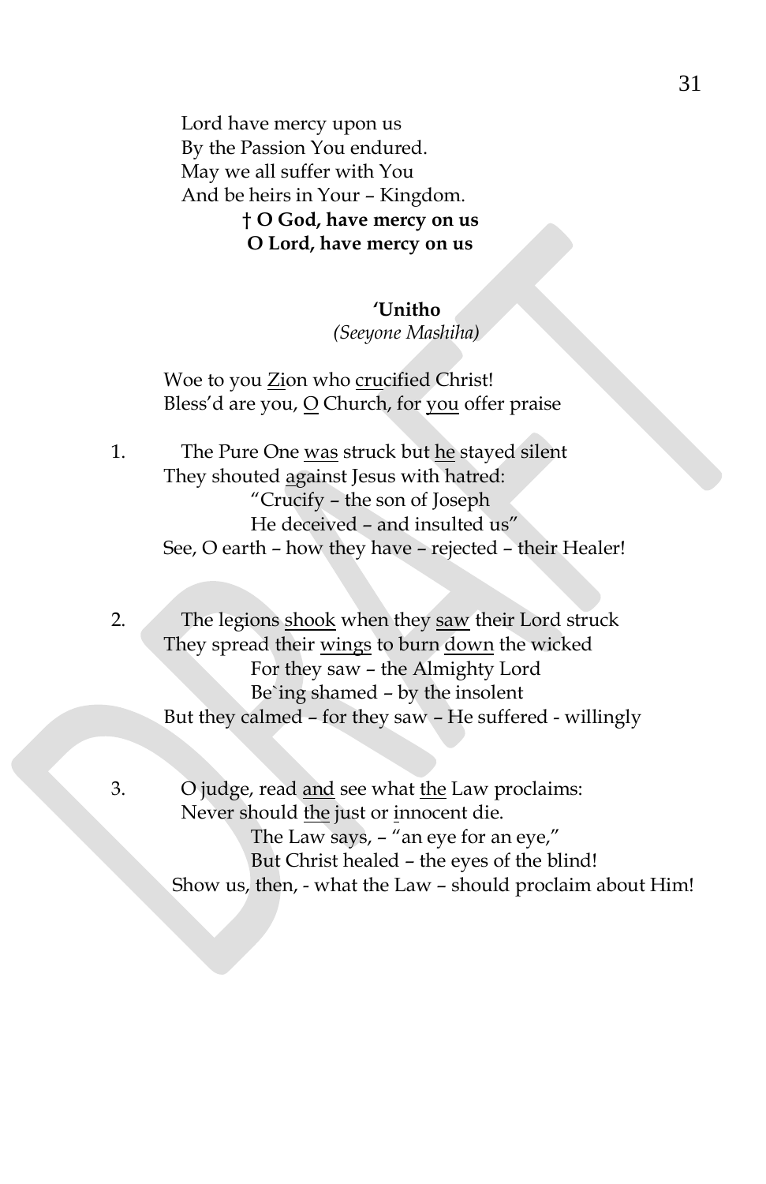Lord have mercy upon us
By the Passion You endured.
May we all suffer with You
And be heirs in Your – Kingdom.

**† O God, have mercy on us**
**O Lord, have mercy on us**

**'Unitho**

*(Seeyone Mashiha)*

Woe to you <u>Zi</u>on who <u>cru</u>cified Christ!
Bless'd are you, <u>O</u> Church, for <u>you</u> offer praise

1. The Pure One <u>was</u> struck but <u>he</u> stayed silent
They shouted <u>ag</u>ainst Jesus with hatred:
"Crucify – the son of Joseph
He deceived – and insulted us"
See, O earth – how they have – rejected – their Healer!

2. The legions <u>shook</u> when they <u>saw</u> their Lord struck
They spread their <u>wings</u> to burn <u>down</u> the wicked
For they saw – the Almighty Lord
Be`ing shamed – by the insolent
But they calmed – for they saw – He suffered - willingly

3. O judge, read <u>and</u> see what <u>the</u> Law proclaims:
Never should <u>the</u> just or <u>i</u>nnocent die.
The Law says, – "an eye for an eye,"
But Christ healed – the eyes of the blind!
Show us, then, - what the Law – should proclaim about Him!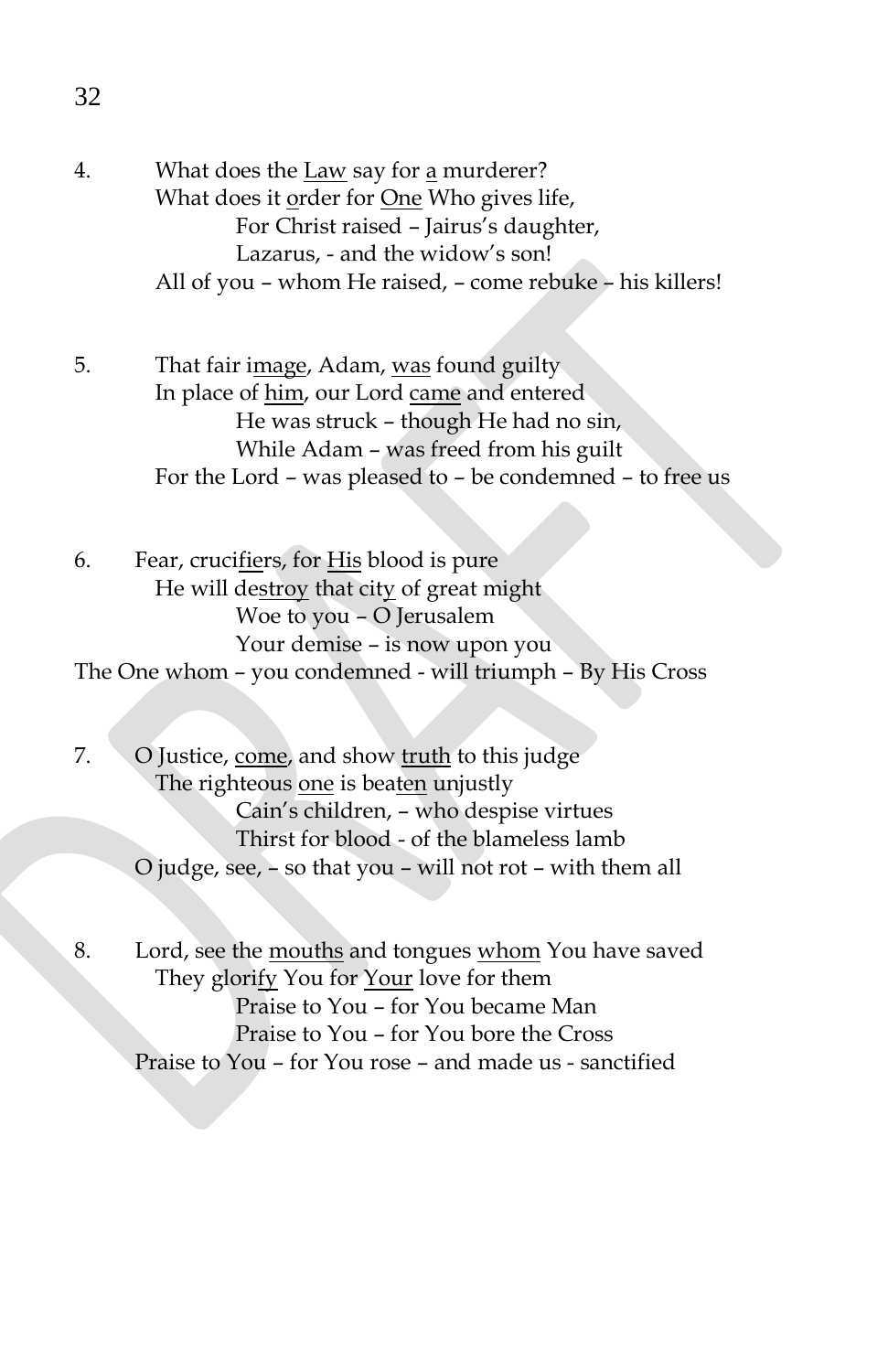4. What does the <u>Law</u> say for <u>a</u> murderer?
   What does it <u>o</u>rder for <u>One</u> Who gives life,
   For Christ raised – Jairus's daughter,
   Lazarus, - and the widow's son!
   All of you – whom He raised, – come rebuke – his killers!

5. That fair i<u>mage</u>, Adam, <u>was</u> found guilty
   In place of <u>him</u>, our Lord <u>came</u> and entered
   He was struck – though He had no sin,
   While Adam – was freed from his guilt
   For the Lord – was pleased to – be condemned – to free us

6. Fear, cruci<u>fier</u>s, for <u>His</u> blood is pure
   He will de<u>stroy</u> that <u>city</u> of great might
   Woe to you – O Jerusalem
   Your demise – is now upon you
   The One whom – you condemned - will triumph – By His Cross

7. O Justice, <u>come</u>, and show <u>truth</u> to this judge
   The righteous <u>one</u> is bea<u>ten</u> unjustly
   Cain's children, – who despise virtues
   Thirst for blood - of the blameless lamb
   O judge, see, – so that you – will not rot – with them all

8. Lord, see the <u>mouths</u> and tongues <u>whom</u> You have saved
   They glori<u>fy</u> You for <u>Your</u> love for them
   Praise to You – for You became Man
   Praise to You – for You bore the Cross
   Praise to You – for You rose – and made us - sanctified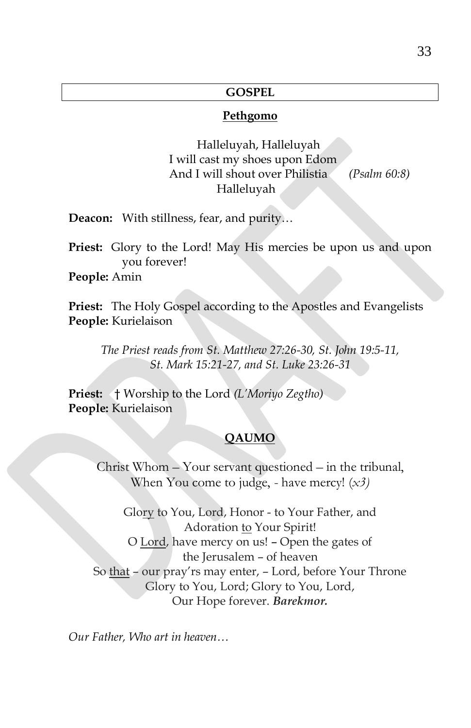## GOSPEL

### Pethgomo

Halleluyah, Halleluyah
I will cast my shoes upon Edom
And I will shout over Philistia *(Psalm 60:8)*
Halleluyah

**Deacon:** With stillness, fear, and purity…

**Priest:** Glory to the Lord! May His mercies be upon us and upon you forever!
**People:** Amin

**Priest:** The Holy Gospel according to the Apostles and Evangelists
**People:** Kurielaison

*The Priest reads from St. Matthew 27:26-30, St. John 19:5-11, St. Mark 15:21-27, and St. Luke 23:26-31*

**Priest:** † Worship to the Lord *(L'Moriyo Zegtho)*
**People:** Kurielaison

### QAUMO

Christ Whom – Your servant questioned – in the tribunal,
When You come to judge, - have mercy! *(x3)*

Glory to You, Lord, Honor - to Your Father, and
Adoration to Your Spirit!
O Lord, have mercy on us! – Open the gates of
the Jerusalem – of heaven
So that – our pray'rs may enter, – Lord, before Your Throne
Glory to You, Lord; Glory to You, Lord,
Our Hope forever. ***Barekmor.***

*Our Father, Who art in heaven…*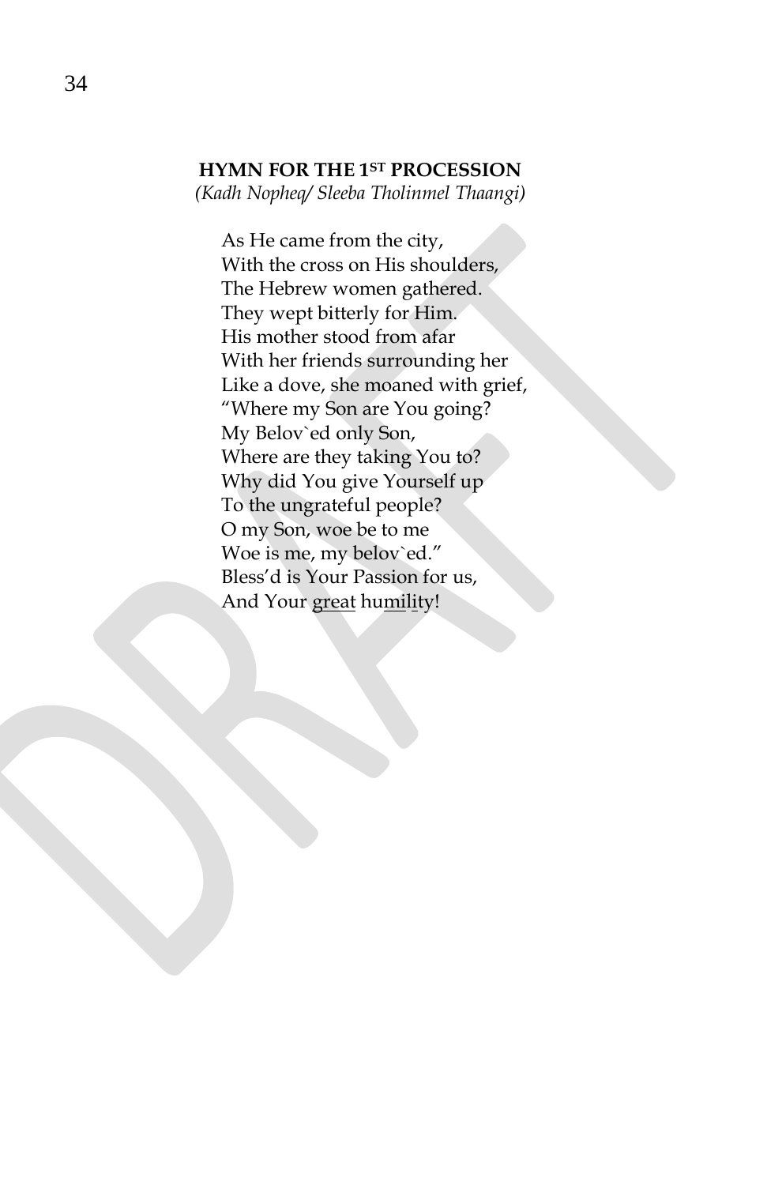## HYMN FOR THE 1ST PROCESSION

*(Kadh Nopheq/ Sleeba Tholinmel Thaangi)*

As He came from the city,
With the cross on His shoulders,
The Hebrew women gathered.
They wept bitterly for Him.
His mother stood from afar
With her friends surrounding her
Like a dove, she moaned with grief,
"Where my Son are You going?
My Belov`ed only Son,
Where are they taking You to?
Why did You give Yourself up
To the ungrateful people?
O my Son, woe be to me
Woe is me, my belov`ed."
Bless'd is Your Passion for us,
And Your <u>great</u> hu<u>mi</u>l<u>i</u>ty!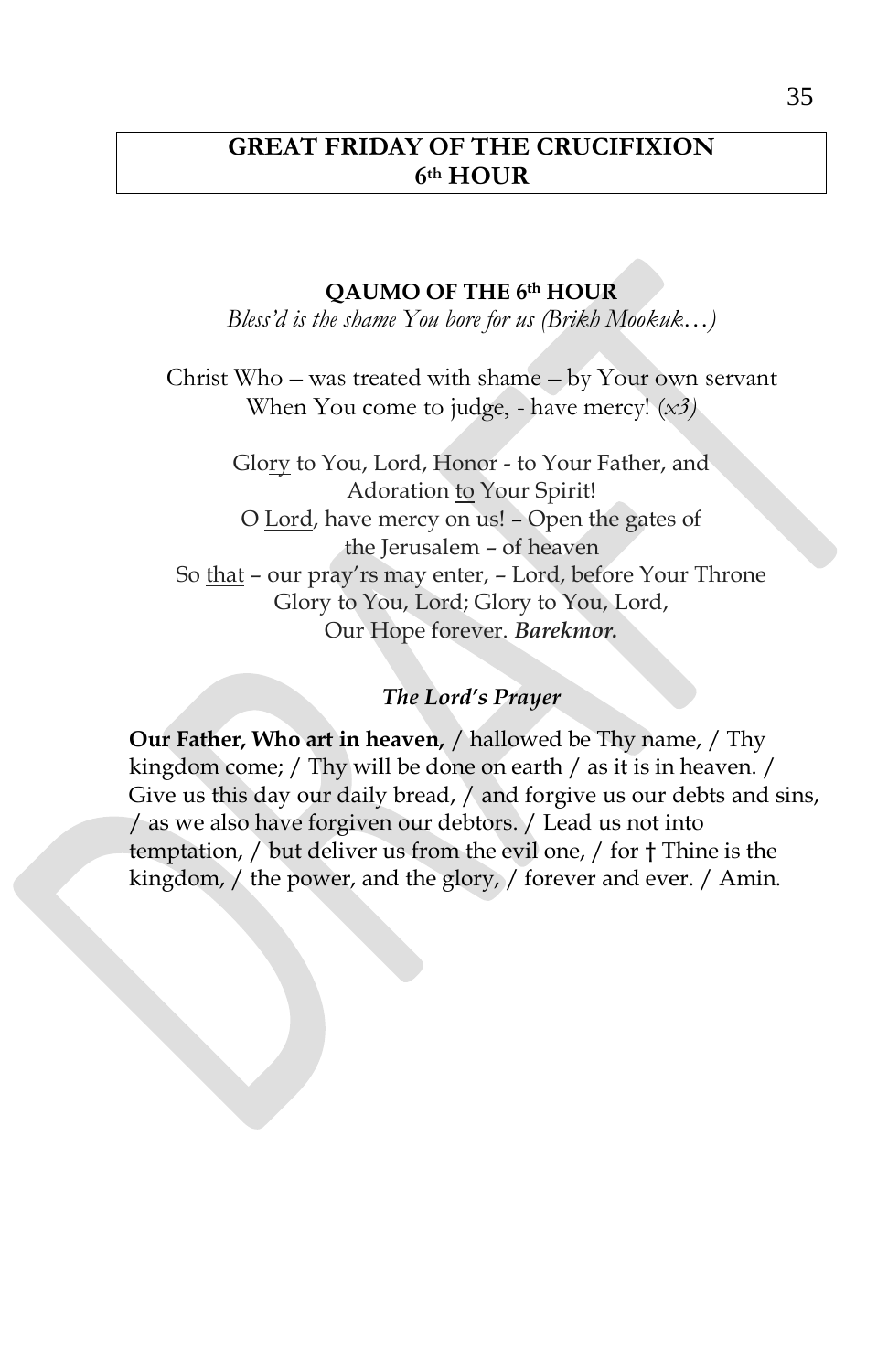# GREAT FRIDAY OF THE CRUCIFIXION
# 6th HOUR

**QAUMO OF THE 6th HOUR**
*Bless'd is the shame You bore for us (Brikh Mookuk…)*

Christ Who – was treated with shame – by Your own servant
When You come to judge, - have mercy! *(x3)*

Glory to You, Lord, Honor - to Your Father, and
Adoration to Your Spirit!
O Lord, have mercy on us! – Open the gates of
the Jerusalem – of heaven
So that – our pray'rs may enter, – Lord, before Your Throne
Glory to You, Lord; Glory to You, Lord,
Our Hope forever. ***Barekmor.***

***The Lord's Prayer***

**Our Father, Who art in heaven,** / hallowed be Thy name, / Thy kingdom come; / Thy will be done on earth / as it is in heaven. / Give us this day our daily bread, / and forgive us our debts and sins, / as we also have forgiven our debtors. / Lead us not into temptation, / but deliver us from the evil one, / for † Thine is the kingdom, / the power, and the glory, / forever and ever. / Amin.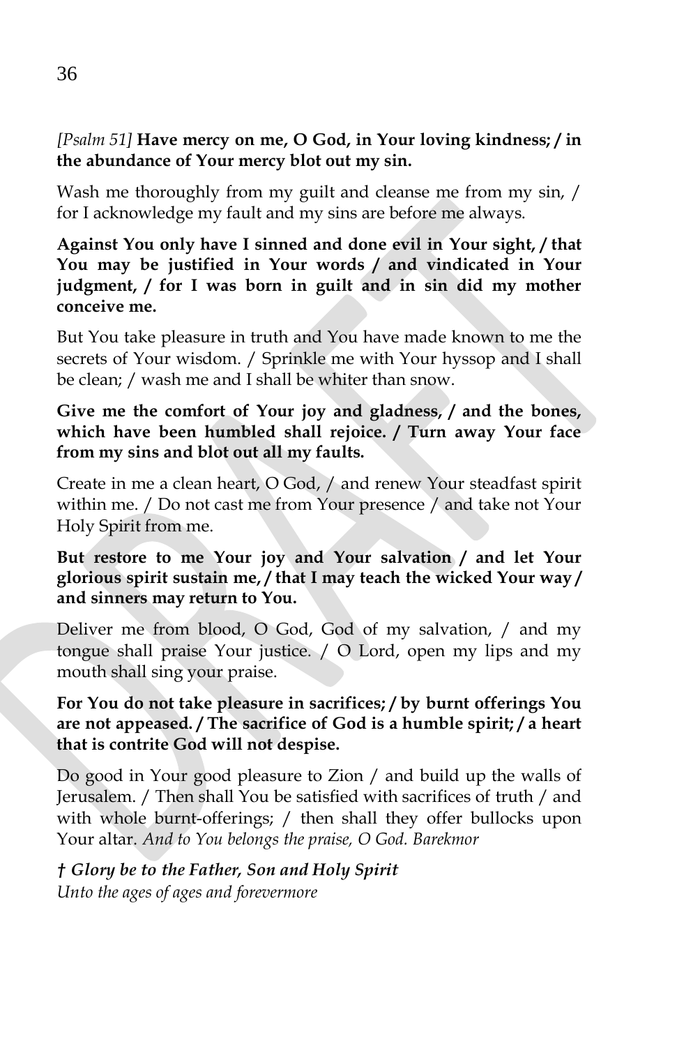*[Psalm 51]* **Have mercy on me, O God, in Your loving kindness; / in the abundance of Your mercy blot out my sin.**

Wash me thoroughly from my guilt and cleanse me from my sin, / for I acknowledge my fault and my sins are before me always.

**Against You only have I sinned and done evil in Your sight, / that You may be justified in Your words / and vindicated in Your judgment, / for I was born in guilt and in sin did my mother conceive me.**

But You take pleasure in truth and You have made known to me the secrets of Your wisdom. / Sprinkle me with Your hyssop and I shall be clean; / wash me and I shall be whiter than snow.

**Give me the comfort of Your joy and gladness, / and the bones, which have been humbled shall rejoice. / Turn away Your face from my sins and blot out all my faults.**

Create in me a clean heart, O God, / and renew Your steadfast spirit within me. / Do not cast me from Your presence / and take not Your Holy Spirit from me.

**But restore to me Your joy and Your salvation / and let Your glorious spirit sustain me, / that I may teach the wicked Your way / and sinners may return to You.**

Deliver me from blood, O God, God of my salvation, / and my tongue shall praise Your justice. / O Lord, open my lips and my mouth shall sing your praise.

**For You do not take pleasure in sacrifices; / by burnt offerings You are not appeased. / The sacrifice of God is a humble spirit; / a heart that is contrite God will not despise.**

Do good in Your good pleasure to Zion / and build up the walls of Jerusalem. / Then shall You be satisfied with sacrifices of truth / and with whole burnt-offerings; / then shall they offer bullocks upon Your altar. *And to You belongs the praise, O God. Barekmor*

***† Glory be to the Father, Son and Holy Spirit***
*Unto the ages of ages and forevermore*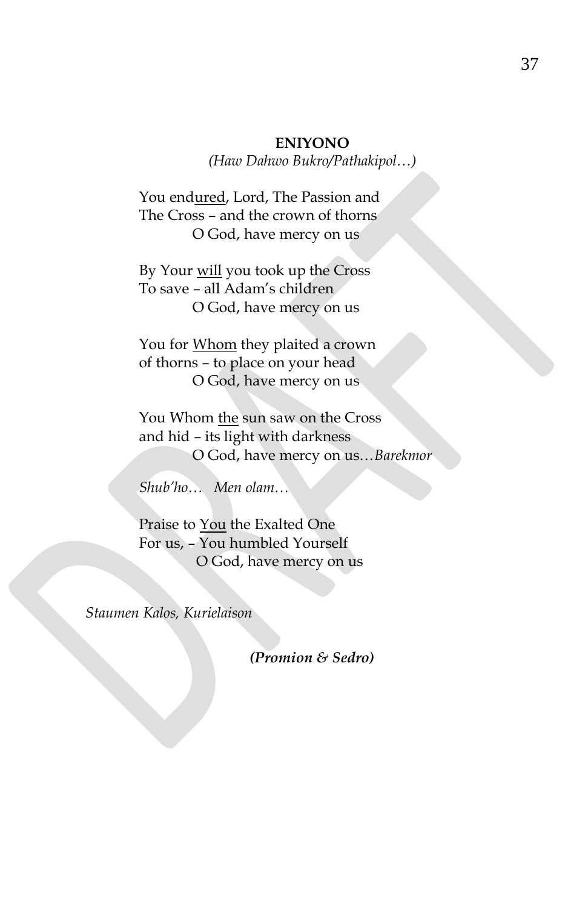**ENIYONO**

*(Haw Dahwo Bukro/Pathakipol…)*

You end<u>ured</u>, Lord, The Passion and
The Cross – and the crown of thorns
O God, have mercy on us

By Your <u>will</u> you took up the Cross
To save – all Adam's children
O God, have mercy on us

You for <u>Whom</u> they plaited a crown
of thorns – to place on your head
O God, have mercy on us

You Whom <u>the</u> sun saw on the Cross
and hid – its light with darkness
O God, have mercy on us…*Barekmor*

*Shub'ho… Men olam…*

Praise to <u>You</u> the Exalted One
For us, – You humbled Yourself
O God, have mercy on us

*Staumen Kalos, Kurielaison*

***(Promion & Sedro)***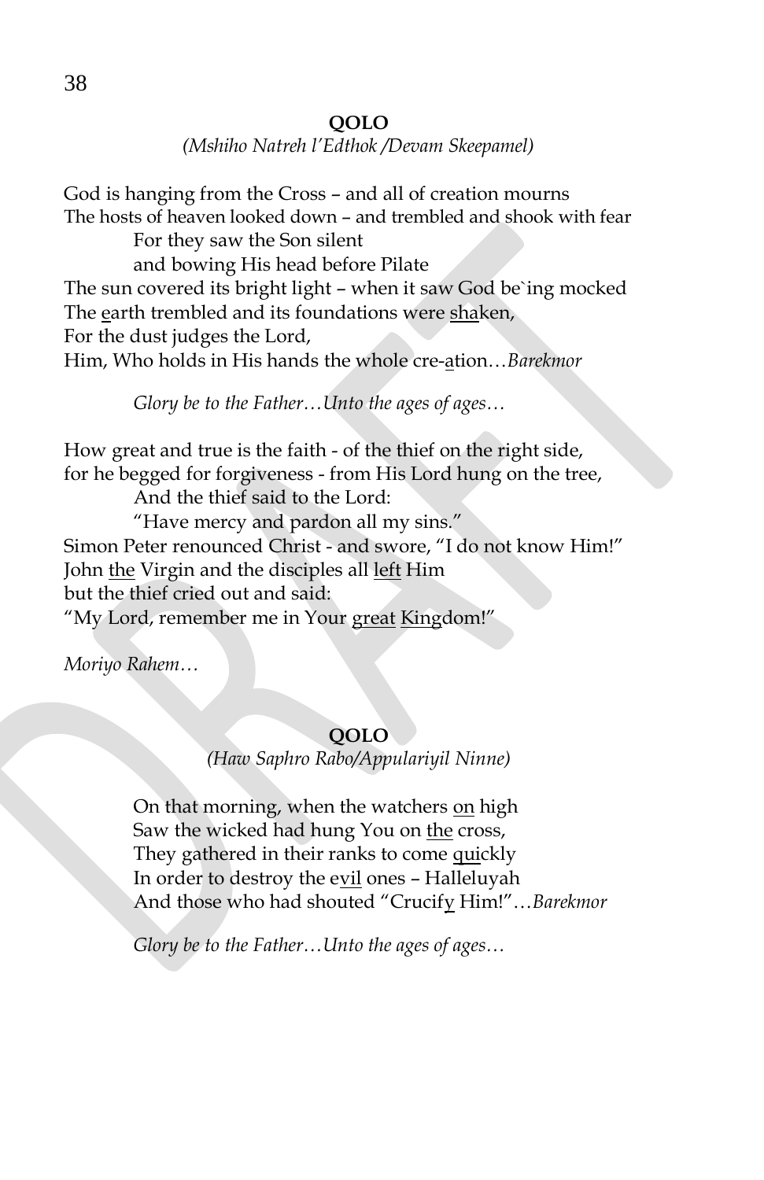**QOLO**

*(Mshiho Natreh l'Edthok /Devam Skeepamel)*

God is hanging from the Cross – and all of creation mourns
The hosts of heaven looked down – and trembled and shook with fear
    For they saw the Son silent
    and bowing His head before Pilate
The sun covered its bright light – when it saw God be`ing mocked
The <u>e</u>arth trembled and its foundations were <u>sha</u>ken,
For the dust judges the Lord,
Him, Who holds in His hands the whole cre-<u>a</u>tion…*Barekmor*

*Glory be to the Father…Unto the ages of ages…*

How great and true is the faith - of the thief on the right side,
for he begged for forgiveness - from His Lord hung on the tree,
    And the thief said to the Lord:
    "Have mercy and pardon all my sins."
Simon Peter renounced Christ - and swore, "I do not know Him!"
John <u>the</u> Virgin and the disciples all <u>left</u> Him
but the thief cried out and said:
"My Lord, remember me in Your <u>great</u> <u>King</u>dom!"

*Moriyo Rahem…*

**QOLO**

*(Haw Saphro Rabo/Appulariyil Ninne)*

On that morning, when the watchers <u>on</u> high
Saw the wicked had hung You on <u>the</u> cross,
They gathered in their ranks to come <u>qui</u>ckly
In order to destroy the e<u>vil</u> ones – Halleluyah
And those who had shouted "Crucif<u>y</u> Him!"…*Barekmor*

*Glory be to the Father…Unto the ages of ages…*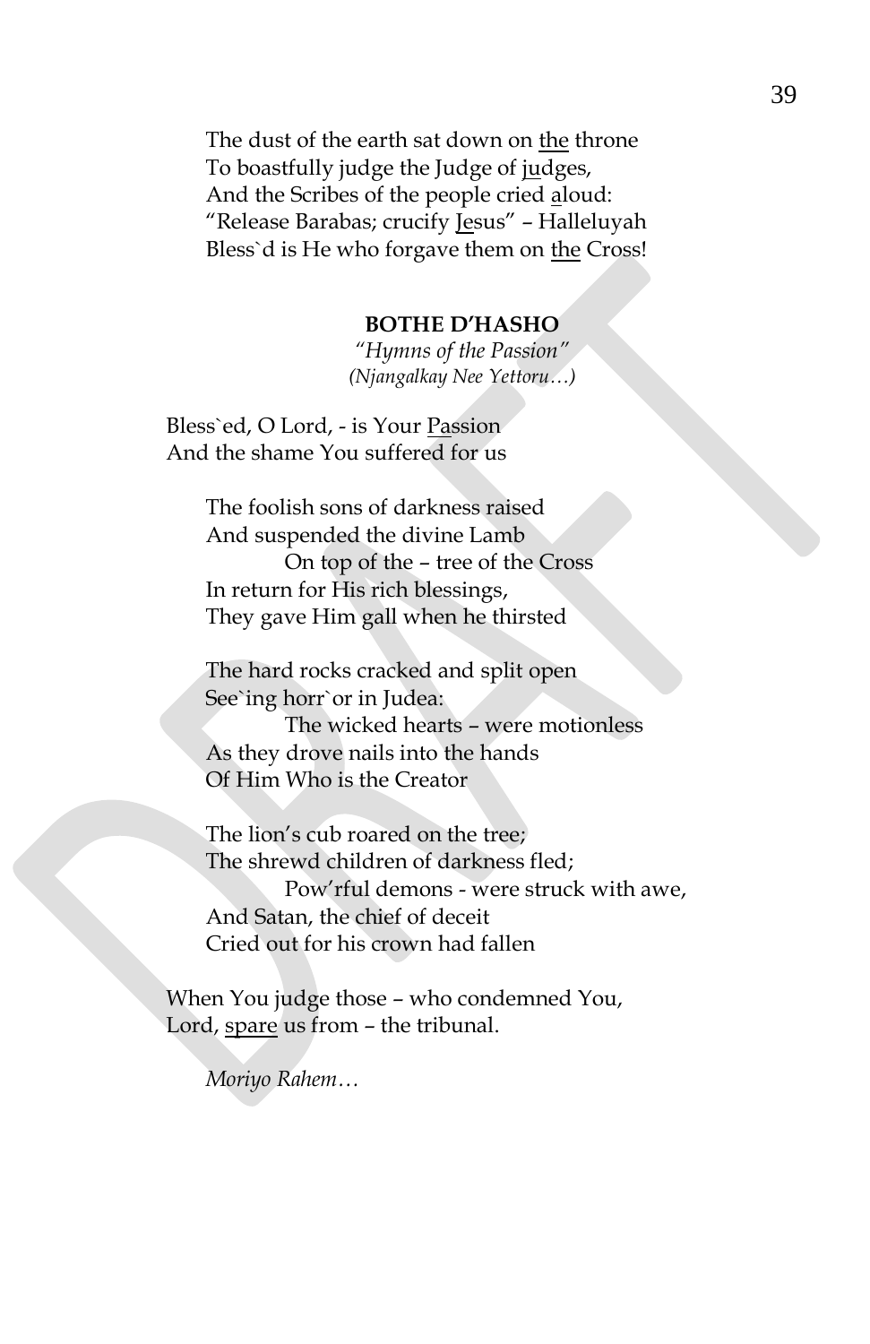The dust of the earth sat down on the throne
To boastfully judge the Judge of judges,
And the Scribes of the people cried aloud:
"Release Barabas; crucify Jesus" – Halleluyah
Bless`d is He who forgave them on the Cross!

**BOTHE D'HASHO**

*"Hymns of the Passion"*
*(Njangalkay Nee Yettoru…)*

Bless`ed, O Lord, - is Your Passion
And the shame You suffered for us

The foolish sons of darkness raised
And suspended the divine Lamb
On top of the – tree of the Cross
In return for His rich blessings,
They gave Him gall when he thirsted

The hard rocks cracked and split open
See`ing horr`or in Judea:
The wicked hearts – were motionless
As they drove nails into the hands
Of Him Who is the Creator

The lion's cub roared on the tree;
The shrewd children of darkness fled;
Pow'rful demons - were struck with awe,
And Satan, the chief of deceit
Cried out for his crown had fallen

When You judge those – who condemned You,
Lord, spare us from – the tribunal.

*Moriyo Rahem…*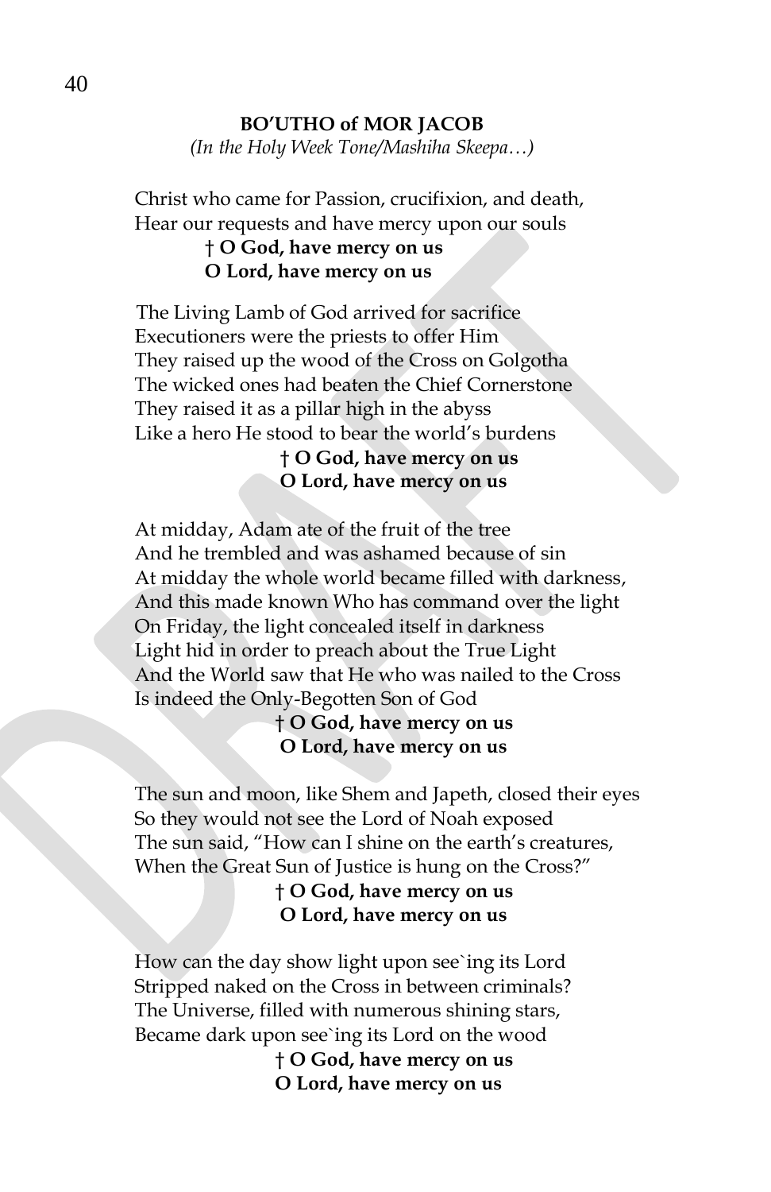**BO'UTHO of MOR JACOB**

*(In the Holy Week Tone/Mashiha Skeepa…)*

Christ who came for Passion, crucifixion, and death,
Hear our requests and have mercy upon our souls

**† O God, have mercy on us**
**O Lord, have mercy on us**

The Living Lamb of God arrived for sacrifice
Executioners were the priests to offer Him
They raised up the wood of the Cross on Golgotha
The wicked ones had beaten the Chief Cornerstone
They raised it as a pillar high in the abyss
Like a hero He stood to bear the world's burdens

**† O God, have mercy on us**
**O Lord, have mercy on us**

At midday, Adam ate of the fruit of the tree
And he trembled and was ashamed because of sin
At midday the whole world became filled with darkness,
And this made known Who has command over the light
On Friday, the light concealed itself in darkness
Light hid in order to preach about the True Light
And the World saw that He who was nailed to the Cross
Is indeed the Only-Begotten Son of God

**† O God, have mercy on us**
**O Lord, have mercy on us**

The sun and moon, like Shem and Japeth, closed their eyes
So they would not see the Lord of Noah exposed
The sun said, "How can I shine on the earth's creatures,
When the Great Sun of Justice is hung on the Cross?"

**† O God, have mercy on us**
**O Lord, have mercy on us**

How can the day show light upon see`ing its Lord
Stripped naked on the Cross in between criminals?
The Universe, filled with numerous shining stars,
Became dark upon see`ing its Lord on the wood

**† O God, have mercy on us**
**O Lord, have mercy on us**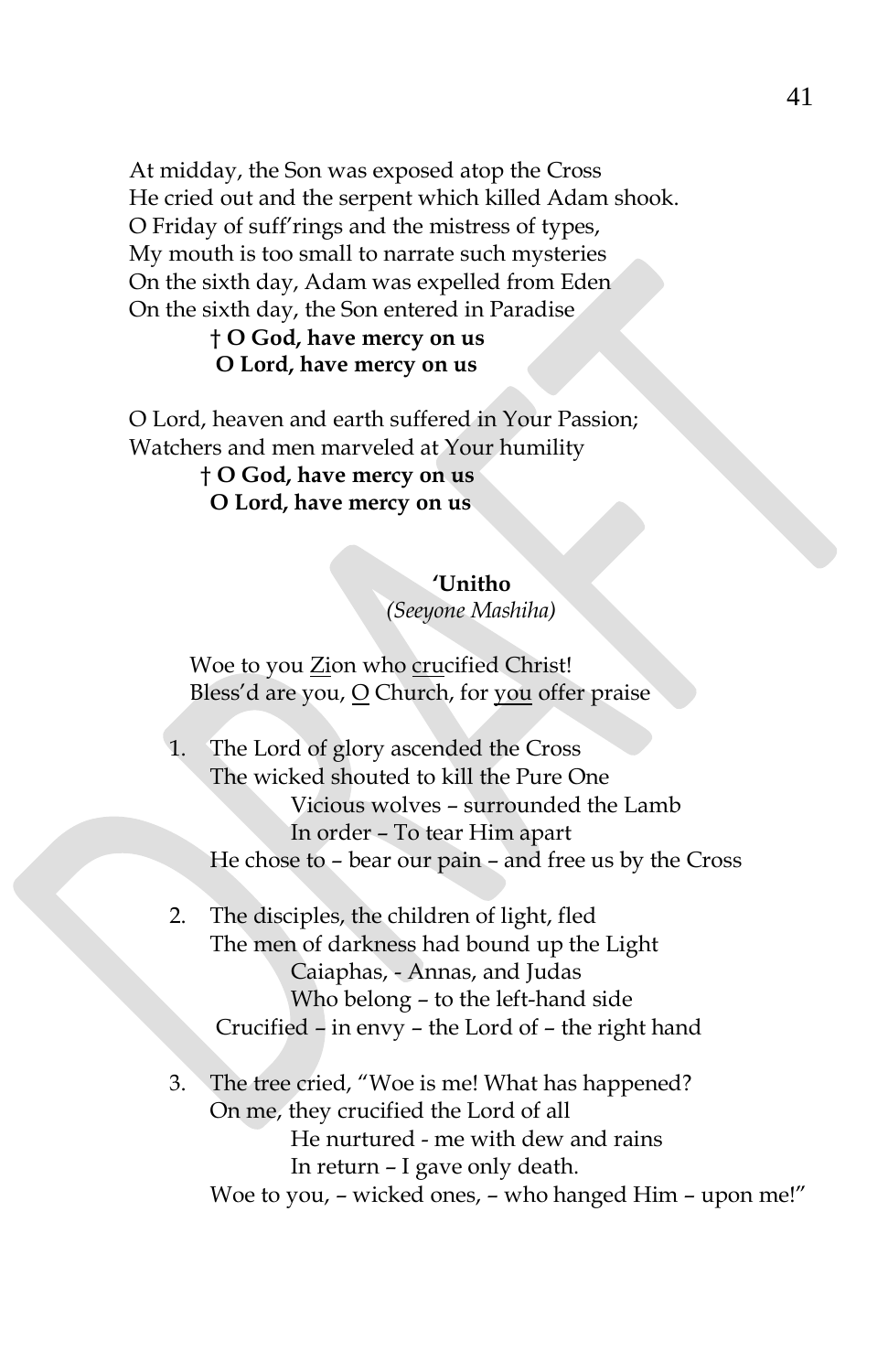At midday, the Son was exposed atop the Cross
He cried out and the serpent which killed Adam shook.
O Friday of suff'rings and the mistress of types,
My mouth is too small to narrate such mysteries
On the sixth day, Adam was expelled from Eden
On the sixth day, the Son entered in Paradise

**† O God, have mercy on us**
**O Lord, have mercy on us**

O Lord, heaven and earth suffered in Your Passion;
Watchers and men marveled at Your humility

**† O God, have mercy on us**
**O Lord, have mercy on us**

**'Unitho**
*(Seeyone Mashiha)*

Woe to you <u>Zi</u>on who <u>cru</u>cified Christ!
Bless'd are you, <u>O</u> Church, for <u>you</u> offer praise

1. The Lord of glory ascended the Cross
   The wicked shouted to kill the Pure One
   Vicious wolves – surrounded the Lamb
   In order – To tear Him apart
   He chose to – bear our pain – and free us by the Cross

2. The disciples, the children of light, fled
   The men of darkness had bound up the Light
   Caiaphas, - Annas, and Judas
   Who belong – to the left-hand side
   Crucified – in envy – the Lord of – the right hand

3. The tree cried, "Woe is me! What has happened?
   On me, they crucified the Lord of all
   He nurtured - me with dew and rains
   In return – I gave only death.
   Woe to you, – wicked ones, – who hanged Him – upon me!"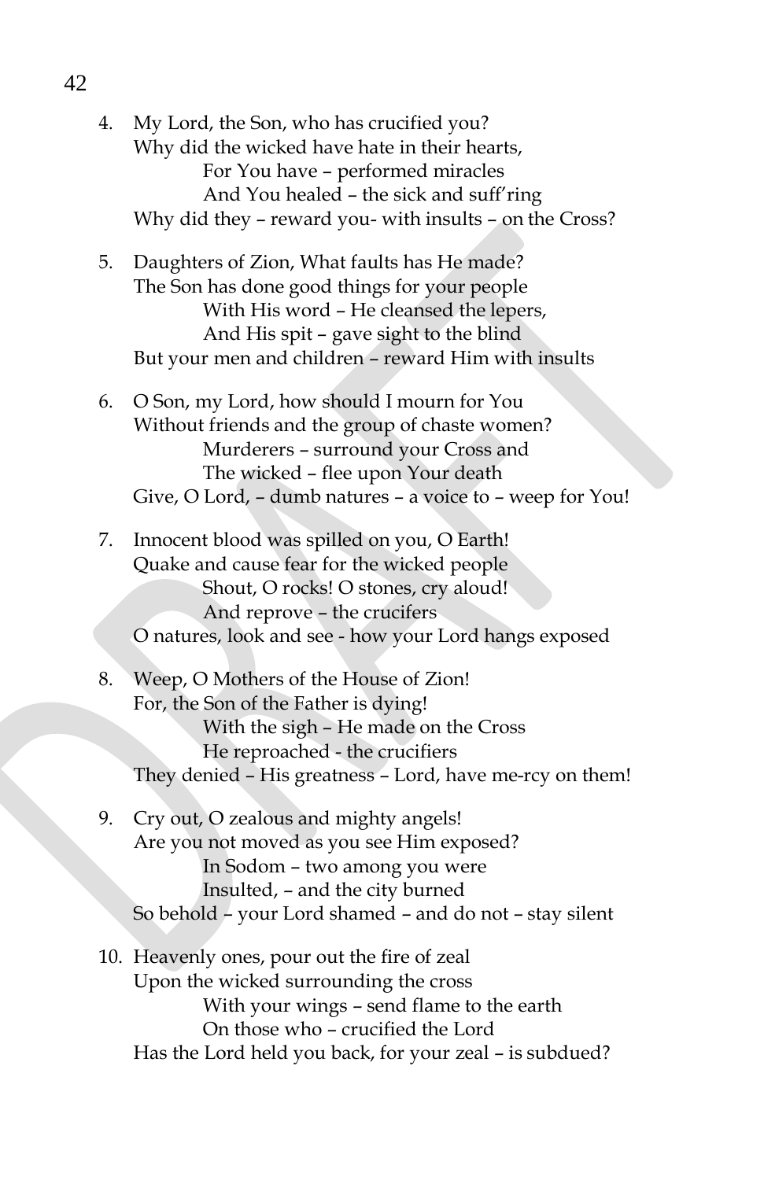4. My Lord, the Son, who has crucified you?
   Why did the wicked have hate in their hearts,
   
   For You have – performed miracles
   
   And You healed – the sick and suff'ring
   
   Why did they – reward you- with insults – on the Cross?

5. Daughters of Zion, What faults has He made?
   The Son has done good things for your people
   
   With His word – He cleansed the lepers,
   
   And His spit – gave sight to the blind
   
   But your men and children – reward Him with insults

6. O Son, my Lord, how should I mourn for You
   Without friends and the group of chaste women?
   
   Murderers – surround your Cross and
   
   The wicked – flee upon Your death
   
   Give, O Lord, – dumb natures – a voice to – weep for You!

7. Innocent blood was spilled on you, O Earth!
   Quake and cause fear for the wicked people
   
   Shout, O rocks! O stones, cry aloud!
   
   And reprove – the crucifers
   
   O natures, look and see - how your Lord hangs exposed

8. Weep, O Mothers of the House of Zion!
   For, the Son of the Father is dying!
   
   With the sigh – He made on the Cross
   
   He reproached - the crucifiers
   
   They denied – His greatness – Lord, have me-rcy on them!

9. Cry out, O zealous and mighty angels!
   Are you not moved as you see Him exposed?
   
   In Sodom – two among you were
   
   Insulted, – and the city burned
   
   So behold – your Lord shamed – and do not – stay silent

10. Heavenly ones, pour out the fire of zeal
    Upon the wicked surrounding the cross
    
    With your wings – send flame to the earth
    
    On those who – crucified the Lord
    
    Has the Lord held you back, for your zeal – is subdued?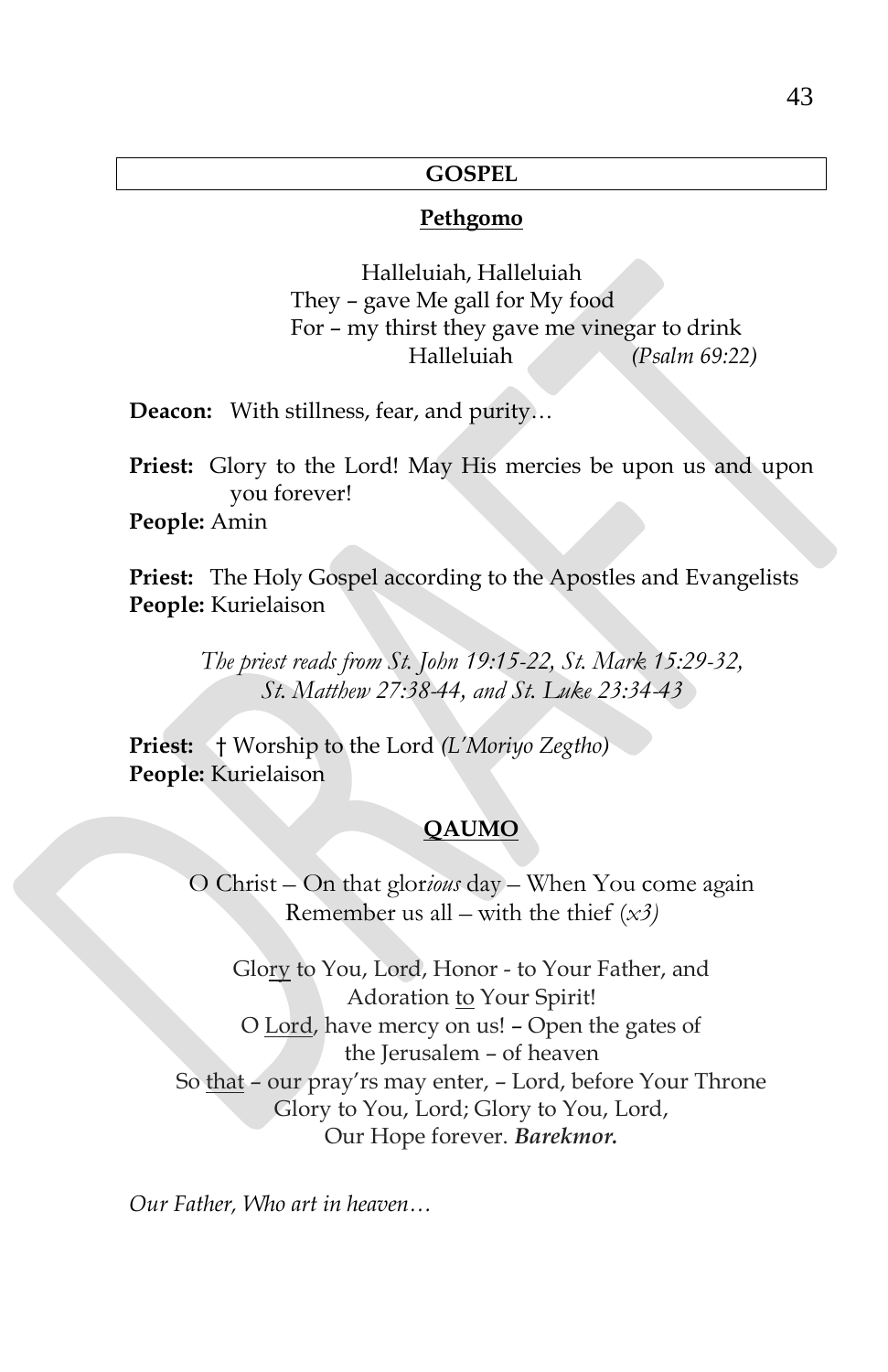## GOSPEL

### Pethgomo

Halleluiah, Halleluiah
They – gave Me gall for My food
For – my thirst they gave me vinegar to drink
Halleluiah *(Psalm 69:22)*

**Deacon:** With stillness, fear, and purity…

**Priest:** Glory to the Lord! May His mercies be upon us and upon you forever!
**People:** Amin

**Priest:** The Holy Gospel according to the Apostles and Evangelists
**People:** Kurielaison

*The priest reads from St. John 19:15-22, St. Mark 15:29-32, St. Matthew 27:38-44, and St. Luke 23:34-43*

**Priest:** † Worship to the Lord *(L'Moriyo Zegtho)*
**People:** Kurielaison

### QAUMO

O Christ – On that glor*ious* day – When You come again
Remember us all – with the thief *(x3)*

Glo<u>ry</u> to You, Lord, Honor - to Your Father, and
Adoration <u>to</u> Your Spirit!
O <u>Lord</u>, have mercy on us! – Open the gates of
the Jerusalem – of heaven
So <u>that</u> – our pray'rs may enter, – Lord, before Your Throne
Glory to You, Lord; Glory to You, Lord,
Our Hope forever. ***Barekmor.***

*Our Father, Who art in heaven…*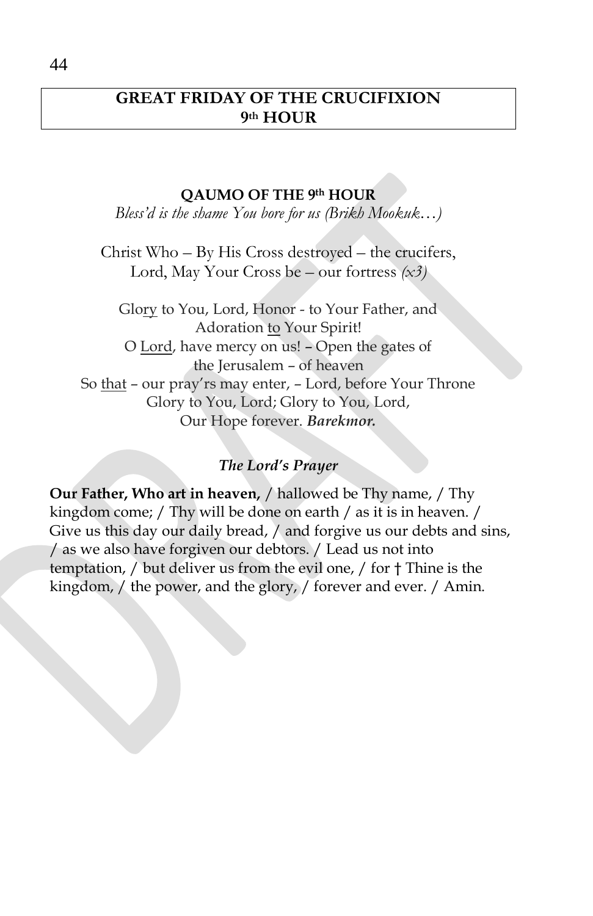# GREAT FRIDAY OF THE CRUCIFIXION
# 9th HOUR

### QAUMO OF THE 9th HOUR

*Bless'd is the shame You bore for us (Brikh Mookuk…)*

Christ Who – By His Cross destroyed – the crucifers,
Lord, May Your Cross be – our fortress *(x3)*

Glo<u>ry</u> to You, Lord, Honor - to Your Father, and
Adoration <u>to</u> Your Spirit!
O <u>Lord</u>, have mercy on us! – Open the gates of
the Jerusalem – of heaven
So <u>that</u> – our pray'rs may enter, – Lord, before Your Throne
Glory to You, Lord; Glory to You, Lord,
Our Hope forever. ***Barekmor.***

### *The Lord's Prayer*

**Our Father, Who art in heaven,** / hallowed be Thy name, / Thy kingdom come; / Thy will be done on earth / as it is in heaven. / Give us this day our daily bread, / and forgive us our debts and sins, / as we also have forgiven our debtors. / Lead us not into temptation, / but deliver us from the evil one, / for † Thine is the kingdom, / the power, and the glory, / forever and ever. / Amin.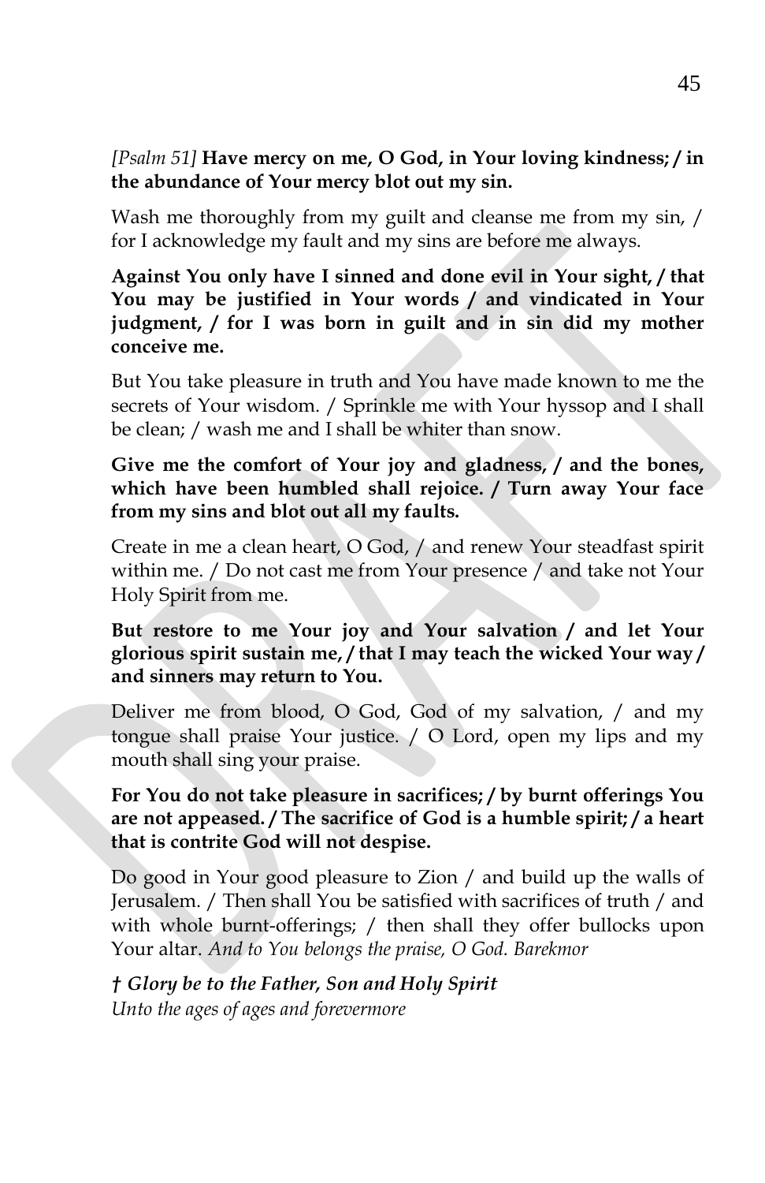*[Psalm 51]* **Have mercy on me, O God, in Your loving kindness; / in the abundance of Your mercy blot out my sin.**

Wash me thoroughly from my guilt and cleanse me from my sin, / for I acknowledge my fault and my sins are before me always.

**Against You only have I sinned and done evil in Your sight, / that You may be justified in Your words / and vindicated in Your judgment, / for I was born in guilt and in sin did my mother conceive me.**

But You take pleasure in truth and You have made known to me the secrets of Your wisdom. / Sprinkle me with Your hyssop and I shall be clean; / wash me and I shall be whiter than snow.

**Give me the comfort of Your joy and gladness, / and the bones, which have been humbled shall rejoice. / Turn away Your face from my sins and blot out all my faults.**

Create in me a clean heart, O God, / and renew Your steadfast spirit within me. / Do not cast me from Your presence / and take not Your Holy Spirit from me.

**But restore to me Your joy and Your salvation / and let Your glorious spirit sustain me, / that I may teach the wicked Your way / and sinners may return to You.**

Deliver me from blood, O God, God of my salvation, / and my tongue shall praise Your justice. / O Lord, open my lips and my mouth shall sing your praise.

**For You do not take pleasure in sacrifices; / by burnt offerings You are not appeased. / The sacrifice of God is a humble spirit; / a heart that is contrite God will not despise.**

Do good in Your good pleasure to Zion / and build up the walls of Jerusalem. / Then shall You be satisfied with sacrifices of truth / and with whole burnt-offerings; / then shall they offer bullocks upon Your altar. *And to You belongs the praise, O God. Barekmor*

***† Glory be to the Father, Son and Holy Spirit***
*Unto the ages of ages and forevermore*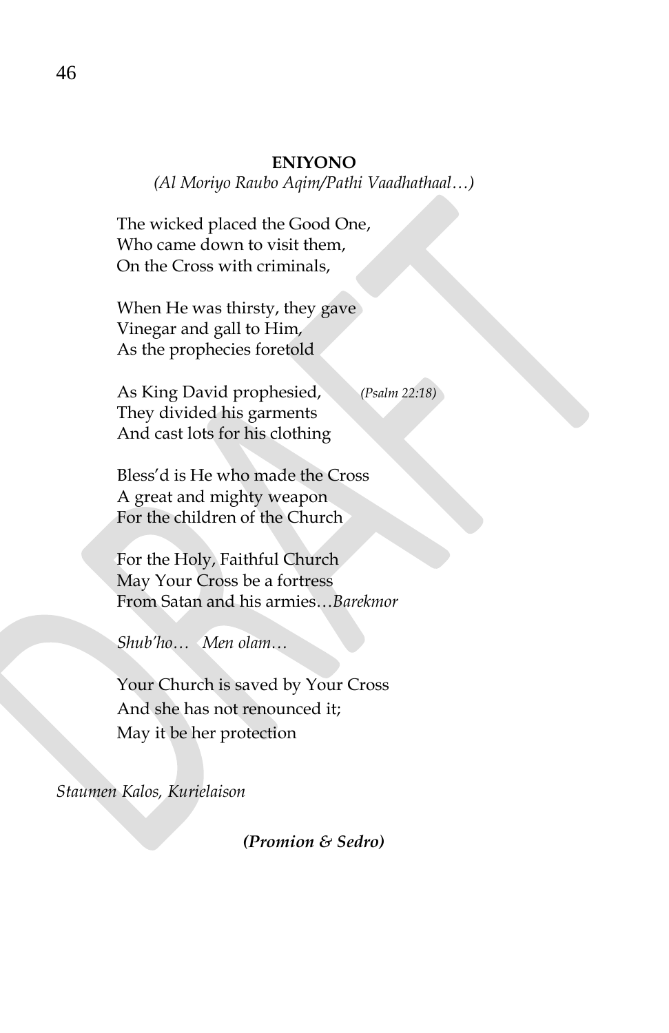## ENIYONO

*(Al Moriyo Raubo Aqim/Pathi Vaadhathaal…)*

The wicked placed the Good One,
Who came down to visit them,
On the Cross with criminals,

When He was thirsty, they gave
Vinegar and gall to Him,
As the prophecies foretold

As King David prophesied, *(Psalm 22:18)*
They divided his garments
And cast lots for his clothing

Bless'd is He who made the Cross
A great and mighty weapon
For the children of the Church

For the Holy, Faithful Church
May Your Cross be a fortress
From Satan and his armies…*Barekmor*

*Shub'ho… Men olam…*

Your Church is saved by Your Cross
And she has not renounced it;
May it be her protection

*Staumen Kalos, Kurielaison*

***(Promion & Sedro)***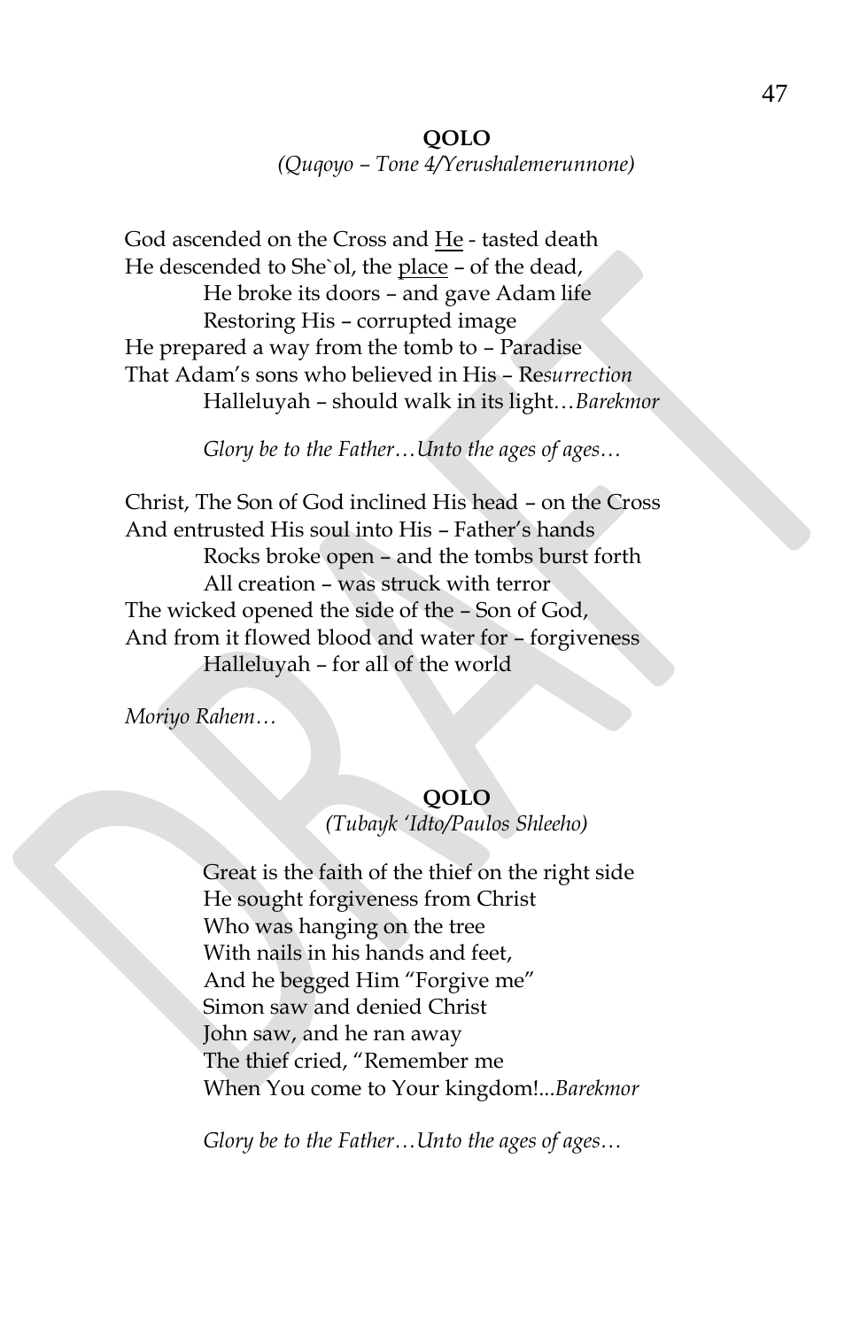**QOLO**

*(Quqoyo – Tone 4/Yerushalemerunnone)*

God ascended on the Cross and <u>He</u> - tasted death
He descended to She`ol, the <u>place</u> – of the dead,
 He broke its doors – and gave Adam life
 Restoring His – corrupted image
He prepared a way from the tomb to – Paradise
That Adam's sons who believed in His – Re*surrection*
 Halleluyah – should walk in its light…*Barekmor*

*Glory be to the Father…Unto the ages of ages…*

Christ, The Son of God inclined His head – on the Cross
And entrusted His soul into His – Father's hands
 Rocks broke open – and the tombs burst forth
 All creation – was struck with terror
The wicked opened the side of the – Son of God,
And from it flowed blood and water for – forgiveness
 Halleluyah – for all of the world

*Moriyo Rahem…*

**QOLO**

*(Tubayk 'Idto/Paulos Shleeho)*

Great is the faith of the thief on the right side
He sought forgiveness from Christ
Who was hanging on the tree
With nails in his hands and feet,
And he begged Him "Forgive me"
Simon saw and denied Christ
John saw, and he ran away
The thief cried, "Remember me
When You come to Your kingdom!...*Barekmor*

*Glory be to the Father…Unto the ages of ages…*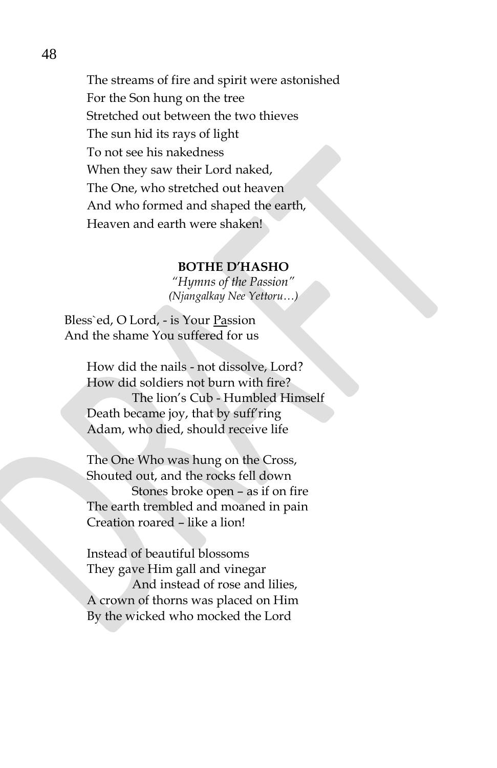The streams of fire and spirit were astonished
For the Son hung on the tree
Stretched out between the two thieves
The sun hid its rays of light
To not see his nakedness
When they saw their Lord naked,
The One, who stretched out heaven
And who formed and shaped the earth,
Heaven and earth were shaken!

**BOTHE D'HASHO**

*"Hymns of the Passion"*
*(Njangalkay Nee Yettoru…)*

Bless`ed, O Lord, - is Your Passion
And the shame You suffered for us

How did the nails - not dissolve, Lord?
How did soldiers not burn with fire?
The lion's Cub - Humbled Himself
Death became joy, that by suff'ring
Adam, who died, should receive life

The One Who was hung on the Cross,
Shouted out, and the rocks fell down
Stones broke open – as if on fire
The earth trembled and moaned in pain
Creation roared – like a lion!

Instead of beautiful blossoms
They gave Him gall and vinegar
And instead of rose and lilies,
A crown of thorns was placed on Him
By the wicked who mocked the Lord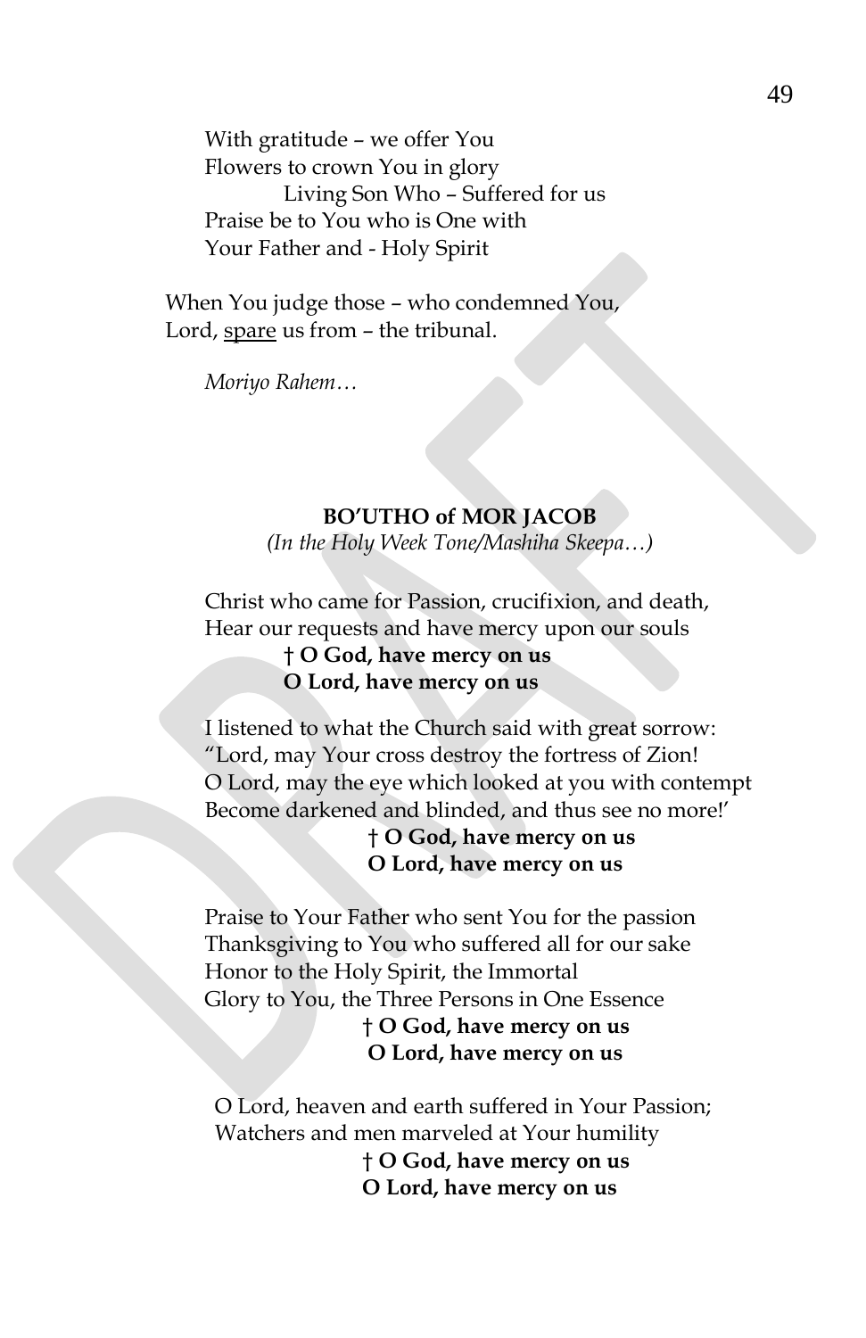With gratitude – we offer You
Flowers to crown You in glory
Living Son Who – Suffered for us
Praise be to You who is One with
Your Father and - Holy Spirit

When You judge those – who condemned You,
Lord, <u>spare</u> us from – the tribunal.

*Moriyo Rahem…*

### BO'UTHO of MOR JACOB

*(In the Holy Week Tone/Mashiha Skeepa…)*

Christ who came for Passion, crucifixion, and death,
Hear our requests and have mercy upon our souls
**† O God, have mercy on us**
**O Lord, have mercy on us**

I listened to what the Church said with great sorrow:
"Lord, may Your cross destroy the fortress of Zion!
O Lord, may the eye which looked at you with contempt
Become darkened and blinded, and thus see no more!'
**† O God, have mercy on us**
**O Lord, have mercy on us**

Praise to Your Father who sent You for the passion
Thanksgiving to You who suffered all for our sake
Honor to the Holy Spirit, the Immortal
Glory to You, the Three Persons in One Essence
**† O God, have mercy on us**
**O Lord, have mercy on us**

O Lord, heaven and earth suffered in Your Passion;
Watchers and men marveled at Your humility
**† O God, have mercy on us**
**O Lord, have mercy on us**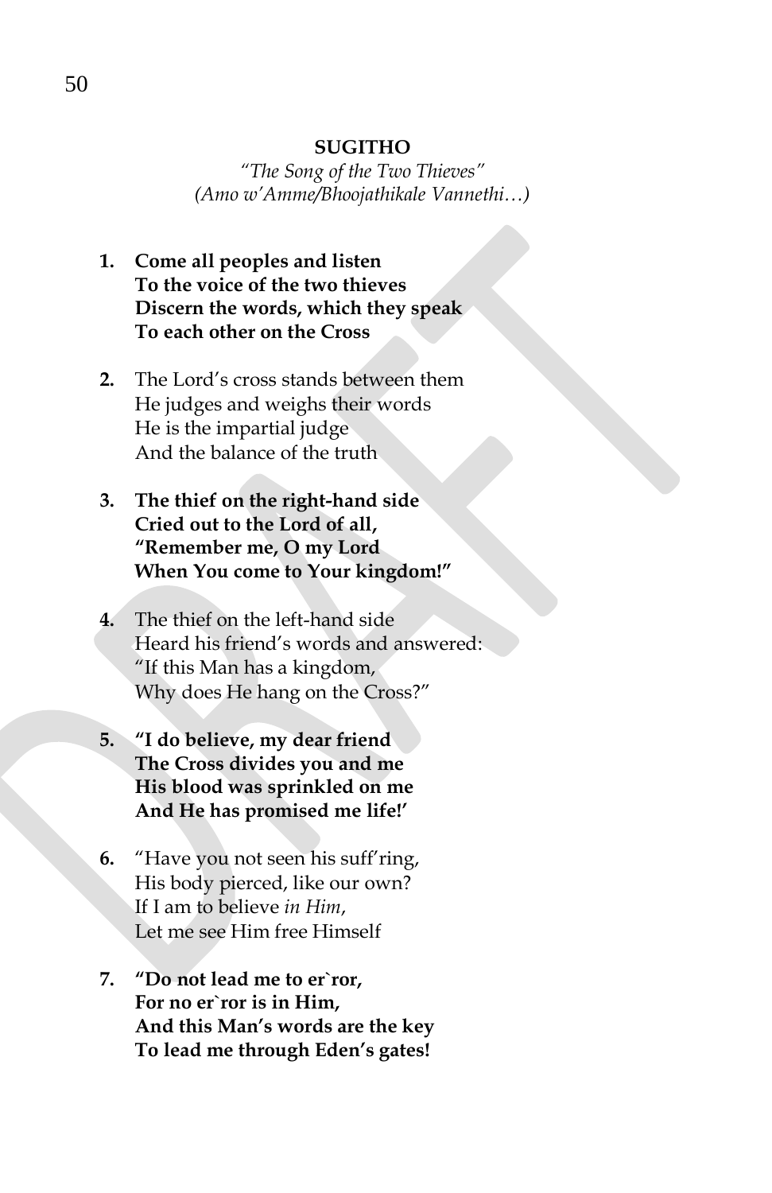**SUGITHO**

*"The Song of the Two Thieves"*
*(Amo w'Amme/Bhoojathikale Vannethi…)*

1. **Come all peoples and listen**
   **To the voice of the two thieves**
   **Discern the words, which they speak**
   **To each other on the Cross**

2. The Lord's cross stands between them
   He judges and weighs their words
   He is the impartial judge
   And the balance of the truth

3. **The thief on the right-hand side**
   **Cried out to the Lord of all,**
   **"Remember me, O my Lord**
   **When You come to Your kingdom!"**

4. The thief on the left-hand side
   Heard his friend's words and answered:
   "If this Man has a kingdom,
   Why does He hang on the Cross?"

5. **"I do believe, my dear friend**
   **The Cross divides you and me**
   **His blood was sprinkled on me**
   **And He has promised me life!'**

6. "Have you not seen his suff'ring,
   His body pierced, like our own?
   If I am to believe *in Him*,
   Let me see Him free Himself

7. **"Do not lead me to er`ror,**
   **For no er`ror is in Him,**
   **And this Man's words are the key**
   **To lead me through Eden's gates!**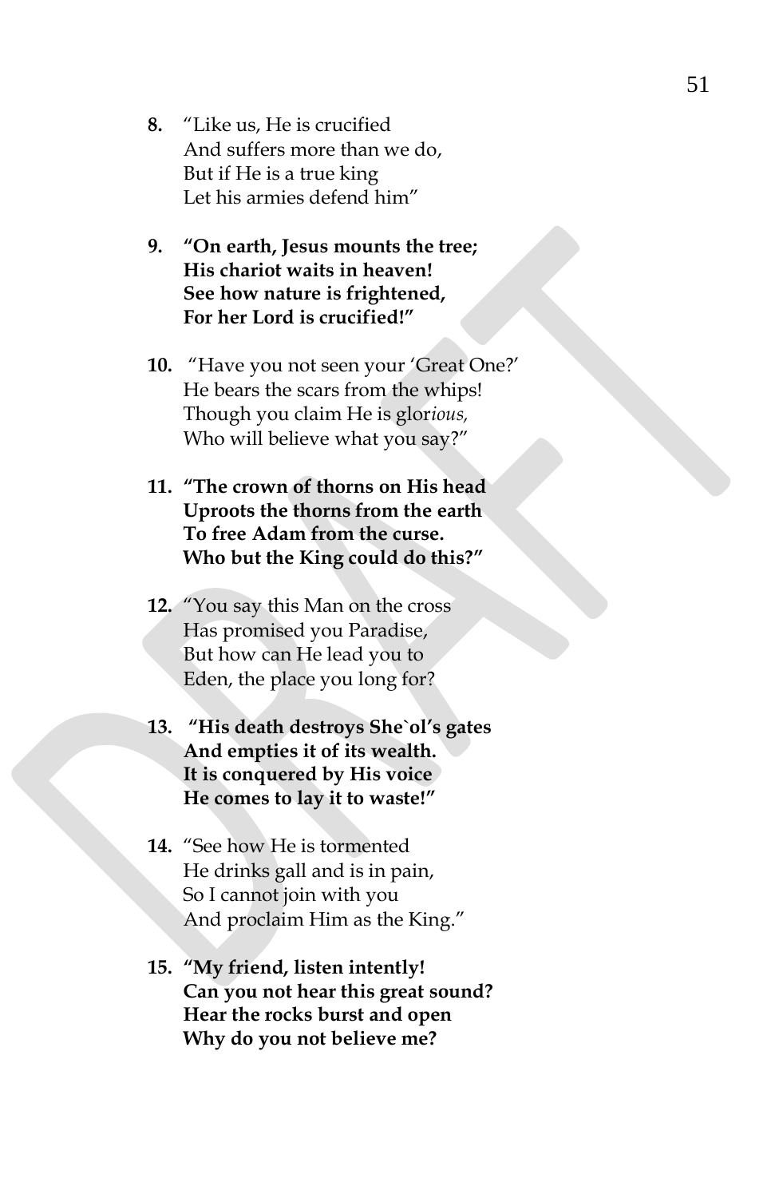8. "Like us, He is crucified
And suffers more than we do,
But if He is a true king
Let his armies defend him"

9. **"On earth, Jesus mounts the tree;
His chariot waits in heaven!
See how nature is frightened,
For her Lord is crucified!"**

10. "Have you not seen your 'Great One?'
He bears the scars from the whips!
Though you claim He is glor*ious,*
Who will believe what you say?"

11. **"The crown of thorns on His head
Uproots the thorns from the earth
To free Adam from the curse.
Who but the King could do this?"**

12. "You say this Man on the cross
Has promised you Paradise,
But how can He lead you to
Eden, the place you long for?

13. **"His death destroys She`ol's gates
And empties it of its wealth.
It is conquered by His voice
He comes to lay it to waste!"**

14. "See how He is tormented
He drinks gall and is in pain,
So I cannot join with you
And proclaim Him as the King."

15. **"My friend, listen intently!
Can you not hear this great sound?
Hear the rocks burst and open
Why do you not believe me?**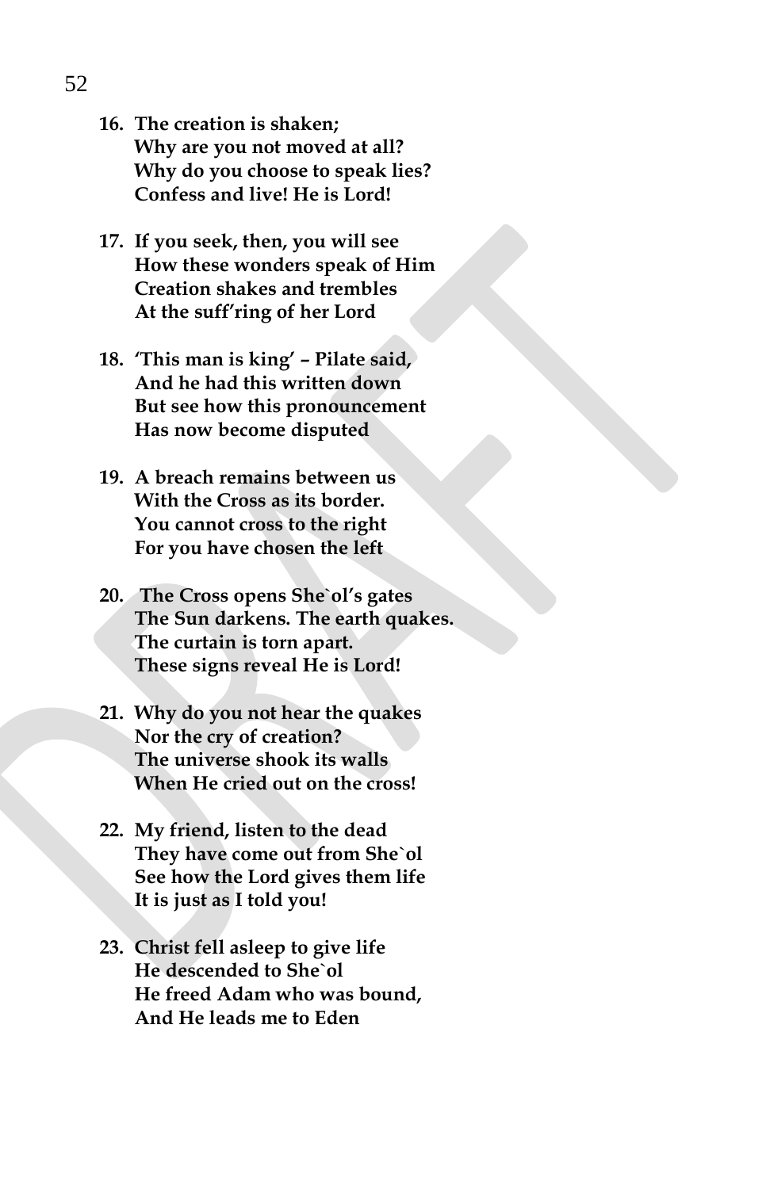16. **The creation is shaken;**
    **Why are you not moved at all?**
    **Why do you choose to speak lies?**
    **Confess and live! He is Lord!**

17. **If you seek, then, you will see**
    **How these wonders speak of Him**
    **Creation shakes and trembles**
    **At the suff'ring of her Lord**

18. **'This man is king' – Pilate said,**
    **And he had this written down**
    **But see how this pronouncement**
    **Has now become disputed**

19. **A breach remains between us**
    **With the Cross as its border.**
    **You cannot cross to the right**
    **For you have chosen the left**

20. **The Cross opens She`ol's gates**
    **The Sun darkens. The earth quakes.**
    **The curtain is torn apart.**
    **These signs reveal He is Lord!**

21. **Why do you not hear the quakes**
    **Nor the cry of creation?**
    **The universe shook its walls**
    **When He cried out on the cross!**

22. **My friend, listen to the dead**
    **They have come out from She`ol**
    **See how the Lord gives them life**
    **It is just as I told you!**

23. **Christ fell asleep to give life**
    **He descended to She`ol**
    **He freed Adam who was bound,**
    **And He leads me to Eden**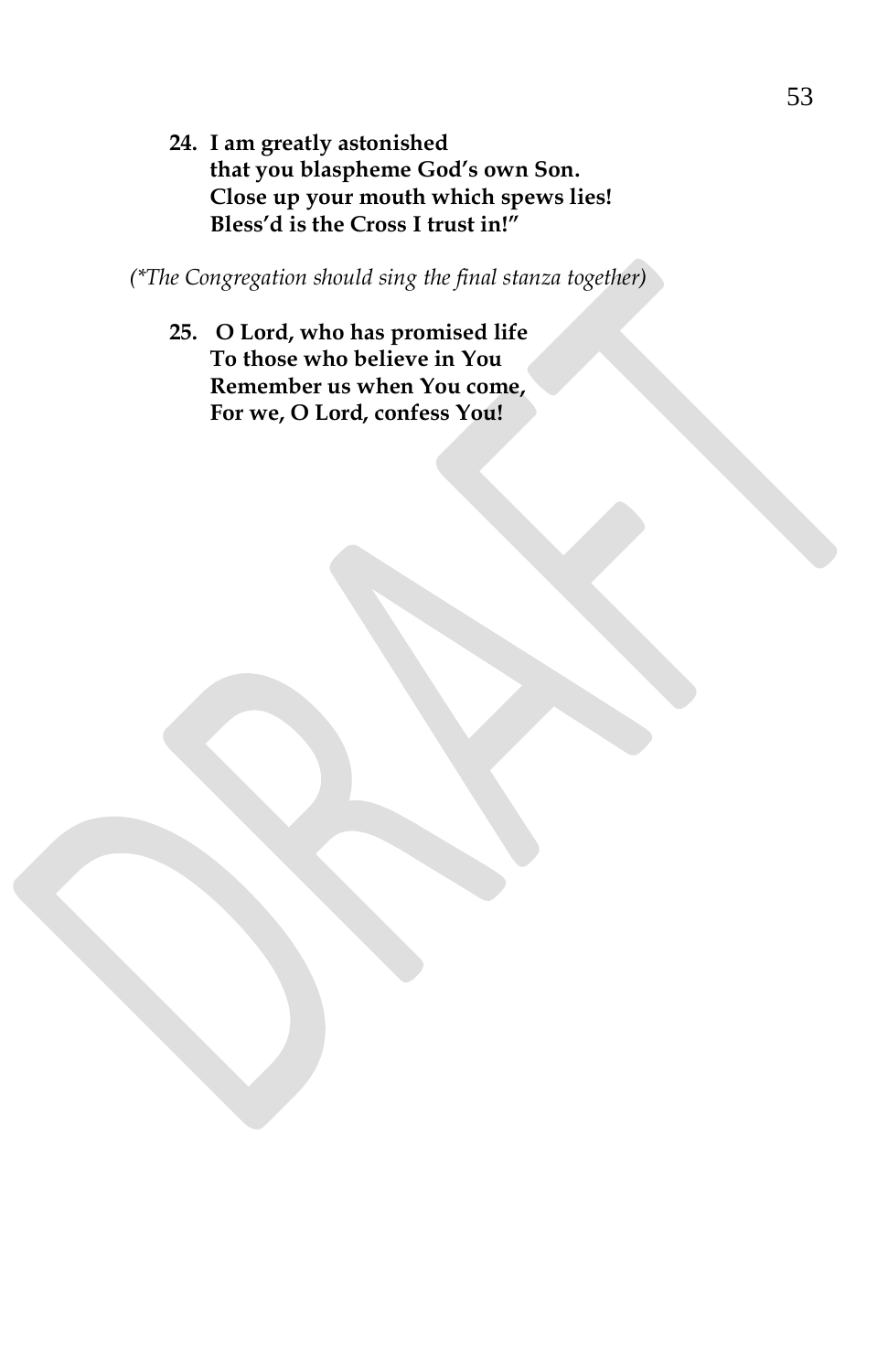**24. I am greatly astonished**
**that you blaspheme God's own Son.**
**Close up your mouth which spews lies!**
**Bless'd is the Cross I trust in!"**

*(\*The Congregation should sing the final stanza together)*

**25. O Lord, who has promised life**
**To those who believe in You**
**Remember us when You come,**
**For we, O Lord, confess You!**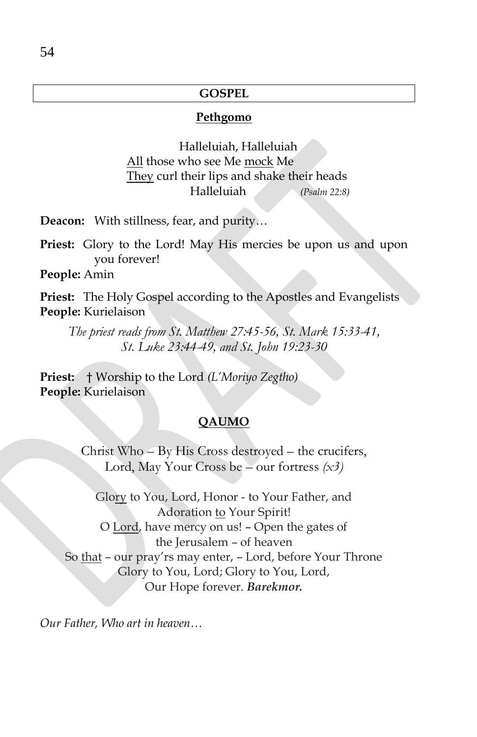## GOSPEL

### Pethgomo

Halleluiah, Halleluiah
<u>All</u> those who see Me <u>mock</u> Me
<u>They</u> curl their lips and shake their heads
Halleluiah *(Psalm 22:8)*

**Deacon:** With stillness, fear, and purity…

**Priest:** Glory to the Lord! May His mercies be upon us and upon you forever!

**People:** Amin

**Priest:** The Holy Gospel according to the Apostles and Evangelists

**People:** Kurielaison

*The priest reads from St. Matthew 27:45-56, St. Mark 15:33-41, St. Luke 23:44-49, and St. John 19:23-30*

**Priest:** † Worship to the Lord *(L'Moriyo Zegtho)*

**People:** Kurielaison

### QAUMO

Christ Who – By His Cross destroyed – the crucifers,
Lord, May Your Cross be – our fortress *(x3)*

Gl<u>ory</u> to You, Lord, Honor - to Your Father, and
Adoration <u>to</u> Your Spirit!
O <u>Lord</u>, have mercy on us! – Open the gates of
the Jerusalem – of heaven
So <u>that</u> – our pray'rs may enter, – Lord, before Your Throne
Glory to You, Lord; Glory to You, Lord,
Our Hope forever. ***Barekmor.***

*Our Father, Who art in heaven…*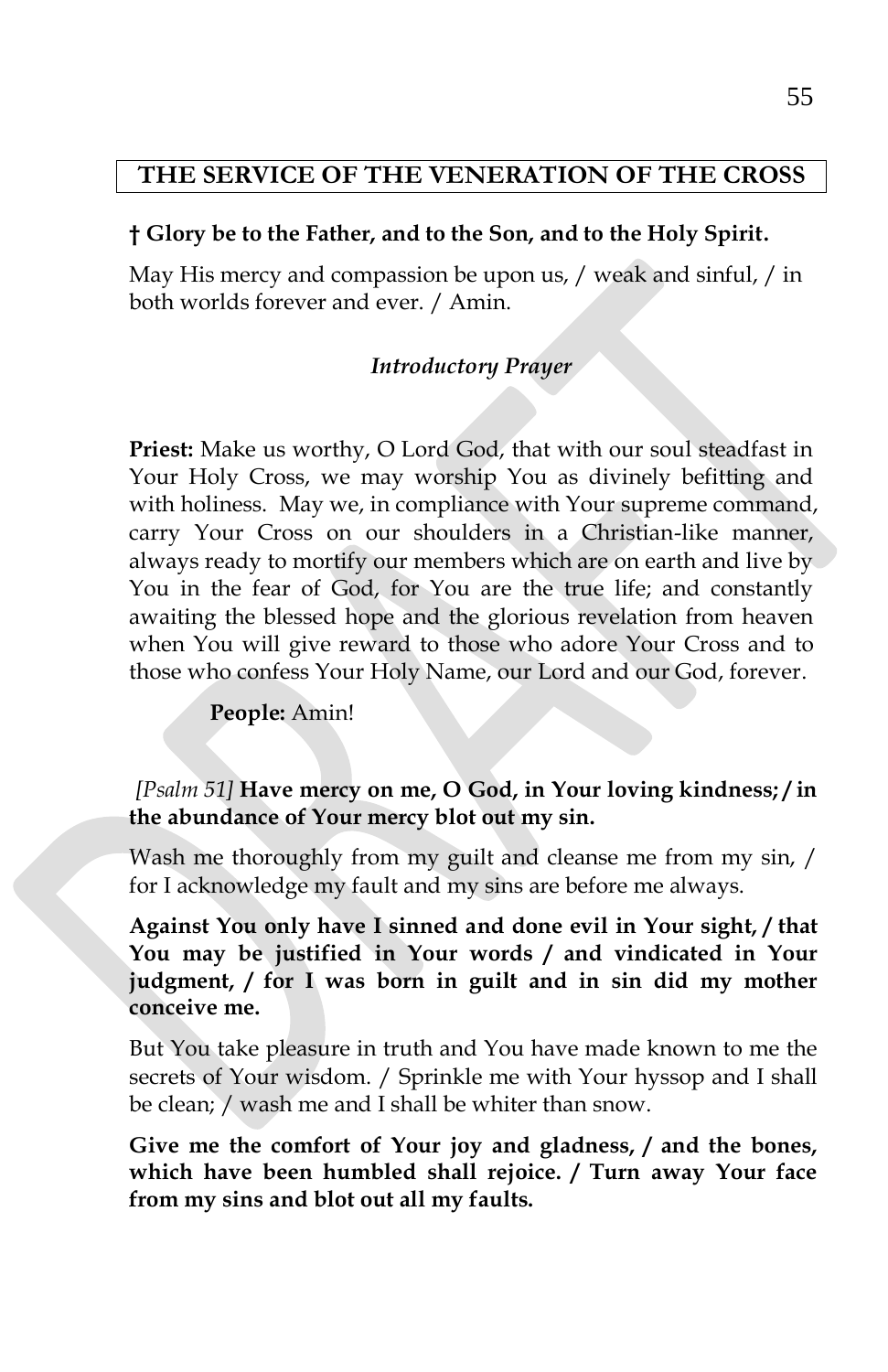# THE SERVICE OF THE VENERATION OF THE CROSS

**† Glory be to the Father, and to the Son, and to the Holy Spirit.**

May His mercy and compassion be upon us, / weak and sinful, / in both worlds forever and ever. / Amin.

### *Introductory Prayer*

**Priest:** Make us worthy, O Lord God, that with our soul steadfast in Your Holy Cross, we may worship You as divinely befitting and with holiness. May we, in compliance with Your supreme command, carry Your Cross on our shoulders in a Christian-like manner, always ready to mortify our members which are on earth and live by You in the fear of God, for You are the true life; and constantly awaiting the blessed hope and the glorious revelation from heaven when You will give reward to those who adore Your Cross and to those who confess Your Holy Name, our Lord and our God, forever.

**People:** Amin!

*[Psalm 51]* **Have mercy on me, O God, in Your loving kindness; / in the abundance of Your mercy blot out my sin.**

Wash me thoroughly from my guilt and cleanse me from my sin, / for I acknowledge my fault and my sins are before me always.

**Against You only have I sinned and done evil in Your sight, / that You may be justified in Your words / and vindicated in Your judgment, / for I was born in guilt and in sin did my mother conceive me.**

But You take pleasure in truth and You have made known to me the secrets of Your wisdom. / Sprinkle me with Your hyssop and I shall be clean; / wash me and I shall be whiter than snow.

**Give me the comfort of Your joy and gladness, / and the bones, which have been humbled shall rejoice. / Turn away Your face from my sins and blot out all my faults.**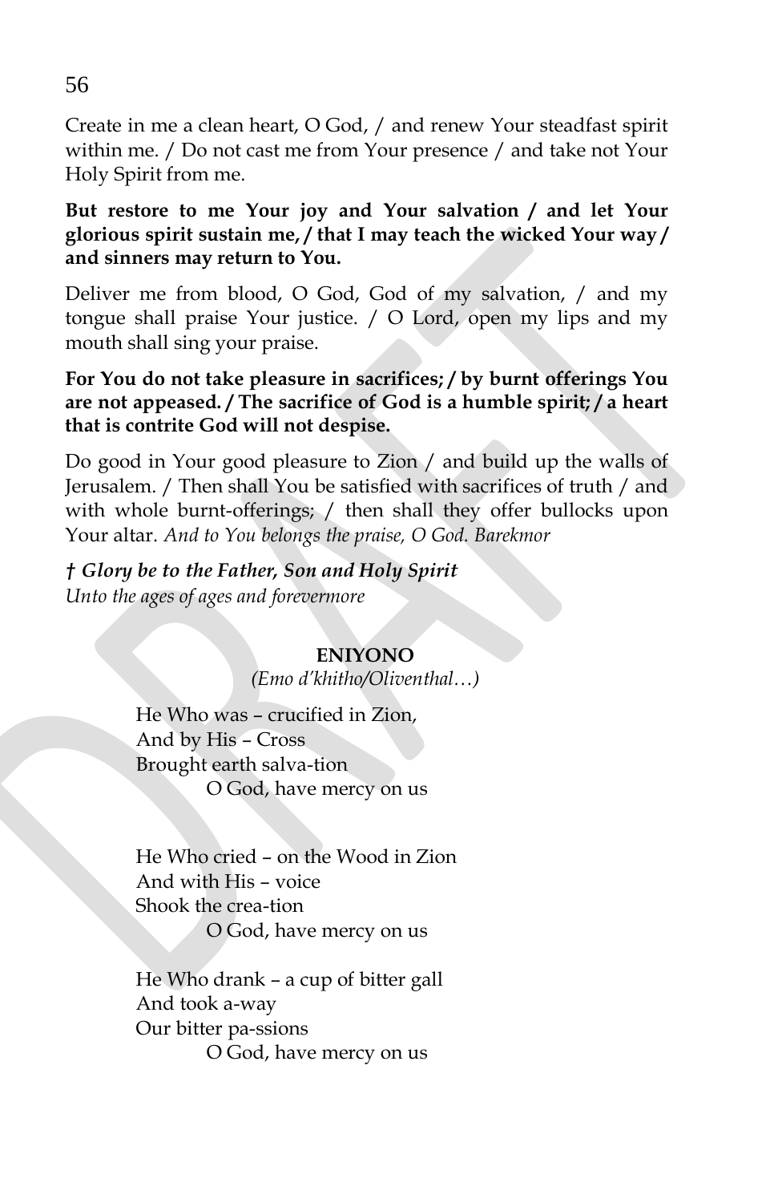Create in me a clean heart, O God, / and renew Your steadfast spirit within me. / Do not cast me from Your presence / and take not Your Holy Spirit from me.

**But restore to me Your joy and Your salvation / and let Your glorious spirit sustain me, / that I may teach the wicked Your way / and sinners may return to You.**

Deliver me from blood, O God, God of my salvation, / and my tongue shall praise Your justice. / O Lord, open my lips and my mouth shall sing your praise.

**For You do not take pleasure in sacrifices; / by burnt offerings You are not appeased. / The sacrifice of God is a humble spirit; / a heart that is contrite God will not despise.**

Do good in Your good pleasure to Zion / and build up the walls of Jerusalem. / Then shall You be satisfied with sacrifices of truth / and with whole burnt-offerings; / then shall they offer bullocks upon Your altar. *And to You belongs the praise, O God. Barekmor*

***† Glory be to the Father, Son and Holy Spirit***
*Unto the ages of ages and forevermore*

**ENIYONO**

*(Emo d'khitho/Oliventhal…)*

He Who was – crucified in Zion,
And by His – Cross
Brought earth salva-tion
O God, have mercy on us

He Who cried – on the Wood in Zion
And with His – voice
Shook the crea-tion
O God, have mercy on us

He Who drank – a cup of bitter gall
And took a-way
Our bitter pa-ssions
O God, have mercy on us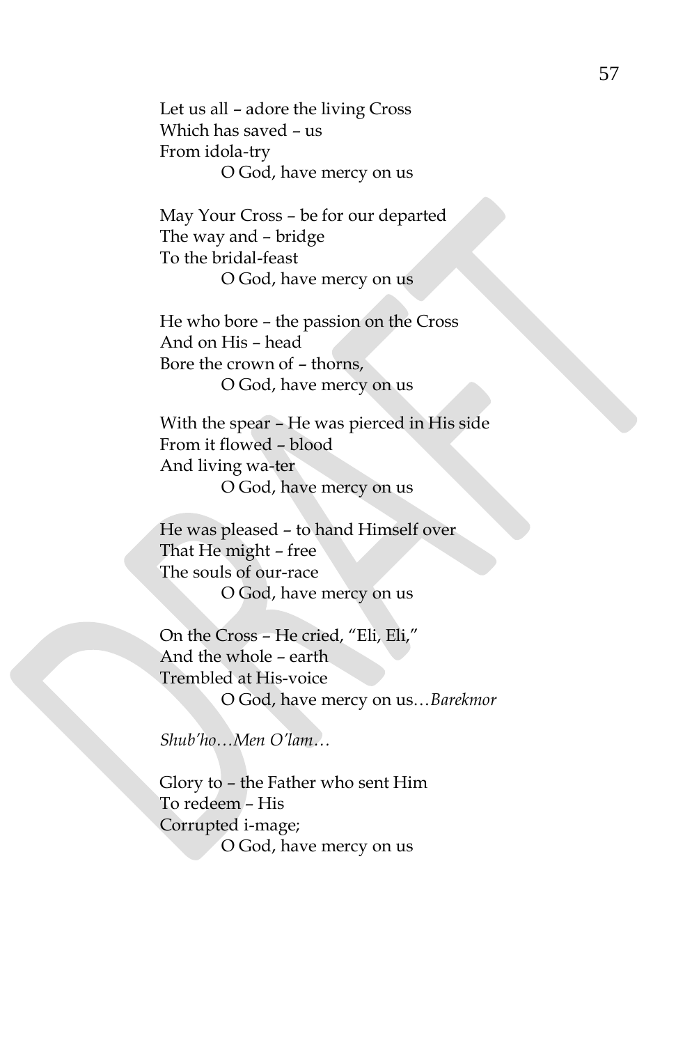Let us all – adore the living Cross  
Which has saved – us  
From idola-try  
O God, have mercy on us

May Your Cross – be for our departed  
The way and – bridge  
To the bridal-feast  
O God, have mercy on us

He who bore – the passion on the Cross  
And on His – head  
Bore the crown of – thorns,  
O God, have mercy on us

With the spear – He was pierced in His side  
From it flowed – blood  
And living wa-ter  
O God, have mercy on us

He was pleased – to hand Himself over  
That He might – free  
The souls of our-race  
O God, have mercy on us

On the Cross – He cried, "Eli, Eli,"  
And the whole – earth  
Trembled at His-voice  
O God, have mercy on us…*Barekmor*

*Shub'ho…Men O'lam…*

Glory to – the Father who sent Him  
To redeem – His  
Corrupted i-mage;  
O God, have mercy on us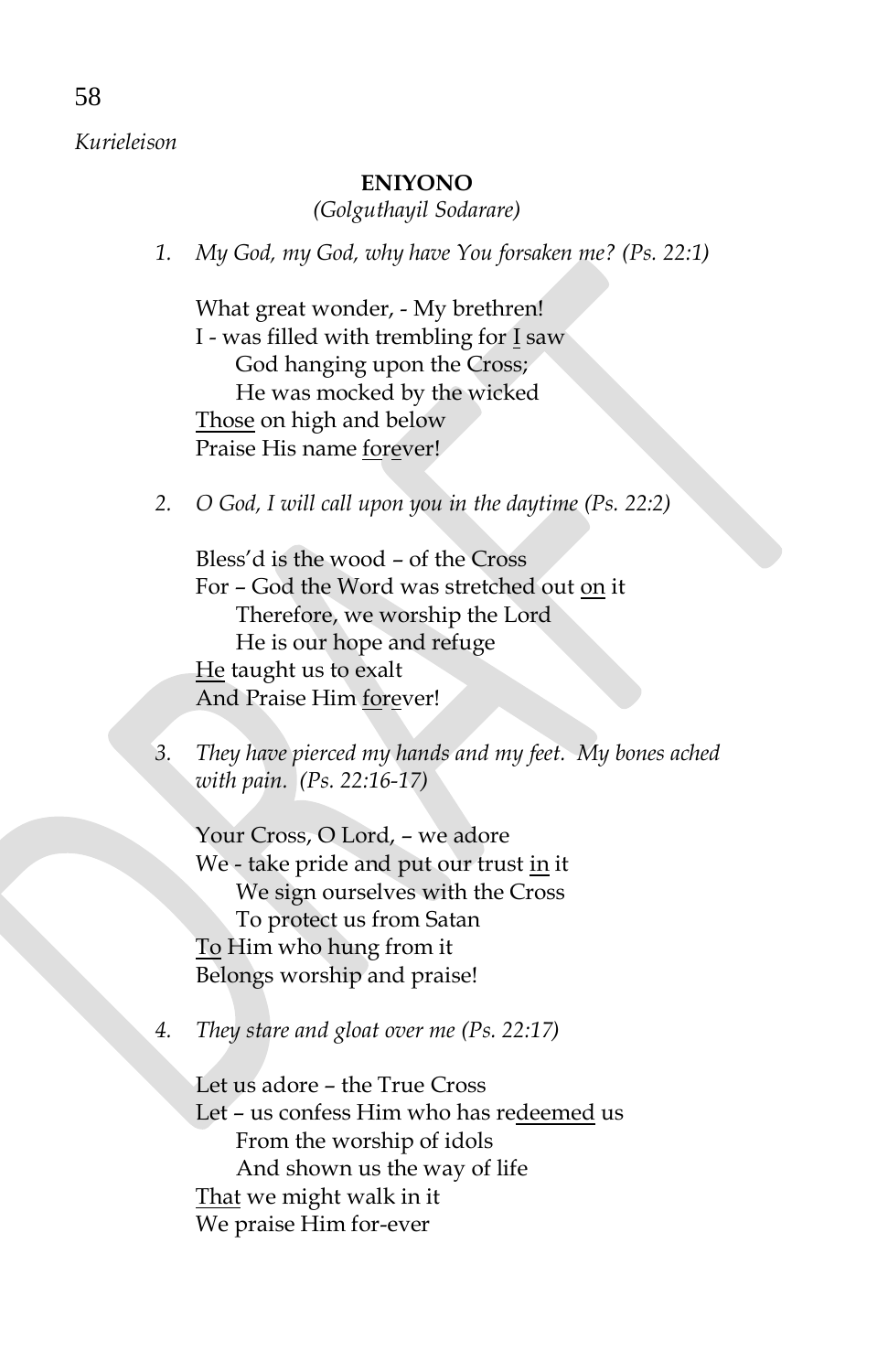## ENIYONO

*(Golguthayil Sodarare)*

1. *My God, my God, why have You forsaken me? (Ps. 22:1)*

   What great wonder, - My brethren!
   I - was filled with trembling for <u>I</u> saw
   &nbsp;&nbsp;&nbsp;&nbsp;God hanging upon the Cross;
   &nbsp;&nbsp;&nbsp;&nbsp;He was mocked by the wicked
   <u>Those</u> on high and below
   Praise His name <u>fore</u>ver!

2. *O God, I will call upon you in the daytime (Ps. 22:2)*

   Bless'd is the wood – of the Cross
   For – God the Word was stretched out <u>on</u> it
   &nbsp;&nbsp;&nbsp;&nbsp;Therefore, we worship the Lord
   &nbsp;&nbsp;&nbsp;&nbsp;He is our hope and refuge
   <u>He</u> taught us to exalt
   And Praise Him <u>fore</u>ver!

3. *They have pierced my hands and my feet. My bones ached with pain. (Ps. 22:16-17)*

   Your Cross, O Lord, – we adore
   We - take pride and put our trust <u>in</u> it
   &nbsp;&nbsp;&nbsp;&nbsp;We sign ourselves with the Cross
   &nbsp;&nbsp;&nbsp;&nbsp;To protect us from Satan
   <u>To</u> Him who hung from it
   Belongs worship and praise!

4. *They stare and gloat over me (Ps. 22:17)*

   Let us adore – the True Cross
   Let – us confess Him who has re<u>deemed</u> us
   &nbsp;&nbsp;&nbsp;&nbsp;From the worship of idols
   &nbsp;&nbsp;&nbsp;&nbsp;And shown us the way of life
   <u>That</u> we might walk in it
   We praise Him for-ever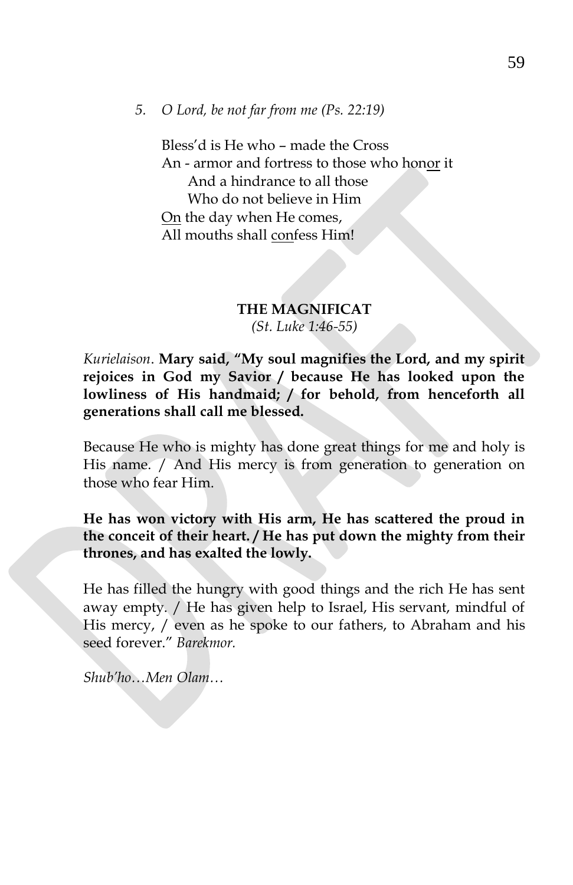5. *O Lord, be not far from me (Ps. 22:19)*

Bless'd is He who – made the Cross
An - armor and fortress to those who hon<u>or</u> it
    And a hindrance to all those
    Who do not believe in Him
<u>On</u> the day when He comes,
All mouths shall <u>con</u>fess Him!

**THE MAGNIFICAT**

*(St. Luke 1:46-55)*

*Kurielaison*. **Mary said, "My soul magnifies the Lord, and my spirit rejoices in God my Savior / because He has looked upon the lowliness of His handmaid; / for behold, from henceforth all generations shall call me blessed.**

Because He who is mighty has done great things for me and holy is His name. / And His mercy is from generation to generation on those who fear Him.

**He has won victory with His arm, He has scattered the proud in the conceit of their heart. / He has put down the mighty from their thrones, and has exalted the lowly.**

He has filled the hungry with good things and the rich He has sent away empty. / He has given help to Israel, His servant, mindful of His mercy, / even as he spoke to our fathers, to Abraham and his seed forever." *Barekmor.*

*Shub'ho…Men Olam…*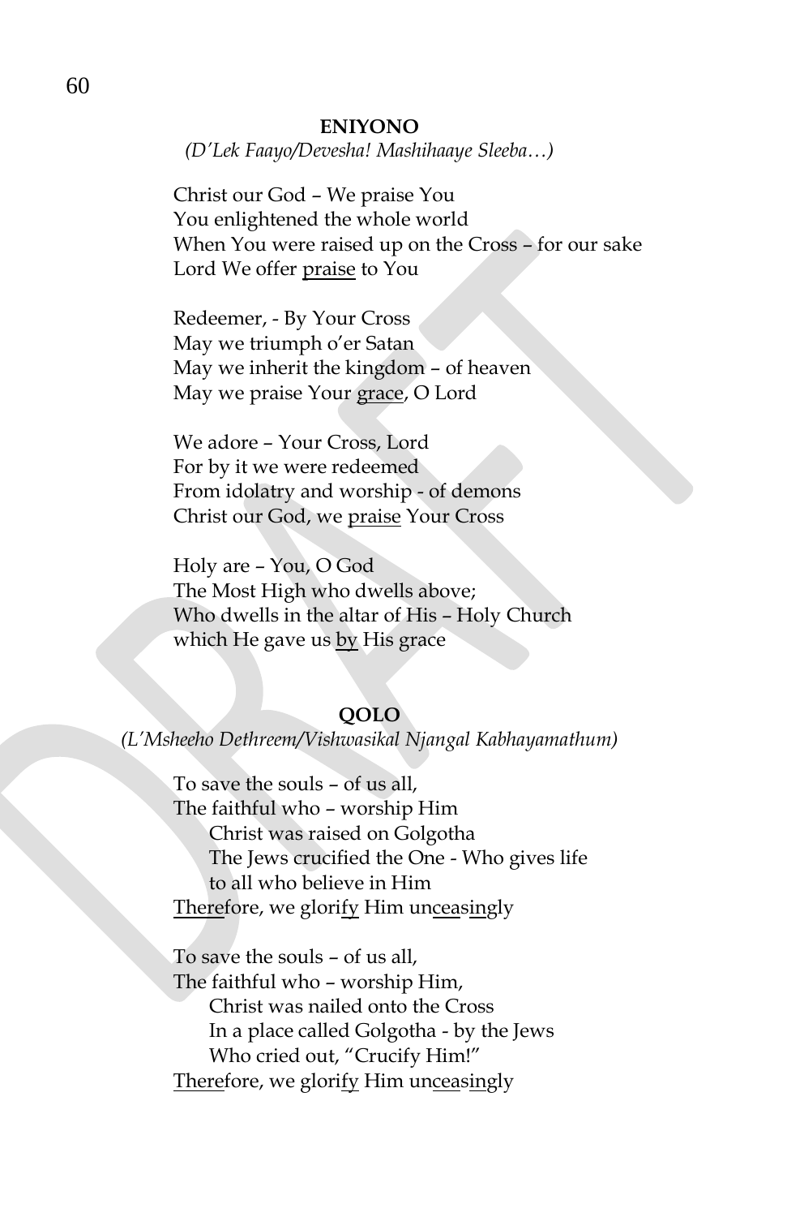### ENIYONO

*(D'Lek Faayo/Devesha! Mashihaaye Sleeba…)*

Christ our God – We praise You
You enlightened the whole world
When You were raised up on the Cross – for our sake
Lord We offer <u>praise</u> to You

Redeemer, - By Your Cross
May we triumph o'er Satan
May we inherit the kingdom – of heaven
May we praise Your <u>grace</u>, O Lord

We adore – Your Cross, Lord
For by it we were redeemed
From idolatry and worship - of demons
Christ our God, we <u>praise</u> Your Cross

Holy are – You, O God
The Most High who dwells above;
Who dwells in the altar of His – Holy Church
which He gave us <u>by</u> His grace

### QOLO

*(L'Msheeho Dethreem/Vishwasikal Njangal Kabhayamathum)*

To save the souls – of us all,
The faithful who – worship Him
    Christ was raised on Golgotha
    The Jews crucified the One - Who gives life
    to all who believe in Him
<u>There</u>fore, we glori<u>fy</u> Him un<u>cea</u>s<u>in</u>gly

To save the souls – of us all,
The faithful who – worship Him,
    Christ was nailed onto the Cross
    In a place called Golgotha - by the Jews
    Who cried out, "Crucify Him!"
<u>There</u>fore, we glori<u>fy</u> Him un<u>cea</u>s<u>in</u>gly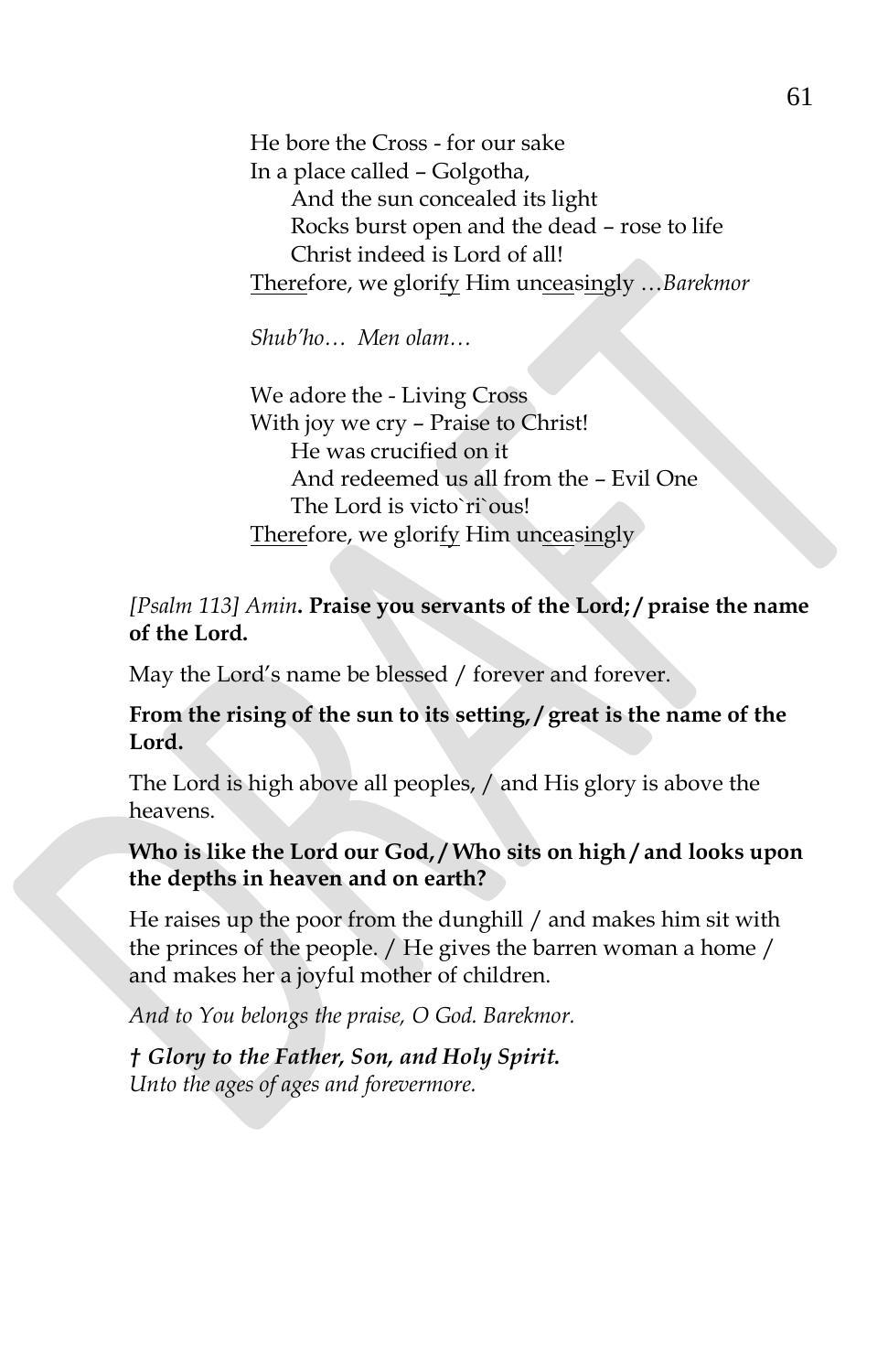He bore the Cross - for our sake
In a place called – Golgotha,
    And the sun concealed its light
    Rocks burst open and the dead – rose to life
    Christ indeed is Lord of all!
<u>There</u>fore, we glori<u>fy</u> Him un<u>cea</u>s<u>in</u>gly …*Barekmor*

*Shub'ho… Men olam…*

We adore the - Living Cross
With joy we cry – Praise to Christ!
    He was crucified on it
    And redeemed us all from the – Evil One
    The Lord is victo`ri`ous!
<u>There</u>fore, we glori<u>fy</u> Him un<u>cea</u>s<u>in</u>gly

*[Psalm 113] Amin*. **Praise you servants of the Lord; / praise the name of the Lord.**

May the Lord's name be blessed / forever and forever.

**From the rising of the sun to its setting, / great is the name of the Lord.**

The Lord is high above all peoples, / and His glory is above the heavens.

**Who is like the Lord our God, / Who sits on high / and looks upon the depths in heaven and on earth?**

He raises up the poor from the dunghill / and makes him sit with the princes of the people. / He gives the barren woman a home / and makes her a joyful mother of children.

*And to You belongs the praise, O God. Barekmor.*

***† Glory to the Father, Son, and Holy Spirit.***
*Unto the ages of ages and forevermore.*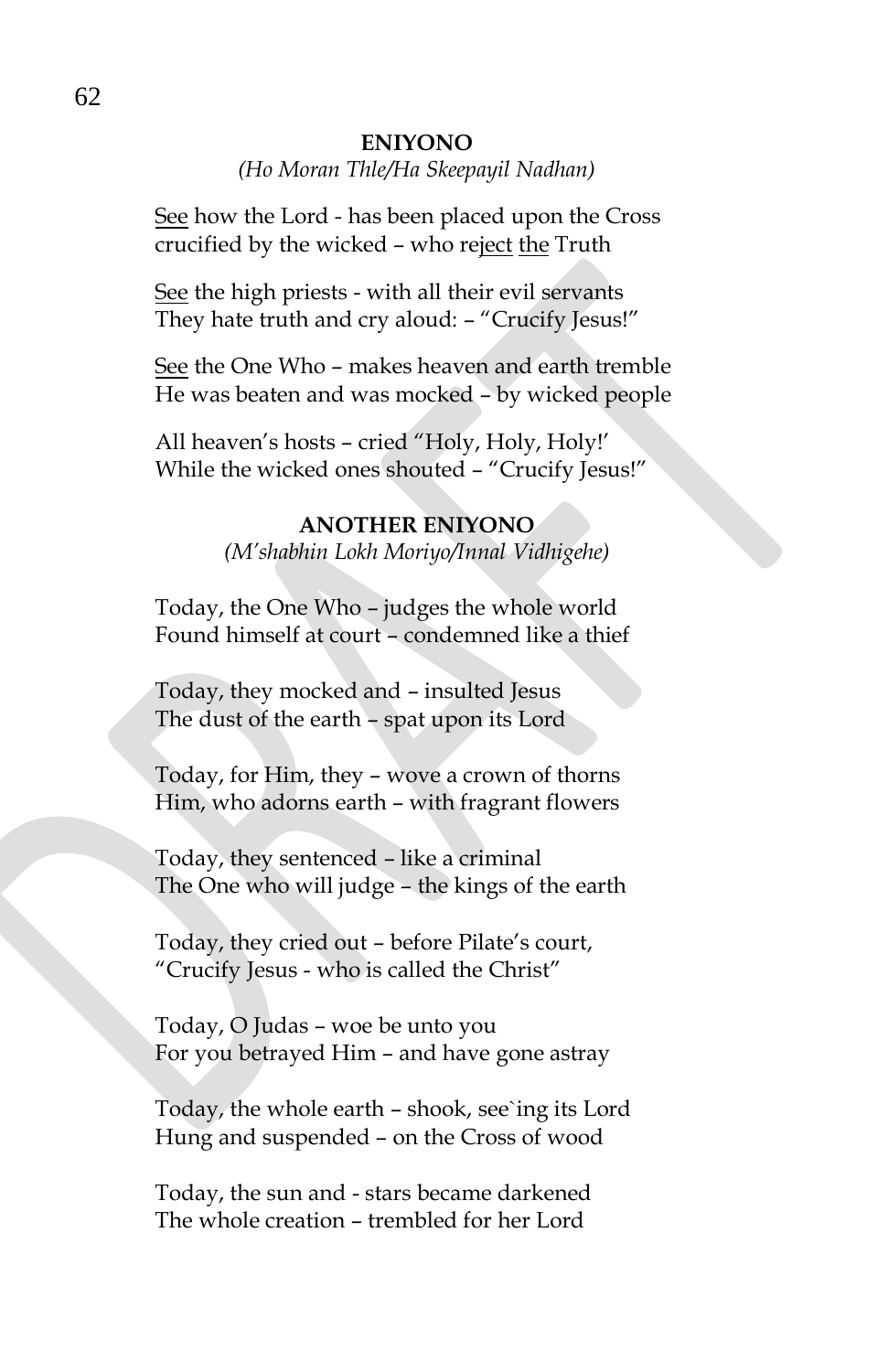**ENIYONO**

*(Ho Moran Thle/Ha Skeepayil Nadhan)*

<u>See</u> how the Lord - has been placed upon the Cross
crucified by the wicked – who re<u>ject</u> <u>the</u> Truth

<u>See</u> the high priests - with all their evil servants
They hate truth and cry aloud: – "Crucify Jesus!"

<u>See</u> the One Who – makes heaven and earth tremble
He was beaten and was mocked – by wicked people

All heaven's hosts – cried "Holy, Holy, Holy!'
While the wicked ones shouted – "Crucify Jesus!"

**ANOTHER ENIYONO**

*(M'shabhin Lokh Moriyo/Innal Vidhigehe)*

Today, the One Who – judges the whole world
Found himself at court – condemned like a thief

Today, they mocked and – insulted Jesus
The dust of the earth – spat upon its Lord

Today, for Him, they – wove a crown of thorns
Him, who adorns earth – with fragrant flowers

Today, they sentenced – like a criminal
The One who will judge – the kings of the earth

Today, they cried out – before Pilate's court,
"Crucify Jesus - who is called the Christ"

Today, O Judas – woe be unto you
For you betrayed Him – and have gone astray

Today, the whole earth – shook, see`ing its Lord
Hung and suspended – on the Cross of wood

Today, the sun and - stars became darkened
The whole creation – trembled for her Lord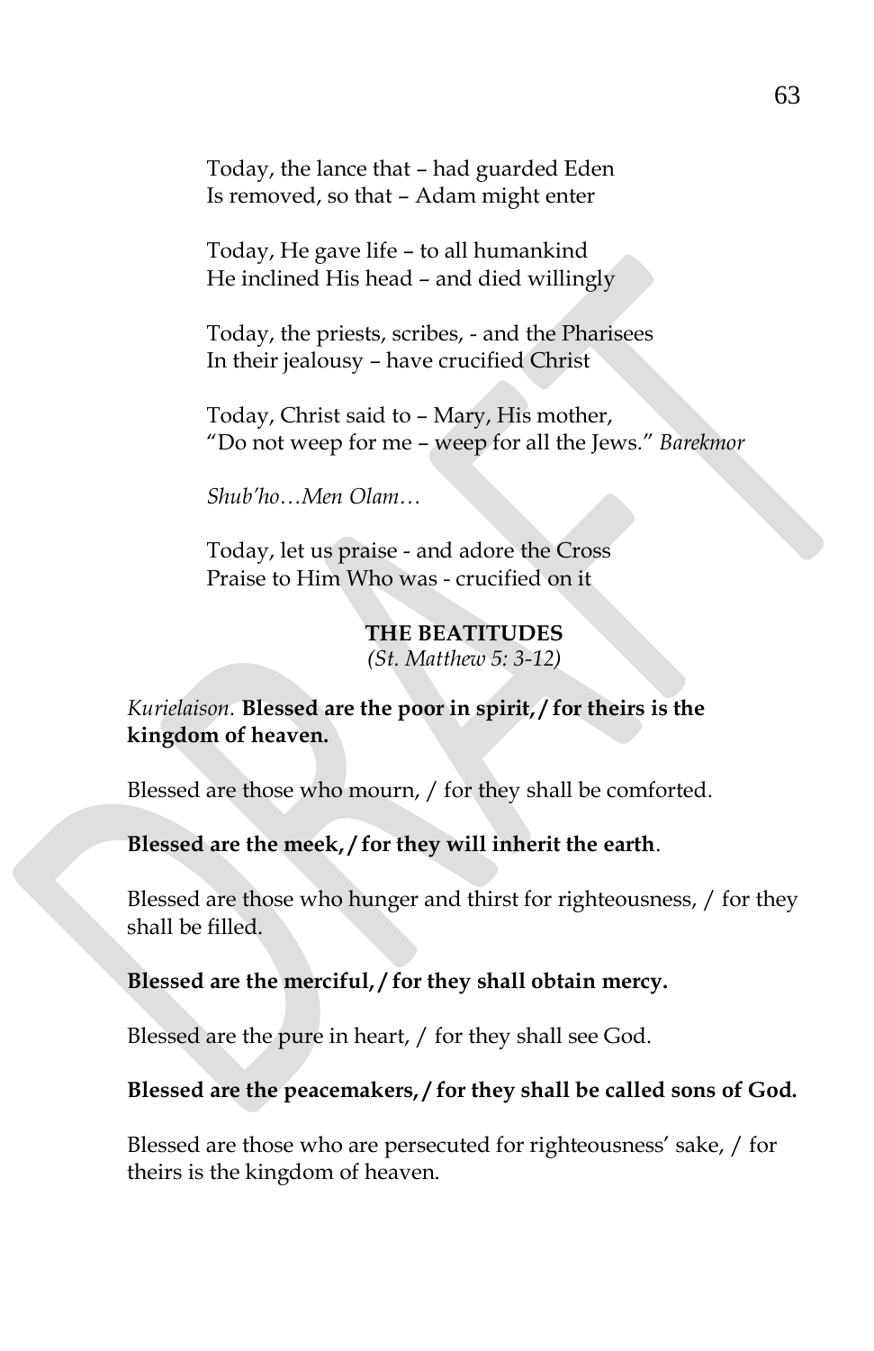Today, the lance that – had guarded Eden
Is removed, so that – Adam might enter

Today, He gave life – to all humankind
He inclined His head – and died willingly

Today, the priests, scribes, - and the Pharisees
In their jealousy – have crucified Christ

Today, Christ said to – Mary, His mother,
"Do not weep for me – weep for all the Jews." *Barekmor*

*Shub'ho…Men Olam…*

Today, let us praise - and adore the Cross
Praise to Him Who was - crucified on it

**THE BEATITUDES**
*(St. Matthew 5: 3-12)*

*Kurielaison.* **Blessed are the poor in spirit, / for theirs is the kingdom of heaven.**

Blessed are those who mourn, / for they shall be comforted.

**Blessed are the meek, / for they will inherit the earth**.

Blessed are those who hunger and thirst for righteousness, / for they shall be filled.

**Blessed are the merciful, / for they shall obtain mercy.**

Blessed are the pure in heart, / for they shall see God.

**Blessed are the peacemakers, / for they shall be called sons of God.**

Blessed are those who are persecuted for righteousness' sake, / for theirs is the kingdom of heaven.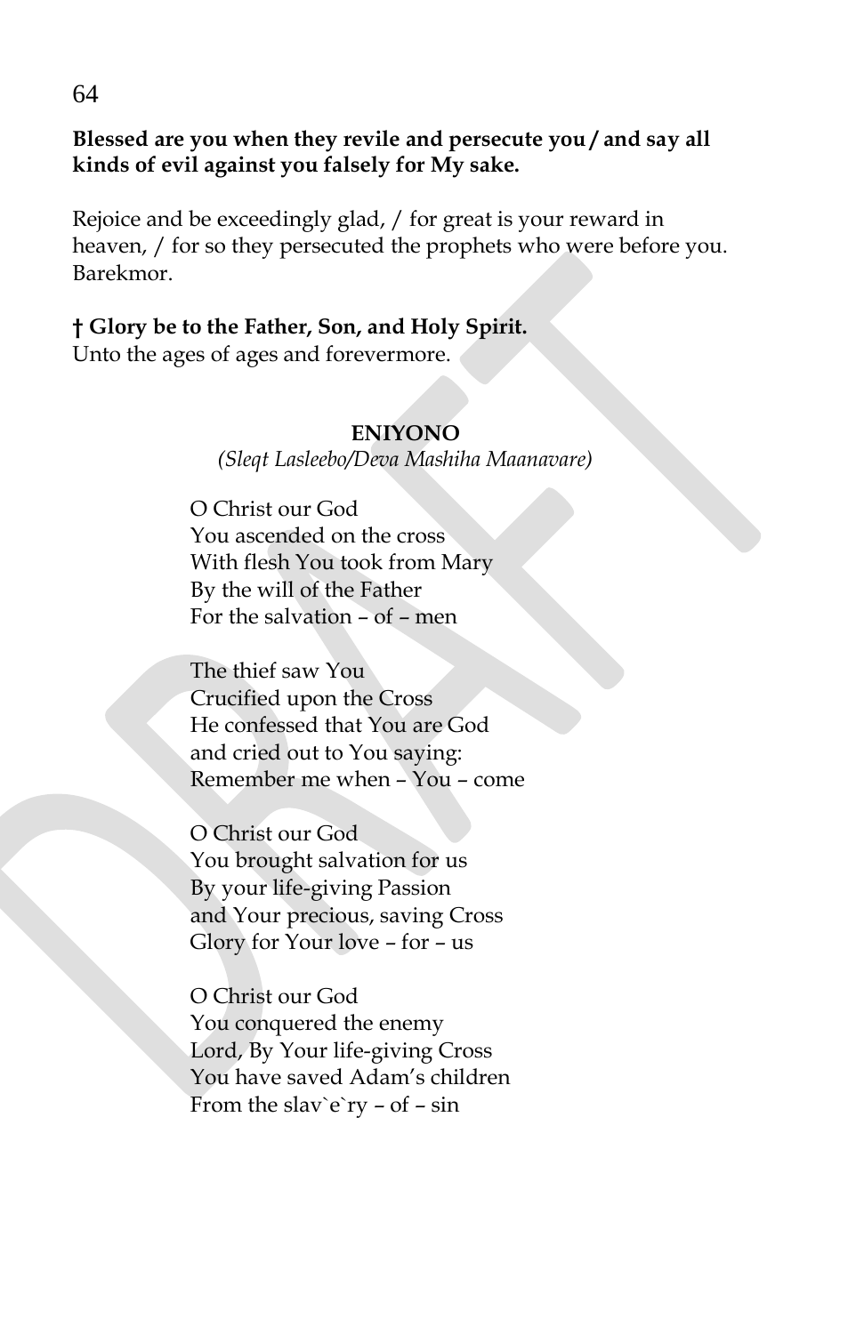**Blessed are you when they revile and persecute you / and say all kinds of evil against you falsely for My sake.**

Rejoice and be exceedingly glad, / for great is your reward in heaven, / for so they persecuted the prophets who were before you. Barekmor.

**† Glory be to the Father, Son, and Holy Spirit.**
Unto the ages of ages and forevermore.

**ENIYONO**

*(Sleqt Lasleebo/Deva Mashiha Maanavare)*

O Christ our God
You ascended on the cross
With flesh You took from Mary
By the will of the Father
For the salvation – of – men

The thief saw You
Crucified upon the Cross
He confessed that You are God
and cried out to You saying:
Remember me when – You – come

O Christ our God
You brought salvation for us
By your life-giving Passion
and Your precious, saving Cross
Glory for Your love – for – us

O Christ our God
You conquered the enemy
Lord, By Your life-giving Cross
You have saved Adam's children
From the slav`e`ry – of – sin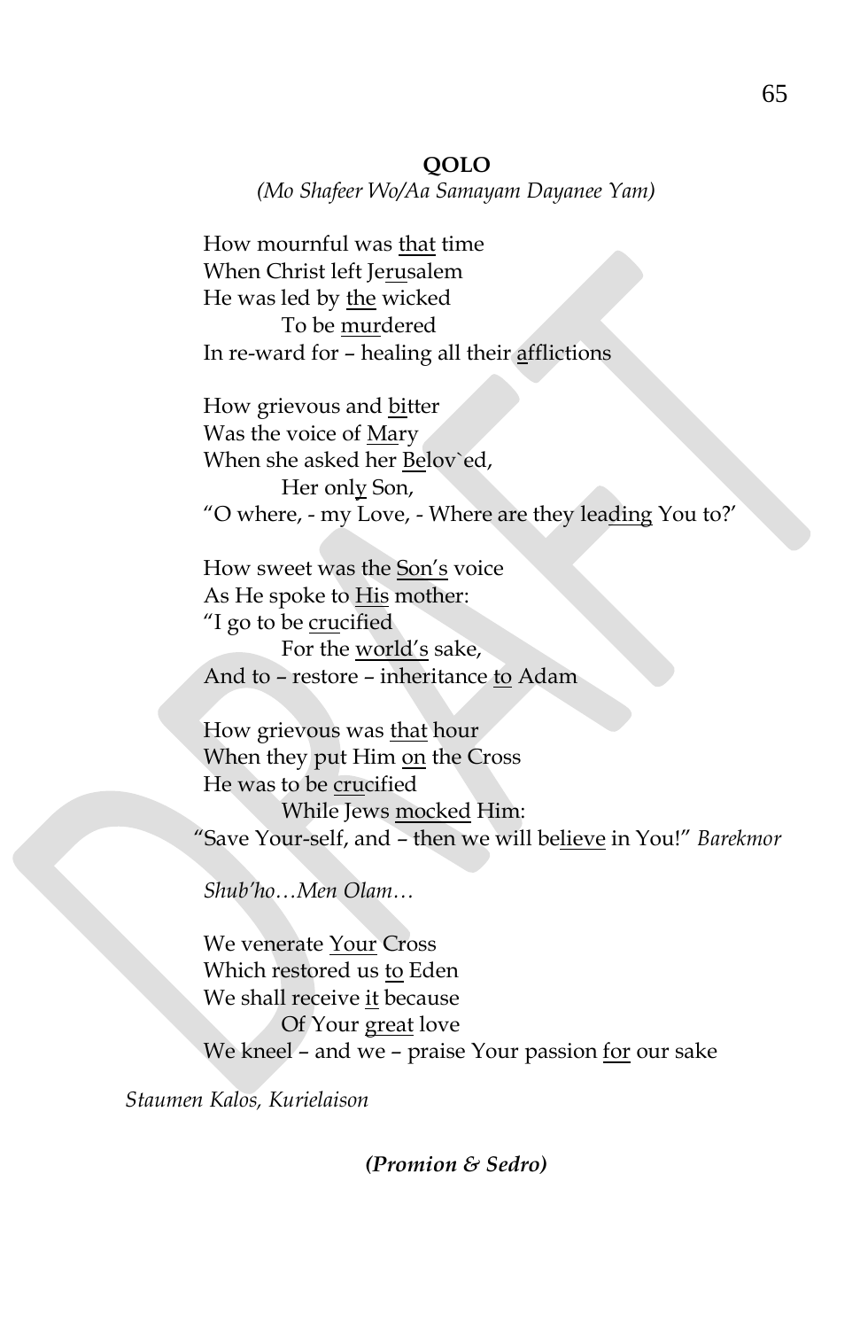**QOLO**

*(Mo Shafeer Wo/Aa Samayam Dayanee Yam)*

How mournful was <u>that</u> time  
When Christ left Je<u>ru</u>salem  
He was led by <u>the</u> wicked  
To be <u>mur</u>dered  
In re-ward for – healing all their <u>a</u>fflictions

How grievous and <u>bi</u>tter  
Was the voice of <u>Ma</u>ry  
When she asked her <u>Be</u>lov`ed,  
Her onl<u>y</u> Son,  
"O where, - my Love, - Where are they lea<u>ding</u> You to?'

How sweet was the <u>Son's</u> voice  
As He spoke to <u>His</u> mother:  
"I go to be <u>cru</u>cified  
For the <u>world's</u> sake,  
And to – restore – inheritance <u>to</u> Adam

How grievous was <u>that</u> hour  
When they put Him <u>on</u> the Cross  
He was to be <u>cru</u>cified  
While Jews <u>mocked</u> Him:  
"Save Your-self, and – then we will be<u>lieve</u> in You!" *Barekmor*

*Shub'ho…Men Olam…*

We venerate <u>Your</u> Cross  
Which restored us <u>to</u> Eden  
We shall receive <u>it</u> because  
Of Your <u>great</u> love  
We kneel – and we – praise Your passion <u>for</u> our sake

*Staumen Kalos, Kurielaison*

***(Promion & Sedro)***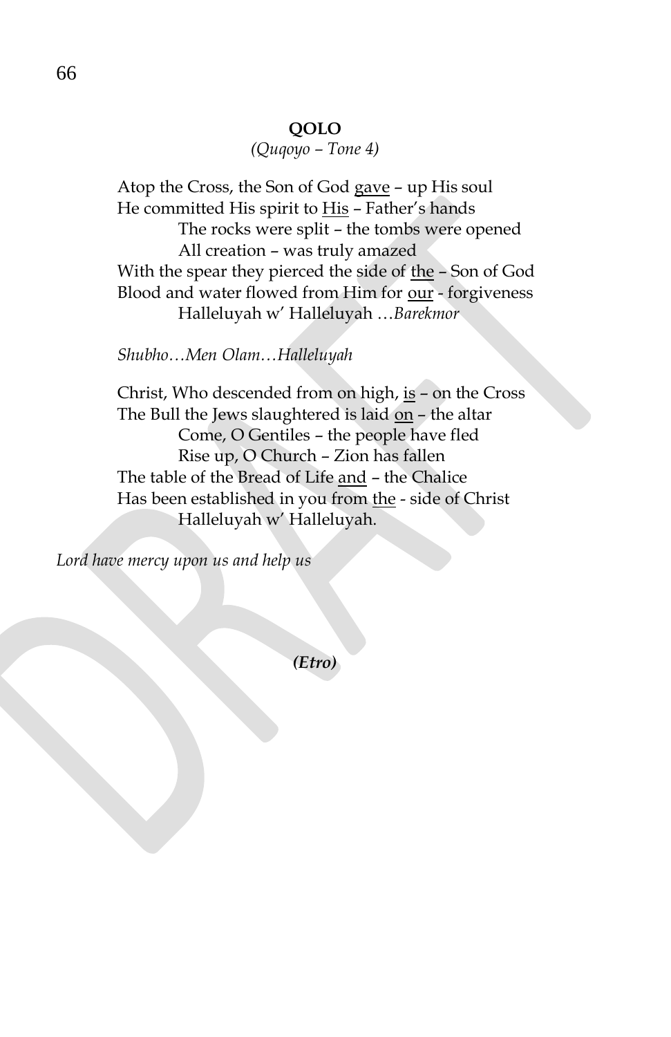**QOLO**

*(Quqoyo – Tone 4)*

Atop the Cross, the Son of God <u>gave</u> – up His soul
He committed His spirit to <u>His</u> – Father's hands
    The rocks were split – the tombs were opened
    All creation – was truly amazed
With the spear they pierced the side of <u>the</u> – Son of God
Blood and water flowed from Him for <u>our</u> - forgiveness
    Halleluyah w' Halleluyah …*Barekmor*

*Shubho…Men Olam…Halleluyah*

Christ, Who descended from on high, <u>is</u> – on the Cross
The Bull the Jews slaughtered is laid <u>on</u> – the altar
    Come, O Gentiles – the people have fled
    Rise up, O Church – Zion has fallen
The table of the Bread of Life <u>and</u> – the Chalice
Has been established in you from <u>the</u> - side of Christ
    Halleluyah w' Halleluyah.

*Lord have mercy upon us and help us*

***(Etro)***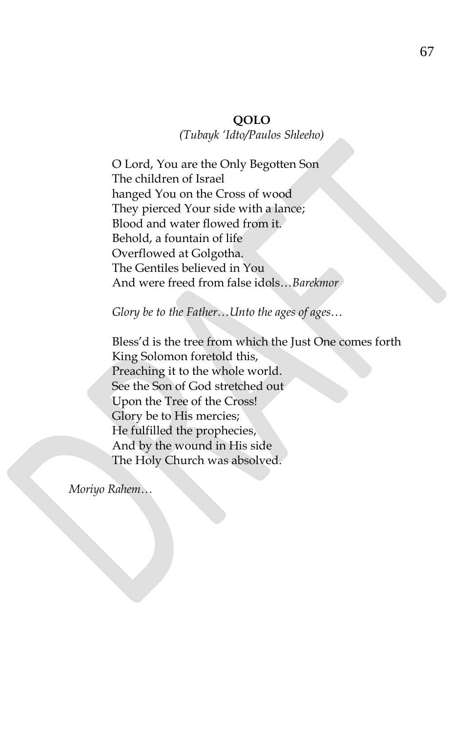**QOLO**

*(Tubayk 'Idto/Paulos Shleeho)*

O Lord, You are the Only Begotten Son
The children of Israel
hanged You on the Cross of wood
They pierced Your side with a lance;
Blood and water flowed from it.
Behold, a fountain of life
Overflowed at Golgotha.
The Gentiles believed in You
And were freed from false idols…*Barekmor*

*Glory be to the Father…Unto the ages of ages…*

Bless'd is the tree from which the Just One comes forth
King Solomon foretold this,
Preaching it to the whole world.
See the Son of God stretched out
Upon the Tree of the Cross!
Glory be to His mercies;
He fulfilled the prophecies,
And by the wound in His side
The Holy Church was absolved.

*Moriyo Rahem…*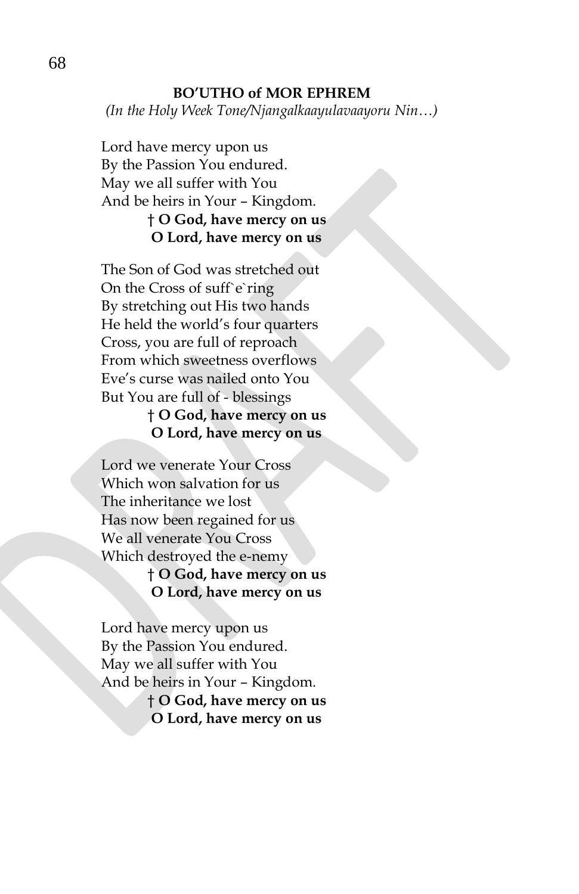**BO'UTHO of MOR EPHREM**

*(In the Holy Week Tone/Njangalkaayulavaayoru Nin…)*

Lord have mercy upon us
By the Passion You endured.
May we all suffer with You
And be heirs in Your – Kingdom.

**† O God, have mercy on us**
**O Lord, have mercy on us**

The Son of God was stretched out
On the Cross of suff`e`ring
By stretching out His two hands
He held the world's four quarters
Cross, you are full of reproach
From which sweetness overflows
Eve's curse was nailed onto You
But You are full of - blessings

**† O God, have mercy on us**
**O Lord, have mercy on us**

Lord we venerate Your Cross
Which won salvation for us
The inheritance we lost
Has now been regained for us
We all venerate You Cross
Which destroyed the e-nemy

**† O God, have mercy on us**
**O Lord, have mercy on us**

Lord have mercy upon us
By the Passion You endured.
May we all suffer with You
And be heirs in Your – Kingdom.

**† O God, have mercy on us**
**O Lord, have mercy on us**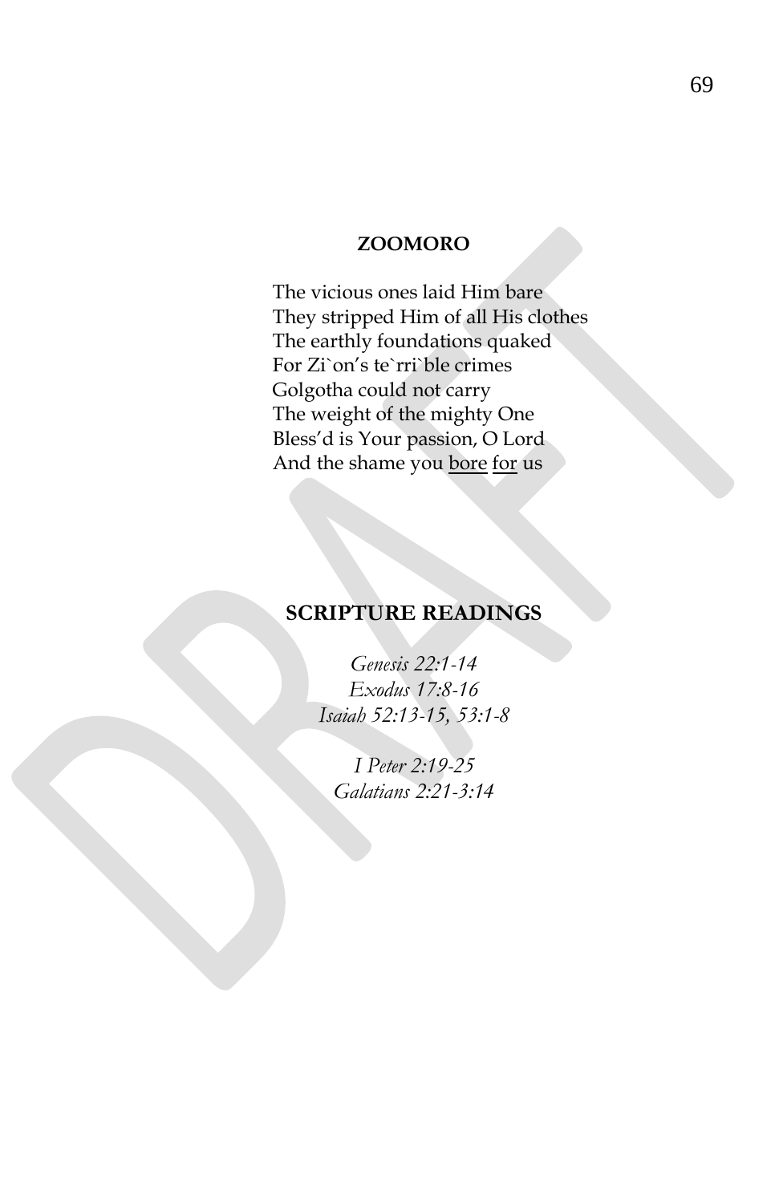## ZOOMORO

The vicious ones laid Him bare
They stripped Him of all His clothes
The earthly foundations quaked
For Zi`on's te`rri`ble crimes
Golgotha could not carry
The weight of the mighty One
Bless'd is Your passion, O Lord
And the shame you <u>bore</u> <u>for</u> us

## SCRIPTURE READINGS

*Genesis 22:1-14*
*Exodus 17:8-16*
*Isaiah 52:13-15, 53:1-8*

*I Peter 2:19-25*
*Galatians 2:21-3:14*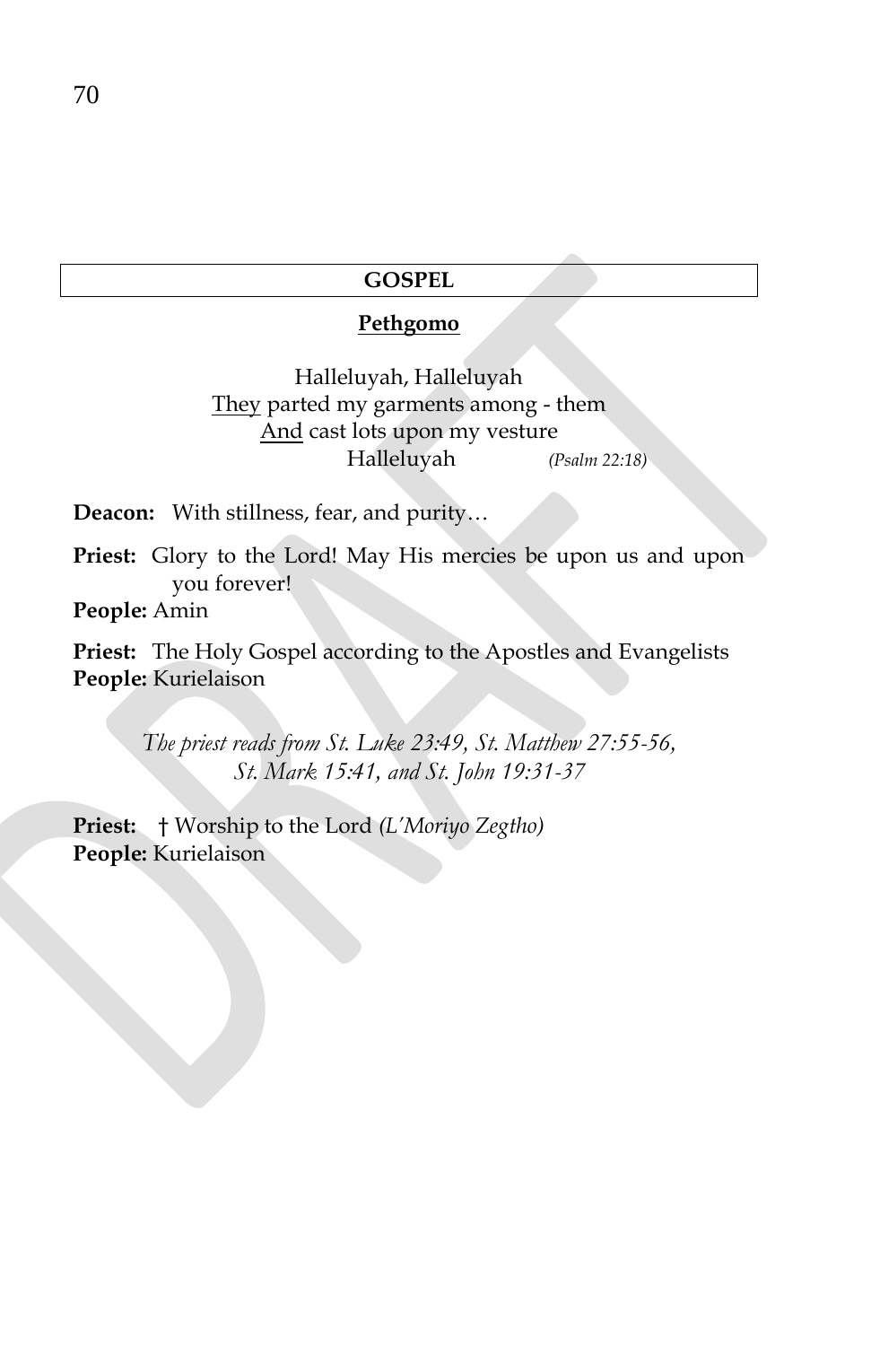## GOSPEL

**Pethgomo**

Halleluyah, Halleluyah
<u>They</u> parted my garments among - them
<u>And</u> cast lots upon my vesture
Halleluyah *(Psalm 22:18)*

**Deacon:** With stillness, fear, and purity…

**Priest:** Glory to the Lord! May His mercies be upon us and upon you forever!
**People:** Amin

**Priest:** The Holy Gospel according to the Apostles and Evangelists
**People:** Kurielaison

*The priest reads from St. Luke 23:49, St. Matthew 27:55-56, St. Mark 15:41, and St. John 19:31-37*

**Priest:** † Worship to the Lord *(L'Moriyo Zegtho)*
**People:** Kurielaison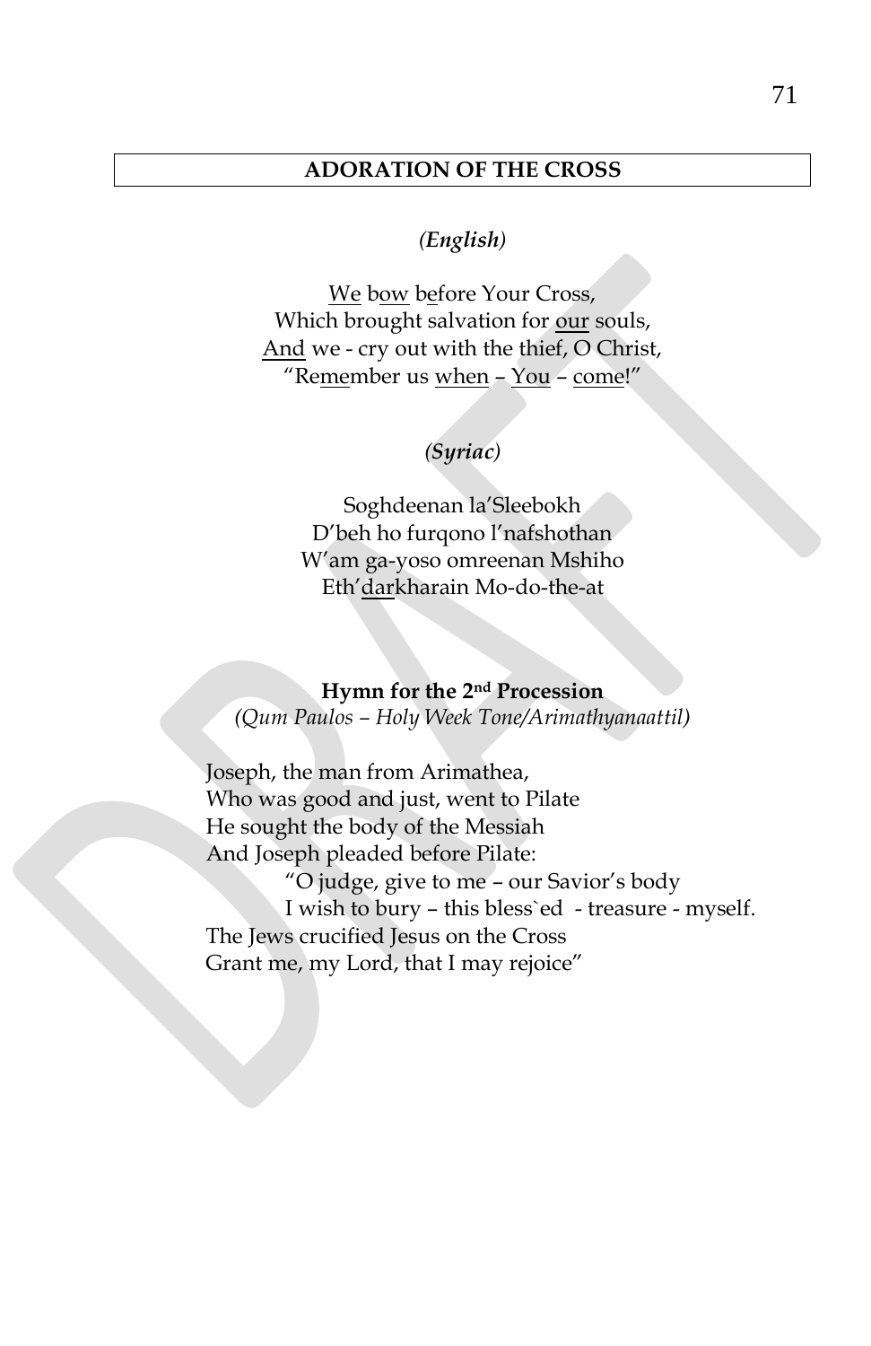## ADORATION OF THE CROSS

*(English)*

We bow before Your Cross,
Which brought salvation for our souls,
And we - cry out with the thief, O Christ,
"Remember us when – You – come!"

*(Syriac)*

Soghdeenan la'Sleebokh
D'beh ho furqono l'nafshothan
W'am ga-yoso omreenan Mshiho
Eth'darkharain Mo-do-the-at

**Hymn for the 2nd Procession**
*(Qum Paulos – Holy Week Tone/Arimathyanaattil)*

Joseph, the man from Arimathea,
Who was good and just, went to Pilate
He sought the body of the Messiah
And Joseph pleaded before Pilate:
"O judge, give to me – our Savior's body
I wish to bury – this bless`ed - treasure - myself.
The Jews crucified Jesus on the Cross
Grant me, my Lord, that I may rejoice"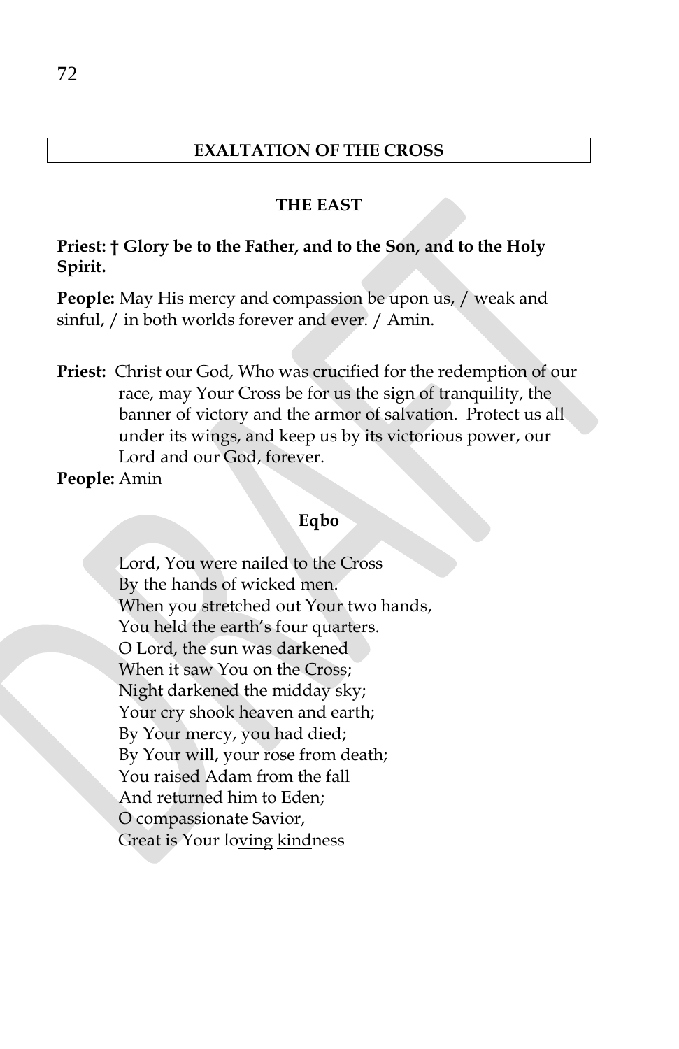## EXALTATION OF THE CROSS

### THE EAST

**Priest: † Glory be to the Father, and to the Son, and to the Holy Spirit.**

**People:** May His mercy and compassion be upon us, / weak and sinful, / in both worlds forever and ever. / Amin.

**Priest:** Christ our God, Who was crucified for the redemption of our race, may Your Cross be for us the sign of tranquility, the banner of victory and the armor of salvation. Protect us all under its wings, and keep us by its victorious power, our Lord and our God, forever.

**People:** Amin

### Eqbo

Lord, You were nailed to the Cross
By the hands of wicked men.
When you stretched out Your two hands,
You held the earth's four quarters.
O Lord, the sun was darkened
When it saw You on the Cross;
Night darkened the midday sky;
Your cry shook heaven and earth;
By Your mercy, you had died;
By Your will, your rose from death;
You raised Adam from the fall
And returned him to Eden;
O compassionate Savior,
Great is Your loving kindness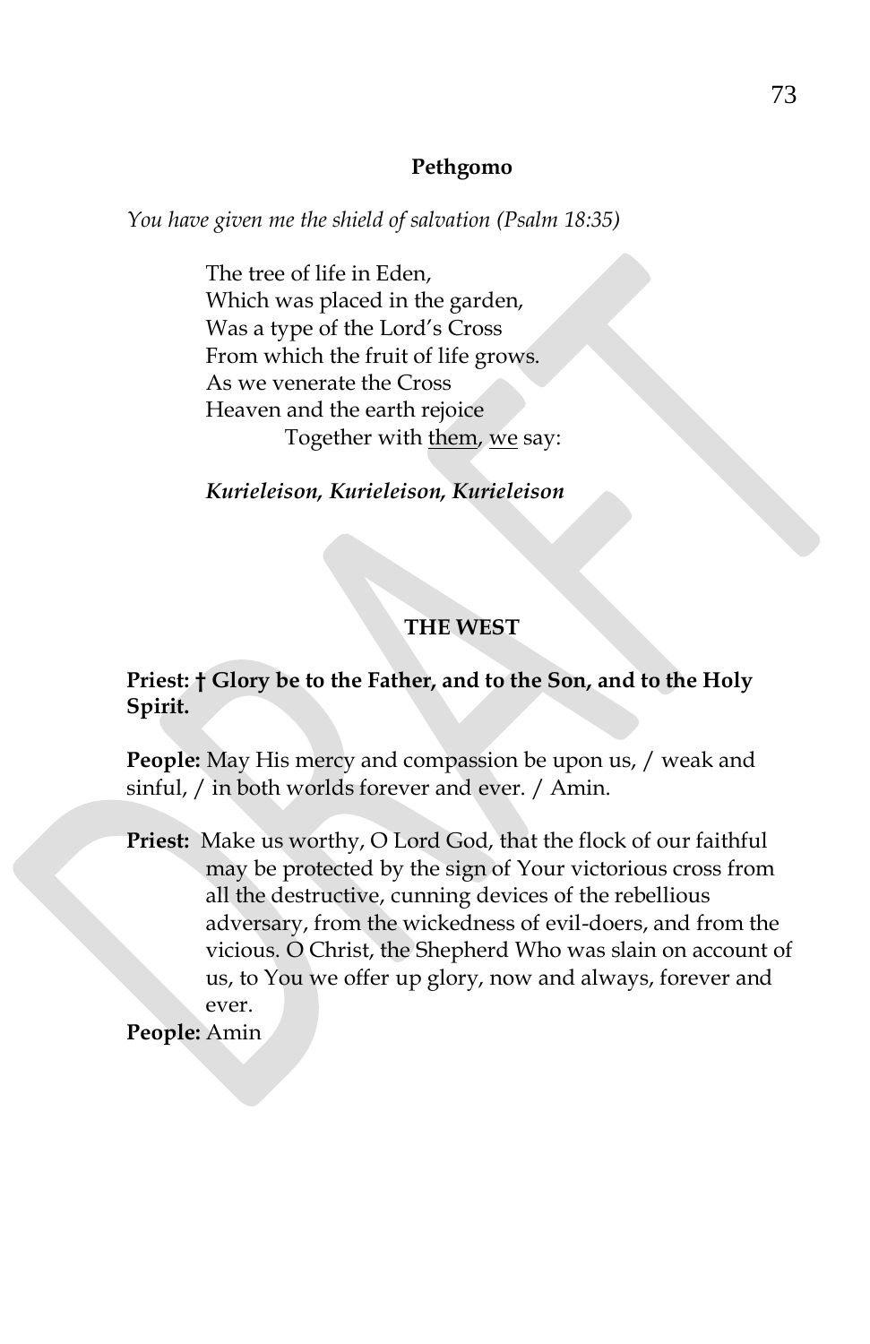**Pethgomo**

*You have given me the shield of salvation (Psalm 18:35)*

The tree of life in Eden,
Which was placed in the garden,
Was a type of the Lord's Cross
From which the fruit of life grows.
As we venerate the Cross
Heaven and the earth rejoice
Together with <u>them</u>, <u>we</u> say:

***Kurieleison, Kurieleison, Kurieleison***

**THE WEST**

**Priest: † Glory be to the Father, and to the Son, and to the Holy Spirit.**

**People:** May His mercy and compassion be upon us, / weak and sinful, / in both worlds forever and ever. / Amin.

**Priest:** Make us worthy, O Lord God, that the flock of our faithful may be protected by the sign of Your victorious cross from all the destructive, cunning devices of the rebellious adversary, from the wickedness of evil-doers, and from the vicious. O Christ, the Shepherd Who was slain on account of us, to You we offer up glory, now and always, forever and ever.

**People:** Amin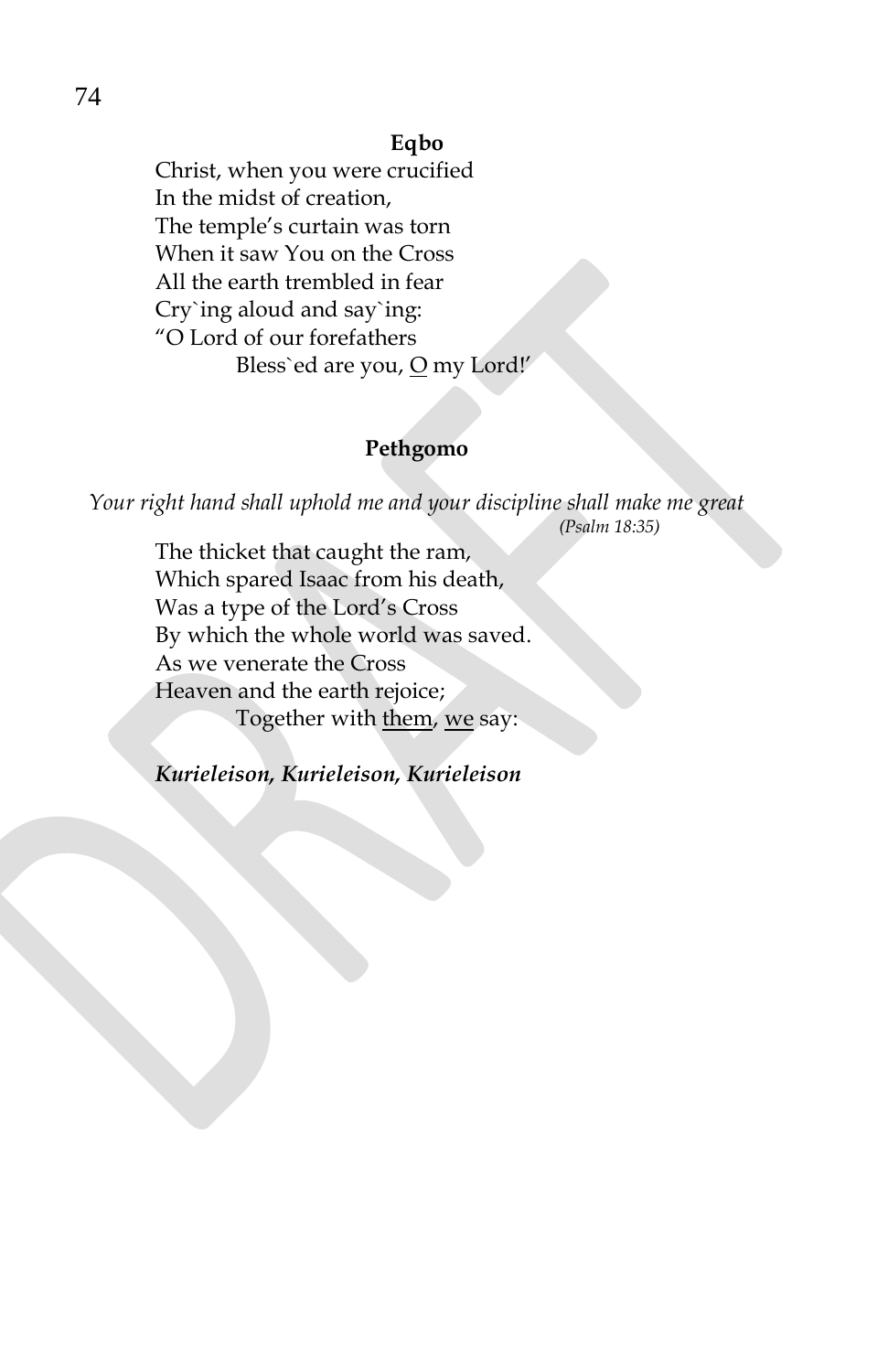**Eqbo**

Christ, when you were crucified
In the midst of creation,
The temple's curtain was torn
When it saw You on the Cross
All the earth trembled in fear
Cry`ing aloud and say`ing:
"O Lord of our forefathers
Bless`ed are you, <u>O</u> my Lord!'

**Pethgomo**

*Your right hand shall uphold me and your discipline shall make me great*
*(Psalm 18:35)*

The thicket that caught the ram,
Which spared Isaac from his death,
Was a type of the Lord's Cross
By which the whole world was saved.
As we venerate the Cross
Heaven and the earth rejoice;
Together with <u>them</u>, <u>we</u> say:

***Kurieleison, Kurieleison, Kurieleison***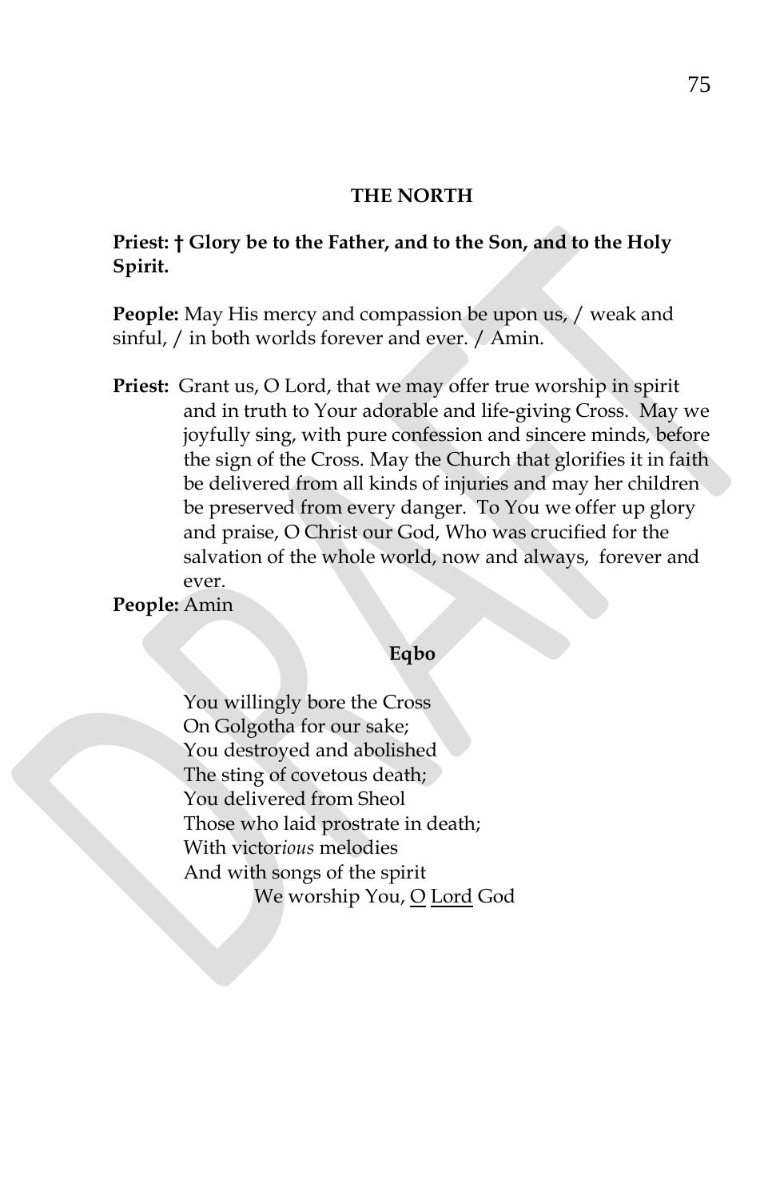## THE NORTH

**Priest: † Glory be to the Father, and to the Son, and to the Holy Spirit.**

**People:** May His mercy and compassion be upon us, / weak and sinful, / in both worlds forever and ever. / Amin.

**Priest:** Grant us, O Lord, that we may offer true worship in spirit and in truth to Your adorable and life-giving Cross. May we joyfully sing, with pure confession and sincere minds, before the sign of the Cross. May the Church that glorifies it in faith be delivered from all kinds of injuries and may her children be preserved from every danger. To You we offer up glory and praise, O Christ our God, Who was crucified for the salvation of the whole world, now and always, forever and ever.

**People:** Amin

**Eqbo**

You willingly bore the Cross  
On Golgotha for our sake;  
You destroyed and abolished  
The sting of covetous death;  
You delivered from Sheol  
Those who laid prostrate in death;  
With victor*ious* melodies  
And with songs of the spirit  
We worship You, <u>O</u> <u>Lord</u> God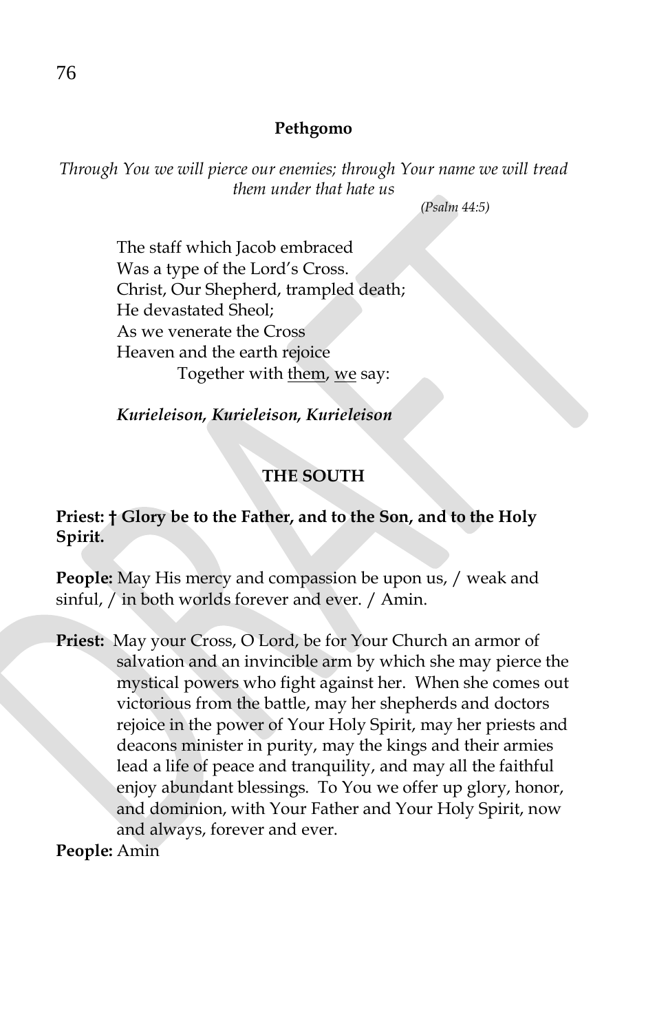**Pethgomo**

*Through You we will pierce our enemies; through Your name we will tread them under that hate us*

*(Psalm 44:5)*

The staff which Jacob embraced
Was a type of the Lord's Cross.
Christ, Our Shepherd, trampled death;
He devastated Sheol;
As we venerate the Cross
Heaven and the earth rejoice
Together with <u>them</u>, <u>we</u> say:

***Kurieleison, Kurieleison, Kurieleison***

**THE SOUTH**

**Priest: † Glory be to the Father, and to the Son, and to the Holy Spirit.**

**People:** May His mercy and compassion be upon us, / weak and sinful, / in both worlds forever and ever. / Amin.

**Priest:** May your Cross, O Lord, be for Your Church an armor of salvation and an invincible arm by which she may pierce the mystical powers who fight against her. When she comes out victorious from the battle, may her shepherds and doctors rejoice in the power of Your Holy Spirit, may her priests and deacons minister in purity, may the kings and their armies lead a life of peace and tranquility, and may all the faithful enjoy abundant blessings. To You we offer up glory, honor, and dominion, with Your Father and Your Holy Spirit, now and always, forever and ever.

**People:** Amin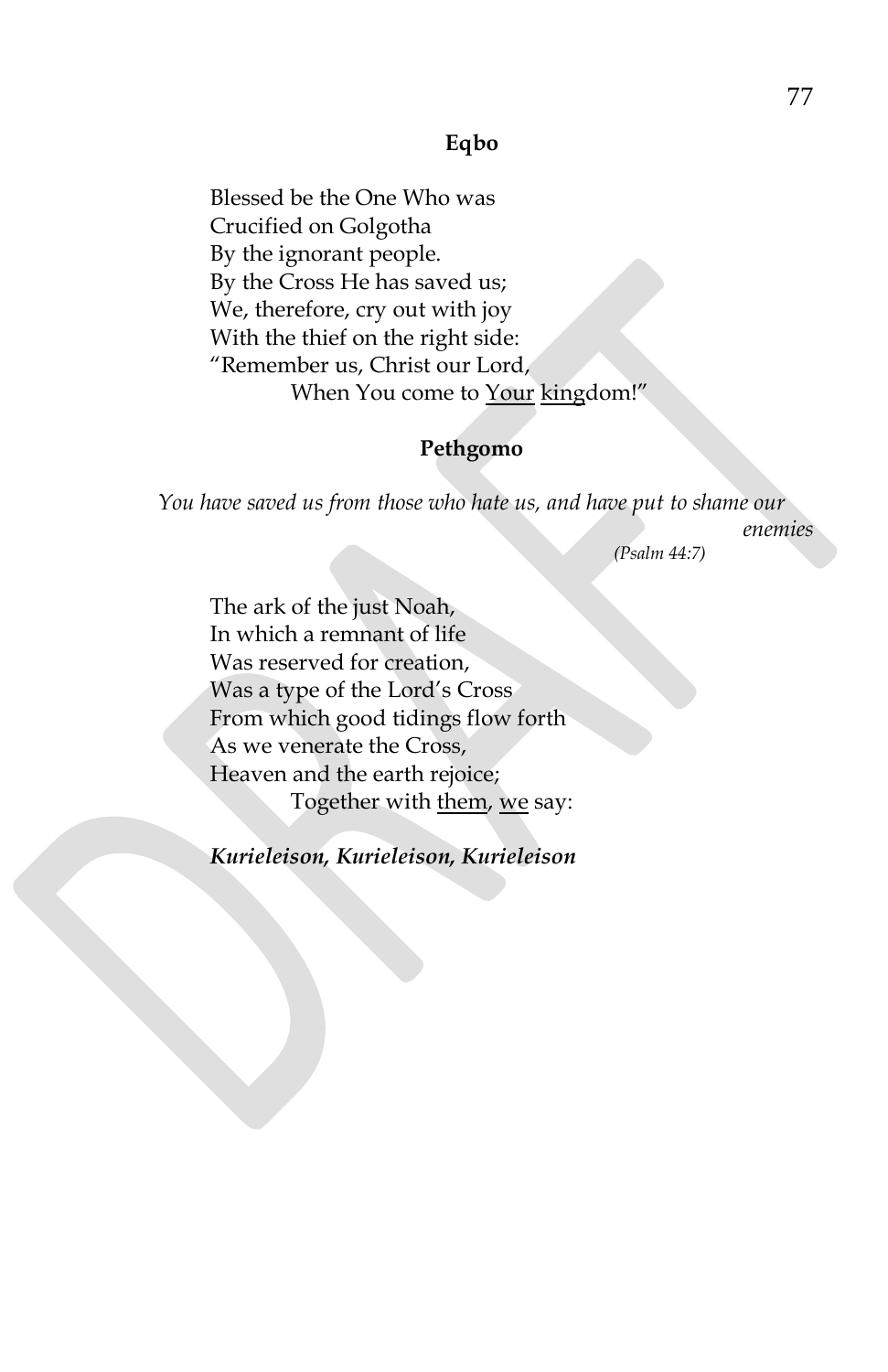**Eqbo**

Blessed be the One Who was  
Crucified on Golgotha  
By the ignorant people.  
By the Cross He has saved us;  
We, therefore, cry out with joy  
With the thief on the right side:  
"Remember us, Christ our Lord,  
When You come to Your kingdom!"

**Pethgomo**

*You have saved us from those who hate us, and have put to shame our enemies*  
*(Psalm 44:7)*

The ark of the just Noah,  
In which a remnant of life  
Was reserved for creation,  
Was a type of the Lord's Cross  
From which good tidings flow forth  
As we venerate the Cross,  
Heaven and the earth rejoice;  
Together with them, we say:

***Kurieleison, Kurieleison, Kurieleison***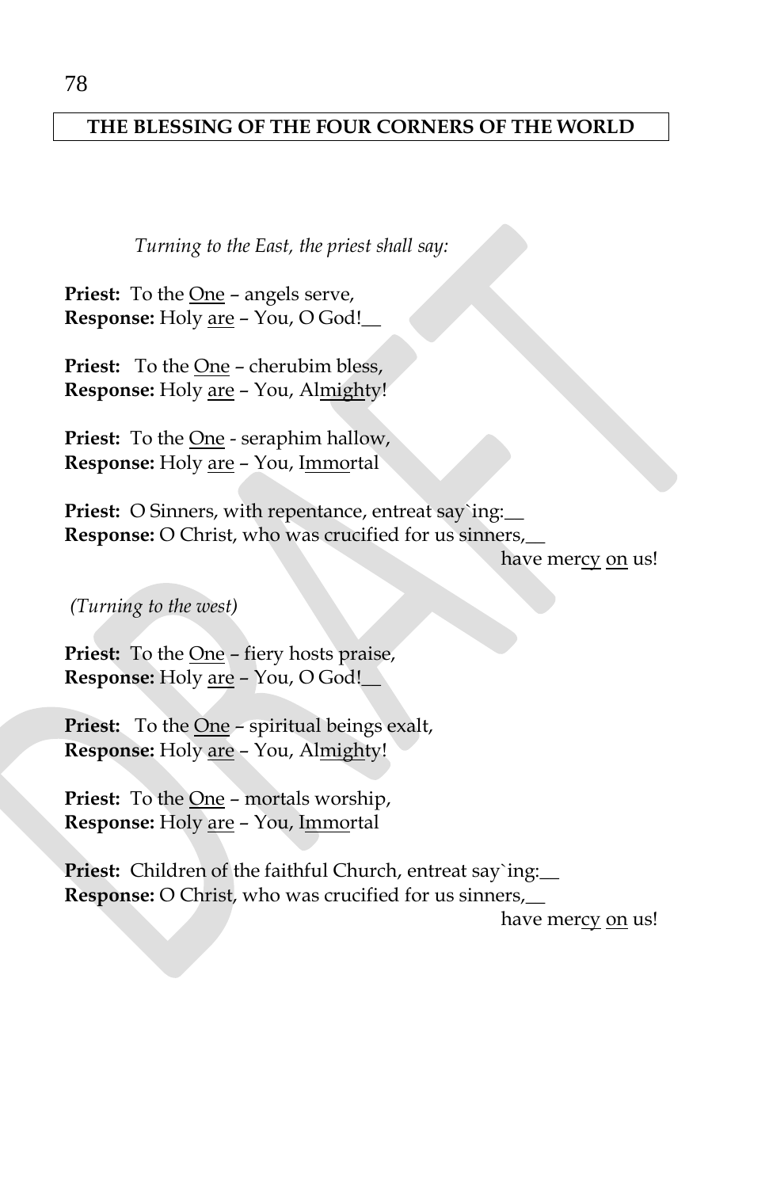## THE BLESSING OF THE FOUR CORNERS OF THE WORLD

*Turning to the East, the priest shall say:*

**Priest:** To the <u>One</u> – angels serve,
**Response:** Holy <u>are</u> – You, O God!__

**Priest:** To the <u>One</u> – cherubim bless,
**Response:** Holy <u>are</u> – You, Al<u>migh</u>ty!

**Priest:** To the <u>One</u> - seraphim hallow,
**Response:** Holy <u>are</u> – You, I<u>mmo</u>rtal

**Priest:** O Sinners, with repentance, entreat say`ing:__
**Response:** O Christ, who was crucified for us sinners,__
have mer<u>cy</u> <u>on</u> us!

*(Turning to the west)*

**Priest:** To the <u>One</u> – fiery hosts praise,
**Response:** Holy <u>are</u> – You, O God!__

**Priest:** To the <u>One</u> – spiritual beings exalt,
**Response:** Holy <u>are</u> – You, Al<u>migh</u>ty!

**Priest:** To the <u>One</u> – mortals worship,
**Response:** Holy <u>are</u> – You, I<u>mmo</u>rtal

**Priest:** Children of the faithful Church, entreat say`ing:__
**Response:** O Christ, who was crucified for us sinners,__
have mer<u>cy</u> <u>on</u> us!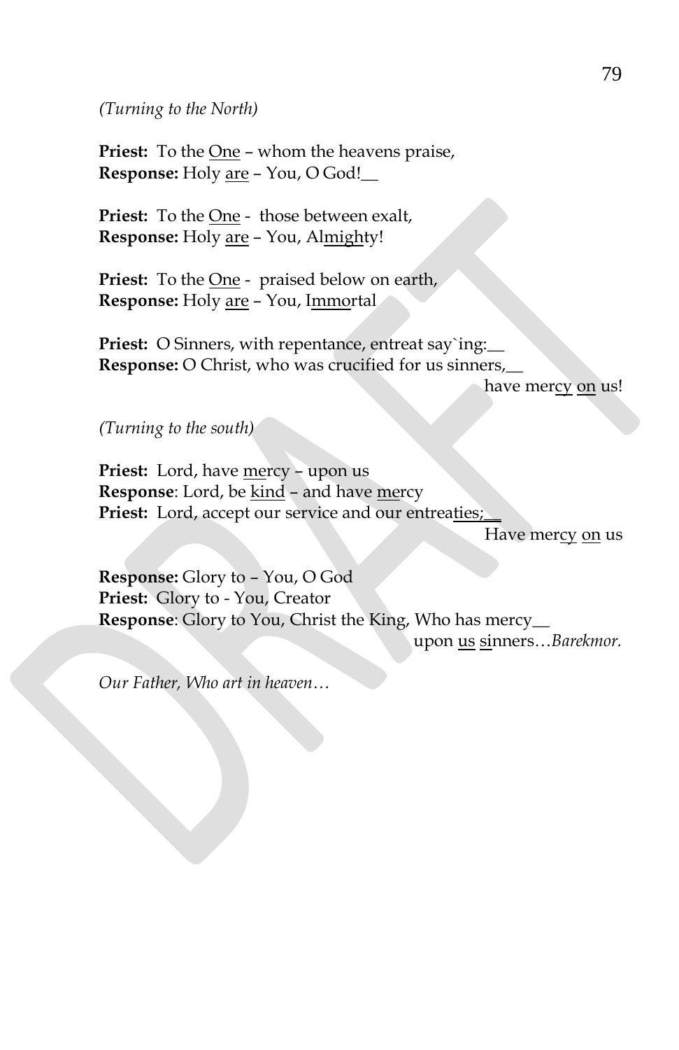*(Turning to the North)*

**Priest:** To the One – whom the heavens praise,
**Response:** Holy are – You, O God!__

**Priest:** To the One - those between exalt,
**Response:** Holy are – You, Almighty!

**Priest:** To the One - praised below on earth,
**Response:** Holy are – You, Immortal

**Priest:** O Sinners, with repentance, entreat say`ing:__
**Response:** O Christ, who was crucified for us sinners,__
have mercy on us!

*(Turning to the south)*

**Priest:** Lord, have mercy – upon us
**Response**: Lord, be kind – and have mercy
**Priest:** Lord, accept our service and our entreaties;__
Have mercy on us

**Response:** Glory to – You, O God
**Priest:** Glory to - You, Creator
**Response**: Glory to You, Christ the King, Who has mercy__
upon us sinners…*Barekmor.*

*Our Father, Who art in heaven…*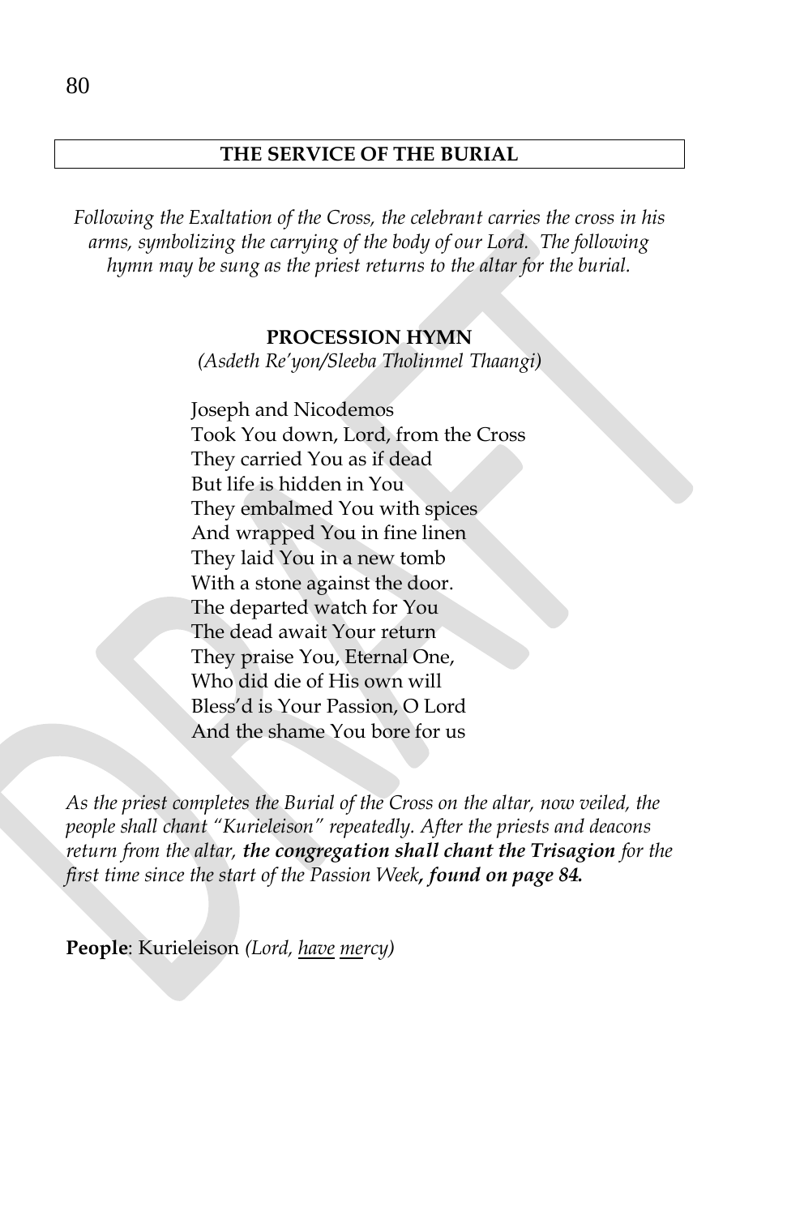## THE SERVICE OF THE BURIAL

*Following the Exaltation of the Cross, the celebrant carries the cross in his arms, symbolizing the carrying of the body of our Lord. The following hymn may be sung as the priest returns to the altar for the burial.*

### PROCESSION HYMN

*(Asdeth Re'yon/Sleeba Tholinmel Thaangi)*

Joseph and Nicodemos
Took You down, Lord, from the Cross
They carried You as if dead
But life is hidden in You
They embalmed You with spices
And wrapped You in fine linen
They laid You in a new tomb
With a stone against the door.
The departed watch for You
The dead await Your return
They praise You, Eternal One,
Who did die of His own will
Bless'd is Your Passion, O Lord
And the shame You bore for us

*As the priest completes the Burial of the Cross on the altar, now veiled, the people shall chant "Kurieleison" repeatedly. After the priests and deacons return from the altar,* ***the congregation shall chant the Trisagion*** *for the first time since the start of the Passion Week****, found on page 84.***

**People**: Kurieleison *(Lord, have mercy)*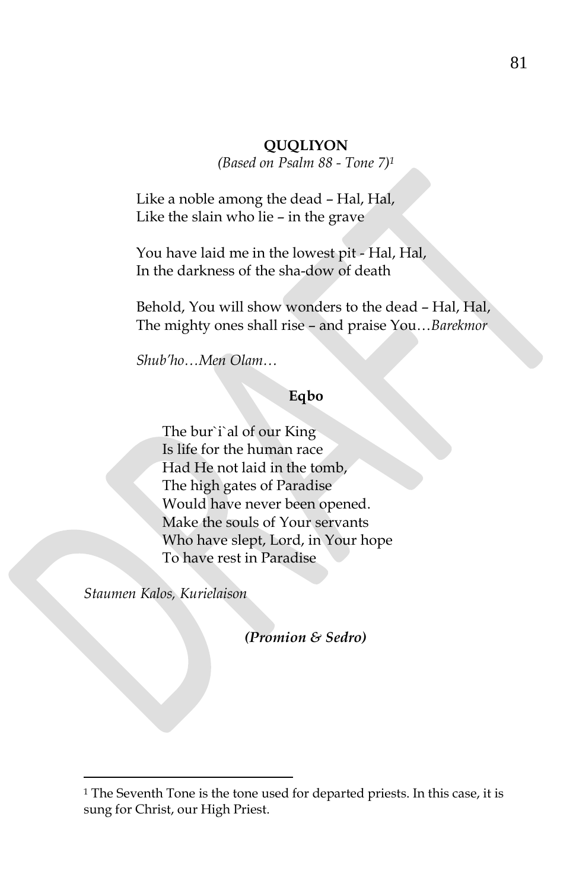**QUQLIYON**

*(Based on Psalm 88 - Tone 7)*[1]

Like a noble among the dead – Hal, Hal,
Like the slain who lie – in the grave

You have laid me in the lowest pit - Hal, Hal,
In the darkness of the sha-dow of death

Behold, You will show wonders to the dead – Hal, Hal,
The mighty ones shall rise – and praise You…*Barekmor*

*Shub'ho…Men Olam…*

**Eqbo**

The bur`i`al of our King
Is life for the human race
Had He not laid in the tomb,
The high gates of Paradise
Would have never been opened.
Make the souls of Your servants
Who have slept, Lord, in Your hope
To have rest in Paradise

*Staumen Kalos, Kurielaison*

***(Promion & Sedro)***

---

[1] The Seventh Tone is the tone used for departed priests. In this case, it is sung for Christ, our High Priest.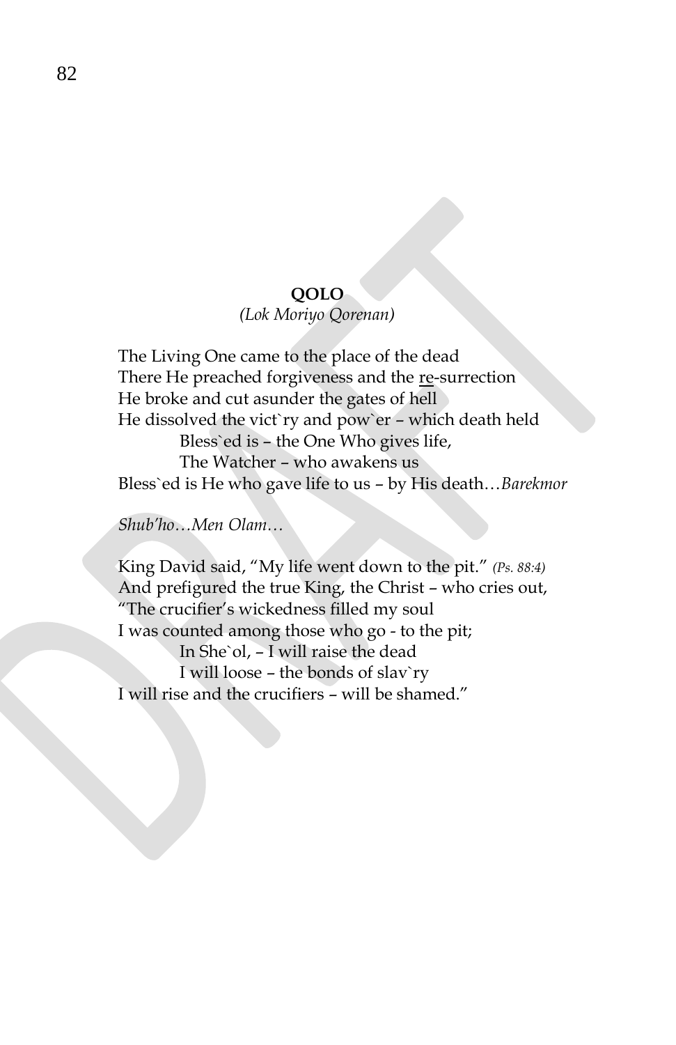**QOLO**

*(Lok Moriyo Qorenan)*

The Living One came to the place of the dead
There He preached forgiveness and the <u>re</u>-surrection
He broke and cut asunder the gates of hell
He dissolved the vict`ry and pow`er – which death held
    Bless`ed is – the One Who gives life,
    The Watcher – who awakens us
Bless`ed is He who gave life to us – by His death…*Barekmor*

*Shub'ho…Men Olam…*

King David said, "My life went down to the pit." *(Ps. 88:4)*
And prefigured the true King, the Christ – who cries out,
"The crucifier's wickedness filled my soul
I was counted among those who go - to the pit;
    In She`ol, – I will raise the dead
    I will loose – the bonds of slav`ry
I will rise and the crucifiers – will be shamed."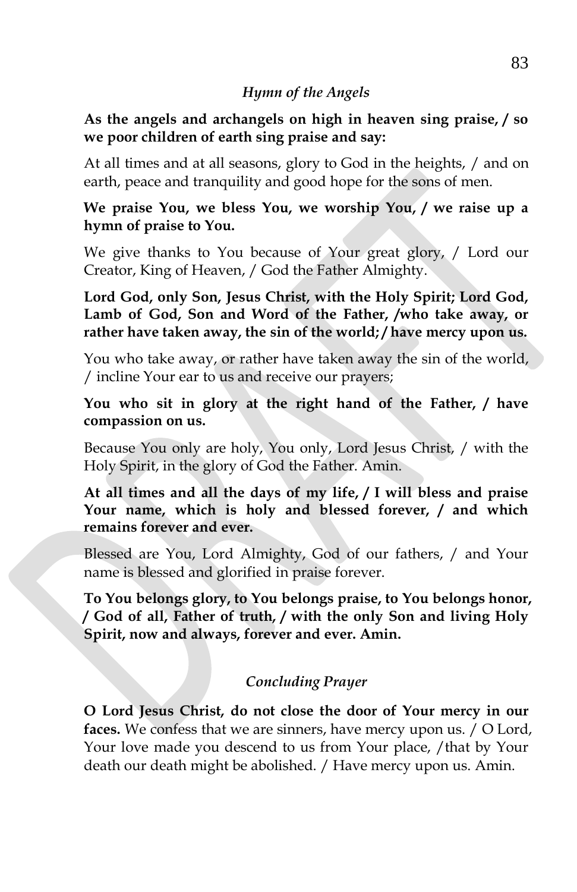*Hymn of the Angels*

**As the angels and archangels on high in heaven sing praise, / so we poor children of earth sing praise and say:**

At all times and at all seasons, glory to God in the heights, / and on earth, peace and tranquility and good hope for the sons of men.

**We praise You, we bless You, we worship You, / we raise up a hymn of praise to You.**

We give thanks to You because of Your great glory, / Lord our Creator, King of Heaven, / God the Father Almighty.

**Lord God, only Son, Jesus Christ, with the Holy Spirit; Lord God, Lamb of God, Son and Word of the Father, /who take away, or rather have taken away, the sin of the world; / have mercy upon us.**

You who take away, or rather have taken away the sin of the world, / incline Your ear to us and receive our prayers;

**You who sit in glory at the right hand of the Father, / have compassion on us.**

Because You only are holy, You only, Lord Jesus Christ, / with the Holy Spirit, in the glory of God the Father. Amin.

**At all times and all the days of my life, / I will bless and praise Your name, which is holy and blessed forever, / and which remains forever and ever.**

Blessed are You, Lord Almighty, God of our fathers, / and Your name is blessed and glorified in praise forever.

**To You belongs glory, to You belongs praise, to You belongs honor, / God of all, Father of truth, / with the only Son and living Holy Spirit, now and always, forever and ever. Amin.**

*Concluding Prayer*

**O Lord Jesus Christ, do not close the door of Your mercy in our faces.** We confess that we are sinners, have mercy upon us. / O Lord, Your love made you descend to us from Your place, /that by Your death our death might be abolished. / Have mercy upon us. Amin.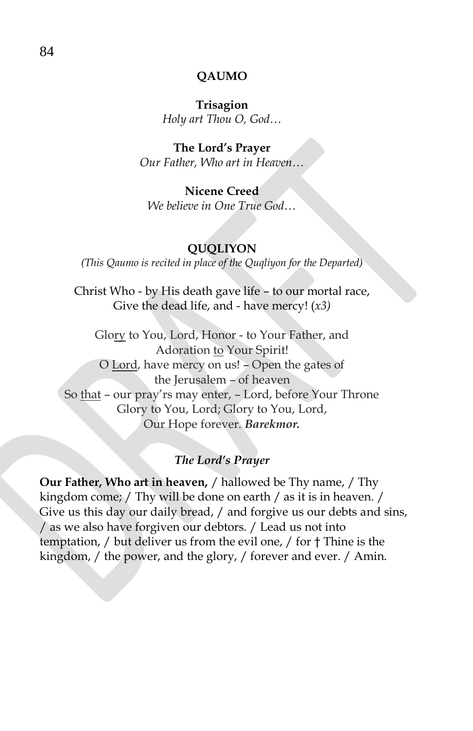## QAUMO

**Trisagion**

*Holy art Thou O, God…*

**The Lord's Prayer**

*Our Father, Who art in Heaven…*

**Nicene Creed**

*We believe in One True God…*

## QUQLIYON

*(This Qaumo is recited in place of the Quqliyon for the Departed)*

Christ Who - by His death gave life – to our mortal race,
Give the dead life, and - have mercy! (*x3)*

Glory to You, Lord, Honor - to Your Father, and
Adoration to Your Spirit!
O Lord, have mercy on us! – Open the gates of
the Jerusalem – of heaven
So that – our pray'rs may enter, – Lord, before Your Throne
Glory to You, Lord; Glory to You, Lord,
Our Hope forever. ***Barekmor.***

### *The Lord's Prayer*

**Our Father, Who art in heaven,** / hallowed be Thy name, / Thy kingdom come; / Thy will be done on earth / as it is in heaven. / Give us this day our daily bread, / and forgive us our debts and sins, / as we also have forgiven our debtors. / Lead us not into temptation, / but deliver us from the evil one, / for † Thine is the kingdom, / the power, and the glory, / forever and ever. / Amin.